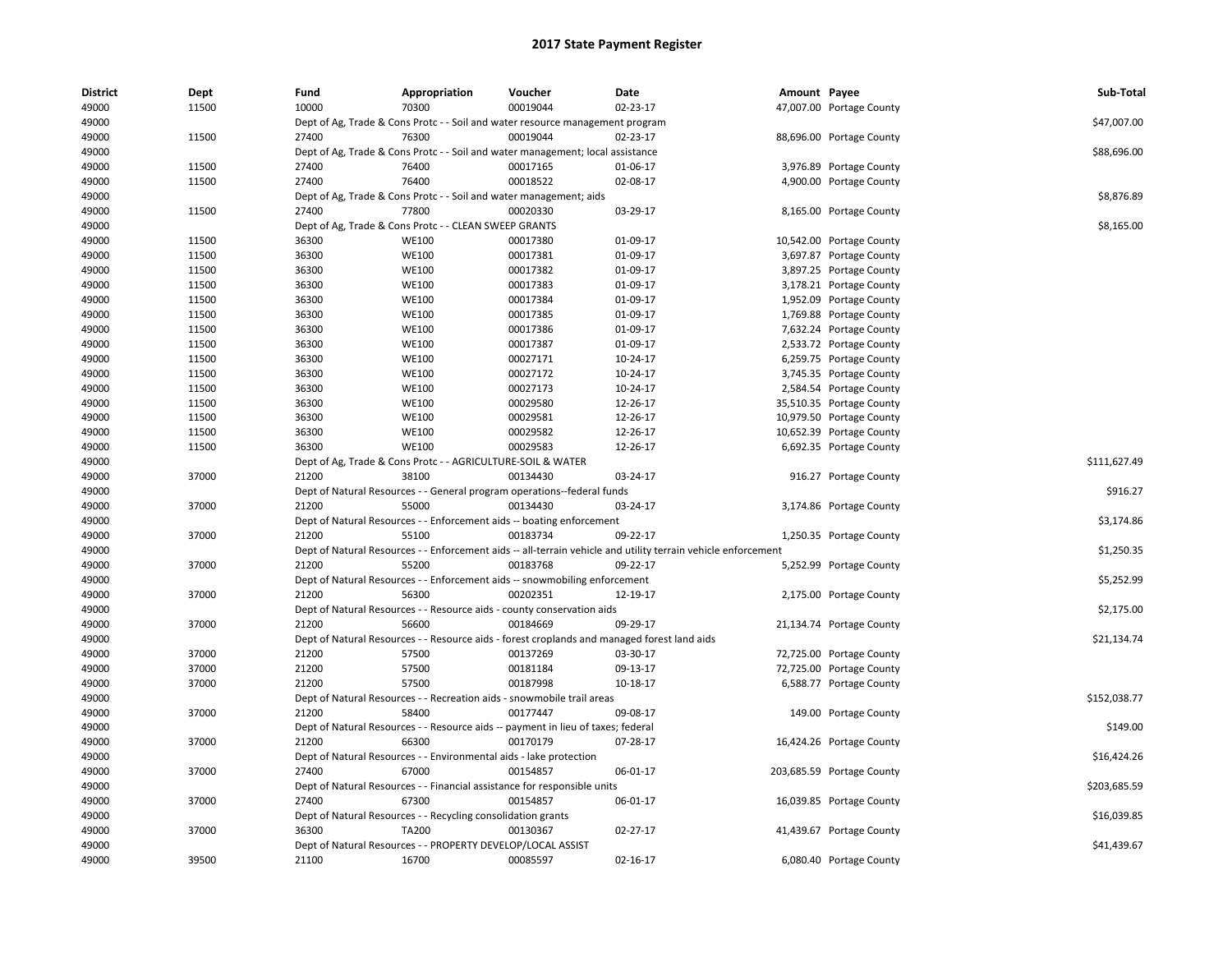# 2017 State Payment Register

| District | Dept | Fund | Appropriation | Voucher | Date | Amount | Payee | Sub-Total |
|---|---|---|---|---|---|---|---|---|
| 49000 | 11500 | 10000 | 70300 | 00019044 | 02-23-17 | 47,007.00 | Portage County | |
| 49000 | | Dept of Ag, Trade & Cons Protc - - Soil and water resource management program | | | | | | $47,007.00 |
| 49000 | 11500 | 27400 | 76300 | 00019044 | 02-23-17 | 88,696.00 | Portage County | |
| 49000 | | Dept of Ag, Trade & Cons Protc - - Soil and water management; local assistance | | | | | | $88,696.00 |
| 49000 | 11500 | 27400 | 76400 | 00017165 | 01-06-17 | 3,976.89 | Portage County | |
| 49000 | 11500 | 27400 | 76400 | 00018522 | 02-08-17 | 4,900.00 | Portage County | |
| 49000 | | Dept of Ag, Trade & Cons Protc - - Soil and water management; aids | | | | | | $8,876.89 |
| 49000 | 11500 | 27400 | 77800 | 00020330 | 03-29-17 | 8,165.00 | Portage County | |
| 49000 | | Dept of Ag, Trade & Cons Protc - - CLEAN SWEEP GRANTS | | | | | | $8,165.00 |
| 49000 | 11500 | 36300 | WE100 | 00017380 | 01-09-17 | 10,542.00 | Portage County | |
| 49000 | 11500 | 36300 | WE100 | 00017381 | 01-09-17 | 3,697.87 | Portage County | |
| 49000 | 11500 | 36300 | WE100 | 00017382 | 01-09-17 | 3,897.25 | Portage County | |
| 49000 | 11500 | 36300 | WE100 | 00017383 | 01-09-17 | 3,178.21 | Portage County | |
| 49000 | 11500 | 36300 | WE100 | 00017384 | 01-09-17 | 1,952.09 | Portage County | |
| 49000 | 11500 | 36300 | WE100 | 00017385 | 01-09-17 | 1,769.88 | Portage County | |
| 49000 | 11500 | 36300 | WE100 | 00017386 | 01-09-17 | 7,632.24 | Portage County | |
| 49000 | 11500 | 36300 | WE100 | 00017387 | 01-09-17 | 2,533.72 | Portage County | |
| 49000 | 11500 | 36300 | WE100 | 00027171 | 10-24-17 | 6,259.75 | Portage County | |
| 49000 | 11500 | 36300 | WE100 | 00027172 | 10-24-17 | 3,745.35 | Portage County | |
| 49000 | 11500 | 36300 | WE100 | 00027173 | 10-24-17 | 2,584.54 | Portage County | |
| 49000 | 11500 | 36300 | WE100 | 00029580 | 12-26-17 | 35,510.35 | Portage County | |
| 49000 | 11500 | 36300 | WE100 | 00029581 | 12-26-17 | 10,979.50 | Portage County | |
| 49000 | 11500 | 36300 | WE100 | 00029582 | 12-26-17 | 10,652.39 | Portage County | |
| 49000 | 11500 | 36300 | WE100 | 00029583 | 12-26-17 | 6,692.35 | Portage County | |
| 49000 | | Dept of Ag, Trade & Cons Protc - - AGRICULTURE-SOIL & WATER | | | | | | $111,627.49 |
| 49000 | 37000 | 21200 | 38100 | 00134430 | 03-24-17 | 916.27 | Portage County | |
| 49000 | | Dept of Natural Resources - - General program operations--federal funds | | | | | | $916.27 |
| 49000 | 37000 | 21200 | 55000 | 00134430 | 03-24-17 | 3,174.86 | Portage County | |
| 49000 | | Dept of Natural Resources - - Enforcement aids -- boating enforcement | | | | | | $3,174.86 |
| 49000 | 37000 | 21200 | 55100 | 00183734 | 09-22-17 | 1,250.35 | Portage County | |
| 49000 | | Dept of Natural Resources - - Enforcement aids -- all-terrain vehicle and utility terrain vehicle enforcement | | | | | | $1,250.35 |
| 49000 | 37000 | 21200 | 55200 | 00183768 | 09-22-17 | 5,252.99 | Portage County | |
| 49000 | | Dept of Natural Resources - - Enforcement aids -- snowmobiling enforcement | | | | | | $5,252.99 |
| 49000 | 37000 | 21200 | 56300 | 00202351 | 12-19-17 | 2,175.00 | Portage County | |
| 49000 | | Dept of Natural Resources - - Resource aids - county conservation aids | | | | | | $2,175.00 |
| 49000 | 37000 | 21200 | 56600 | 00184669 | 09-29-17 | 21,134.74 | Portage County | |
| 49000 | | Dept of Natural Resources - - Resource aids - forest croplands and managed forest land aids | | | | | | $21,134.74 |
| 49000 | 37000 | 21200 | 57500 | 00137269 | 03-30-17 | 72,725.00 | Portage County | |
| 49000 | 37000 | 21200 | 57500 | 00181184 | 09-13-17 | 72,725.00 | Portage County | |
| 49000 | 37000 | 21200 | 57500 | 00187998 | 10-18-17 | 6,588.77 | Portage County | |
| 49000 | | Dept of Natural Resources - - Recreation aids - snowmobile trail areas | | | | | | $152,038.77 |
| 49000 | 37000 | 21200 | 58400 | 00177447 | 09-08-17 | 149.00 | Portage County | |
| 49000 | | Dept of Natural Resources - - Resource aids -- payment in lieu of taxes; federal | | | | | | $149.00 |
| 49000 | 37000 | 21200 | 66300 | 00170179 | 07-28-17 | 16,424.26 | Portage County | |
| 49000 | | Dept of Natural Resources - - Environmental aids - lake protection | | | | | | $16,424.26 |
| 49000 | 37000 | 27400 | 67000 | 00154857 | 06-01-17 | 203,685.59 | Portage County | |
| 49000 | | Dept of Natural Resources - - Financial assistance for responsible units | | | | | | $203,685.59 |
| 49000 | 37000 | 27400 | 67300 | 00154857 | 06-01-17 | 16,039.85 | Portage County | |
| 49000 | | Dept of Natural Resources - - Recycling consolidation grants | | | | | | $16,039.85 |
| 49000 | 37000 | 36300 | TA200 | 00130367 | 02-27-17 | 41,439.67 | Portage County | |
| 49000 | | Dept of Natural Resources - - PROPERTY DEVELOP/LOCAL ASSIST | | | | | | $41,439.67 |
| 49000 | 39500 | 21100 | 16700 | 00085597 | 02-16-17 | 6,080.40 | Portage County | |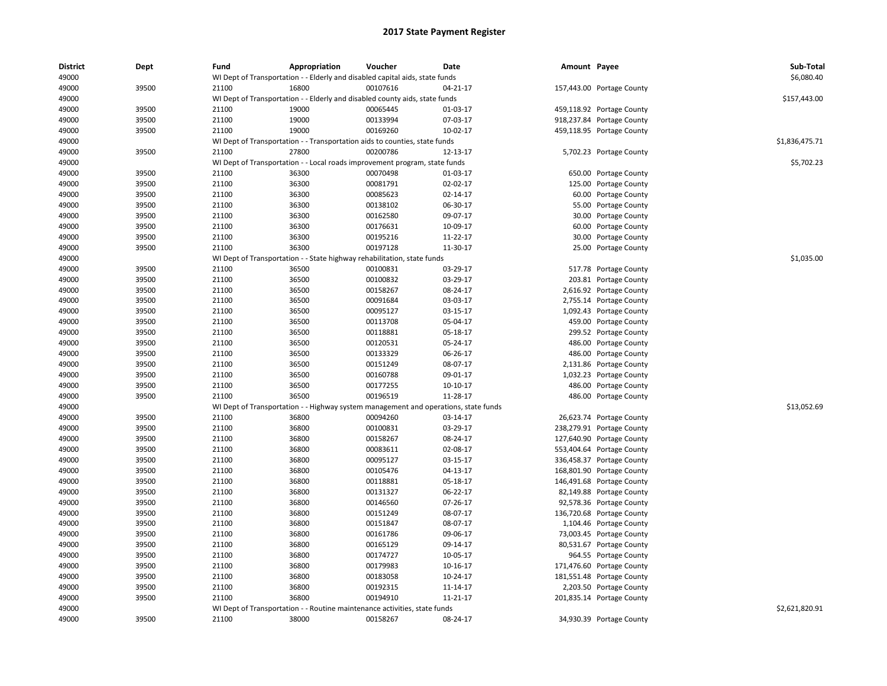# 2017 State Payment Register

| District | Dept | Fund | Appropriation | Voucher | Date | Amount | Payee | Sub-Total |
|---|---|---|---|---|---|---|---|---|
| 49000 | | WI Dept of Transportation - - Elderly and disabled capital aids, state funds | | | | | | $6,080.40 |
| 49000 | 39500 | 21100 | 16800 | 00107616 | 04-21-17 | 157,443.00 | Portage County | |
| 49000 | | WI Dept of Transportation - - Elderly and disabled county aids, state funds | | | | | | $157,443.00 |
| 49000 | 39500 | 21100 | 19000 | 00065445 | 01-03-17 | 459,118.92 | Portage County | |
| 49000 | 39500 | 21100 | 19000 | 00133994 | 07-03-17 | 918,237.84 | Portage County | |
| 49000 | 39500 | 21100 | 19000 | 00169260 | 10-02-17 | 459,118.95 | Portage County | |
| 49000 | | WI Dept of Transportation - - Transportation aids to counties, state funds | | | | | | $1,836,475.71 |
| 49000 | 39500 | 21100 | 27800 | 00200786 | 12-13-17 | 5,702.23 | Portage County | |
| 49000 | | WI Dept of Transportation - - Local roads improvement program, state funds | | | | | | $5,702.23 |
| 49000 | 39500 | 21100 | 36300 | 00070498 | 01-03-17 | 650.00 | Portage County | |
| 49000 | 39500 | 21100 | 36300 | 00081791 | 02-02-17 | 125.00 | Portage County | |
| 49000 | 39500 | 21100 | 36300 | 00085623 | 02-14-17 | 60.00 | Portage County | |
| 49000 | 39500 | 21100 | 36300 | 00138102 | 06-30-17 | 55.00 | Portage County | |
| 49000 | 39500 | 21100 | 36300 | 00162580 | 09-07-17 | 30.00 | Portage County | |
| 49000 | 39500 | 21100 | 36300 | 00176631 | 10-09-17 | 60.00 | Portage County | |
| 49000 | 39500 | 21100 | 36300 | 00195216 | 11-22-17 | 30.00 | Portage County | |
| 49000 | 39500 | 21100 | 36300 | 00197128 | 11-30-17 | 25.00 | Portage County | |
| 49000 | | WI Dept of Transportation - - State highway rehabilitation, state funds | | | | | | $1,035.00 |
| 49000 | 39500 | 21100 | 36500 | 00100831 | 03-29-17 | 517.78 | Portage County | |
| 49000 | 39500 | 21100 | 36500 | 00100832 | 03-29-17 | 203.81 | Portage County | |
| 49000 | 39500 | 21100 | 36500 | 00158267 | 08-24-17 | 2,616.92 | Portage County | |
| 49000 | 39500 | 21100 | 36500 | 00091684 | 03-03-17 | 2,755.14 | Portage County | |
| 49000 | 39500 | 21100 | 36500 | 00095127 | 03-15-17 | 1,092.43 | Portage County | |
| 49000 | 39500 | 21100 | 36500 | 00113708 | 05-04-17 | 459.00 | Portage County | |
| 49000 | 39500 | 21100 | 36500 | 00118881 | 05-18-17 | 299.52 | Portage County | |
| 49000 | 39500 | 21100 | 36500 | 00120531 | 05-24-17 | 486.00 | Portage County | |
| 49000 | 39500 | 21100 | 36500 | 00133329 | 06-26-17 | 486.00 | Portage County | |
| 49000 | 39500 | 21100 | 36500 | 00151249 | 08-07-17 | 2,131.86 | Portage County | |
| 49000 | 39500 | 21100 | 36500 | 00160788 | 09-01-17 | 1,032.23 | Portage County | |
| 49000 | 39500 | 21100 | 36500 | 00177255 | 10-10-17 | 486.00 | Portage County | |
| 49000 | 39500 | 21100 | 36500 | 00196519 | 11-28-17 | 486.00 | Portage County | |
| 49000 | | WI Dept of Transportation - - Highway system management and operations, state funds | | | | | | $13,052.69 |
| 49000 | 39500 | 21100 | 36800 | 00094260 | 03-14-17 | 26,623.74 | Portage County | |
| 49000 | 39500 | 21100 | 36800 | 00100831 | 03-29-17 | 238,279.91 | Portage County | |
| 49000 | 39500 | 21100 | 36800 | 00158267 | 08-24-17 | 127,640.90 | Portage County | |
| 49000 | 39500 | 21100 | 36800 | 00083611 | 02-08-17 | 553,404.64 | Portage County | |
| 49000 | 39500 | 21100 | 36800 | 00095127 | 03-15-17 | 336,458.37 | Portage County | |
| 49000 | 39500 | 21100 | 36800 | 00105476 | 04-13-17 | 168,801.90 | Portage County | |
| 49000 | 39500 | 21100 | 36800 | 00118881 | 05-18-17 | 146,491.68 | Portage County | |
| 49000 | 39500 | 21100 | 36800 | 00131327 | 06-22-17 | 82,149.88 | Portage County | |
| 49000 | 39500 | 21100 | 36800 | 00146560 | 07-26-17 | 92,578.36 | Portage County | |
| 49000 | 39500 | 21100 | 36800 | 00151249 | 08-07-17 | 136,720.68 | Portage County | |
| 49000 | 39500 | 21100 | 36800 | 00151847 | 08-07-17 | 1,104.46 | Portage County | |
| 49000 | 39500 | 21100 | 36800 | 00161786 | 09-06-17 | 73,003.45 | Portage County | |
| 49000 | 39500 | 21100 | 36800 | 00165129 | 09-14-17 | 80,531.67 | Portage County | |
| 49000 | 39500 | 21100 | 36800 | 00174727 | 10-05-17 | 964.55 | Portage County | |
| 49000 | 39500 | 21100 | 36800 | 00179983 | 10-16-17 | 171,476.60 | Portage County | |
| 49000 | 39500 | 21100 | 36800 | 00183058 | 10-24-17 | 181,551.48 | Portage County | |
| 49000 | 39500 | 21100 | 36800 | 00192315 | 11-14-17 | 2,203.50 | Portage County | |
| 49000 | 39500 | 21100 | 36800 | 00194910 | 11-21-17 | 201,835.14 | Portage County | |
| 49000 | | WI Dept of Transportation - - Routine maintenance activities, state funds | | | | | | $2,621,820.91 |
| 49000 | 39500 | 21100 | 38000 | 00158267 | 08-24-17 | 34,930.39 | Portage County | |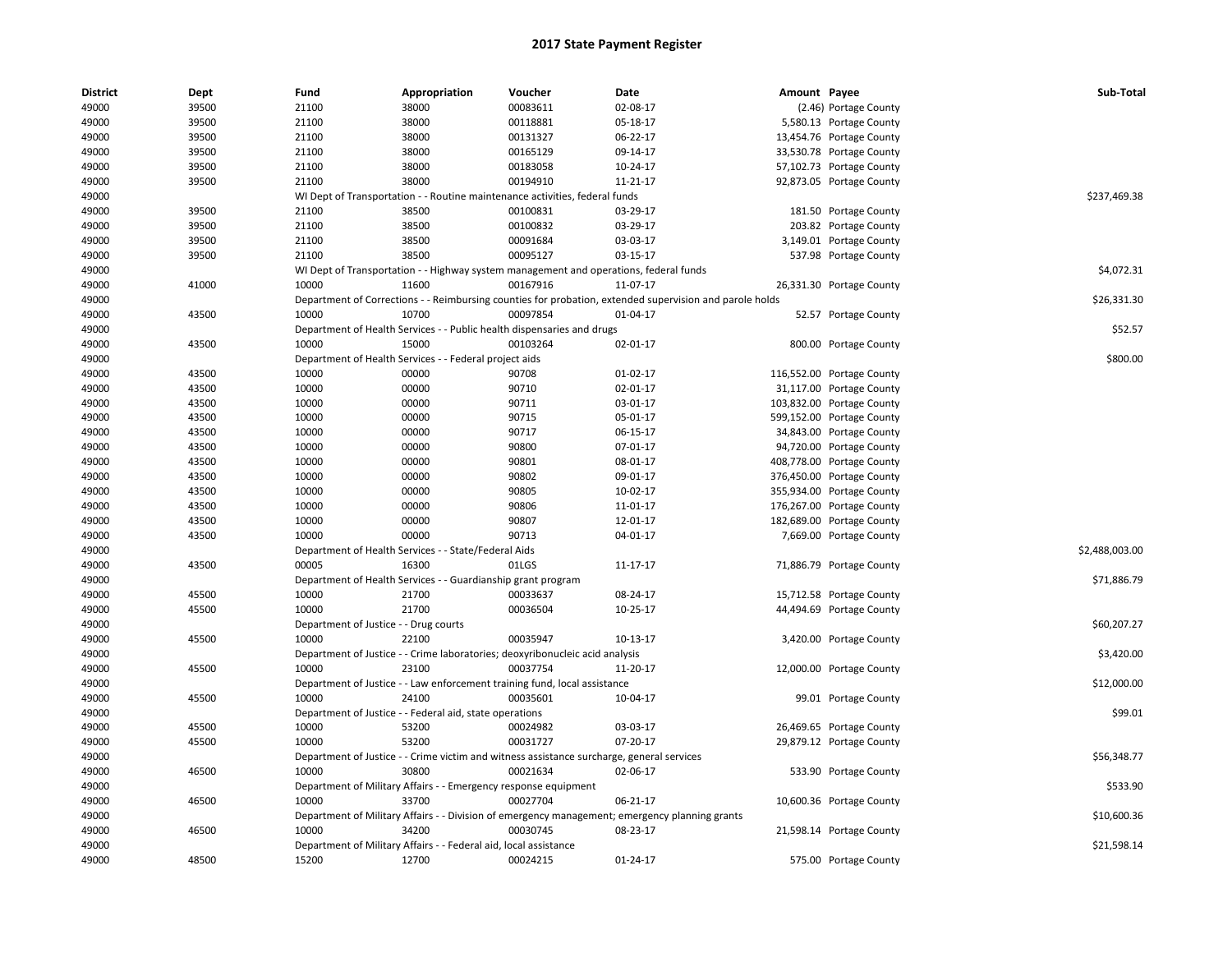# 2017 State Payment Register

| District | Dept | Fund | Appropriation | Voucher | Date | Amount | Payee | Sub-Total |
|---|---|---|---|---|---|---|---|---|
| 49000 | 39500 | 21100 | 38000 | 00083611 | 02-08-17 | (2.46) | Portage County | |
| 49000 | 39500 | 21100 | 38000 | 00118881 | 05-18-17 | 5,580.13 | Portage County | |
| 49000 | 39500 | 21100 | 38000 | 00131327 | 06-22-17 | 13,454.76 | Portage County | |
| 49000 | 39500 | 21100 | 38000 | 00165129 | 09-14-17 | 33,530.78 | Portage County | |
| 49000 | 39500 | 21100 | 38000 | 00183058 | 10-24-17 | 57,102.73 | Portage County | |
| 49000 | 39500 | 21100 | 38000 | 00194910 | 11-21-17 | 92,873.05 | Portage County | |
| 49000 | | WI Dept of Transportation - - Routine maintenance activities, federal funds | | | | | | $237,469.38 |
| 49000 | 39500 | 21100 | 38500 | 00100831 | 03-29-17 | 181.50 | Portage County | |
| 49000 | 39500 | 21100 | 38500 | 00100832 | 03-29-17 | 203.82 | Portage County | |
| 49000 | 39500 | 21100 | 38500 | 00091684 | 03-03-17 | 3,149.01 | Portage County | |
| 49000 | 39500 | 21100 | 38500 | 00095127 | 03-15-17 | 537.98 | Portage County | |
| 49000 | | WI Dept of Transportation - - Highway system management and operations, federal funds | | | | | | $4,072.31 |
| 49000 | 41000 | 10000 | 11600 | 00167916 | 11-07-17 | 26,331.30 | Portage County | |
| 49000 | | Department of Corrections - - Reimbursing counties for probation, extended supervision and parole holds | | | | | | $26,331.30 |
| 49000 | 43500 | 10000 | 10700 | 00097854 | 01-04-17 | 52.57 | Portage County | |
| 49000 | | Department of Health Services - - Public health dispensaries and drugs | | | | | | $52.57 |
| 49000 | 43500 | 10000 | 15000 | 00103264 | 02-01-17 | 800.00 | Portage County | |
| 49000 | | Department of Health Services - - Federal project aids | | | | | | $800.00 |
| 49000 | 43500 | 10000 | 00000 | 90708 | 01-02-17 | 116,552.00 | Portage County | |
| 49000 | 43500 | 10000 | 00000 | 90710 | 02-01-17 | 31,117.00 | Portage County | |
| 49000 | 43500 | 10000 | 00000 | 90711 | 03-01-17 | 103,832.00 | Portage County | |
| 49000 | 43500 | 10000 | 00000 | 90715 | 05-01-17 | 599,152.00 | Portage County | |
| 49000 | 43500 | 10000 | 00000 | 90717 | 06-15-17 | 34,843.00 | Portage County | |
| 49000 | 43500 | 10000 | 00000 | 90800 | 07-01-17 | 94,720.00 | Portage County | |
| 49000 | 43500 | 10000 | 00000 | 90801 | 08-01-17 | 408,778.00 | Portage County | |
| 49000 | 43500 | 10000 | 00000 | 90802 | 09-01-17 | 376,450.00 | Portage County | |
| 49000 | 43500 | 10000 | 00000 | 90805 | 10-02-17 | 355,934.00 | Portage County | |
| 49000 | 43500 | 10000 | 00000 | 90806 | 11-01-17 | 176,267.00 | Portage County | |
| 49000 | 43500 | 10000 | 00000 | 90807 | 12-01-17 | 182,689.00 | Portage County | |
| 49000 | 43500 | 10000 | 00000 | 90713 | 04-01-17 | 7,669.00 | Portage County | |
| 49000 | | Department of Health Services - - State/Federal Aids | | | | | | $2,488,003.00 |
| 49000 | 43500 | 00005 | 16300 | 01LGS | 11-17-17 | 71,886.79 | Portage County | |
| 49000 | | Department of Health Services - - Guardianship grant program | | | | | | $71,886.79 |
| 49000 | 45500 | 10000 | 21700 | 00033637 | 08-24-17 | 15,712.58 | Portage County | |
| 49000 | 45500 | 10000 | 21700 | 00036504 | 10-25-17 | 44,494.69 | Portage County | |
| 49000 | | Department of Justice - - Drug courts | | | | | | $60,207.27 |
| 49000 | 45500 | 10000 | 22100 | 00035947 | 10-13-17 | 3,420.00 | Portage County | |
| 49000 | | Department of Justice - - Crime laboratories; deoxyribonucleic acid analysis | | | | | | $3,420.00 |
| 49000 | 45500 | 10000 | 23100 | 00037754 | 11-20-17 | 12,000.00 | Portage County | |
| 49000 | | Department of Justice - - Law enforcement training fund, local assistance | | | | | | $12,000.00 |
| 49000 | 45500 | 10000 | 24100 | 00035601 | 10-04-17 | 99.01 | Portage County | |
| 49000 | | Department of Justice - - Federal aid, state operations | | | | | | $99.01 |
| 49000 | 45500 | 10000 | 53200 | 00024982 | 03-03-17 | 26,469.65 | Portage County | |
| 49000 | 45500 | 10000 | 53200 | 00031727 | 07-20-17 | 29,879.12 | Portage County | |
| 49000 | | Department of Justice - - Crime victim and witness assistance surcharge, general services | | | | | | $56,348.77 |
| 49000 | 46500 | 10000 | 30800 | 00021634 | 02-06-17 | 533.90 | Portage County | |
| 49000 | | Department of Military Affairs - - Emergency response equipment | | | | | | $533.90 |
| 49000 | 46500 | 10000 | 33700 | 00027704 | 06-21-17 | 10,600.36 | Portage County | |
| 49000 | | Department of Military Affairs - - Division of emergency management; emergency planning grants | | | | | | $10,600.36 |
| 49000 | 46500 | 10000 | 34200 | 00030745 | 08-23-17 | 21,598.14 | Portage County | |
| 49000 | | Department of Military Affairs - - Federal aid, local assistance | | | | | | $21,598.14 |
| 49000 | 48500 | 15200 | 12700 | 00024215 | 01-24-17 | 575.00 | Portage County | |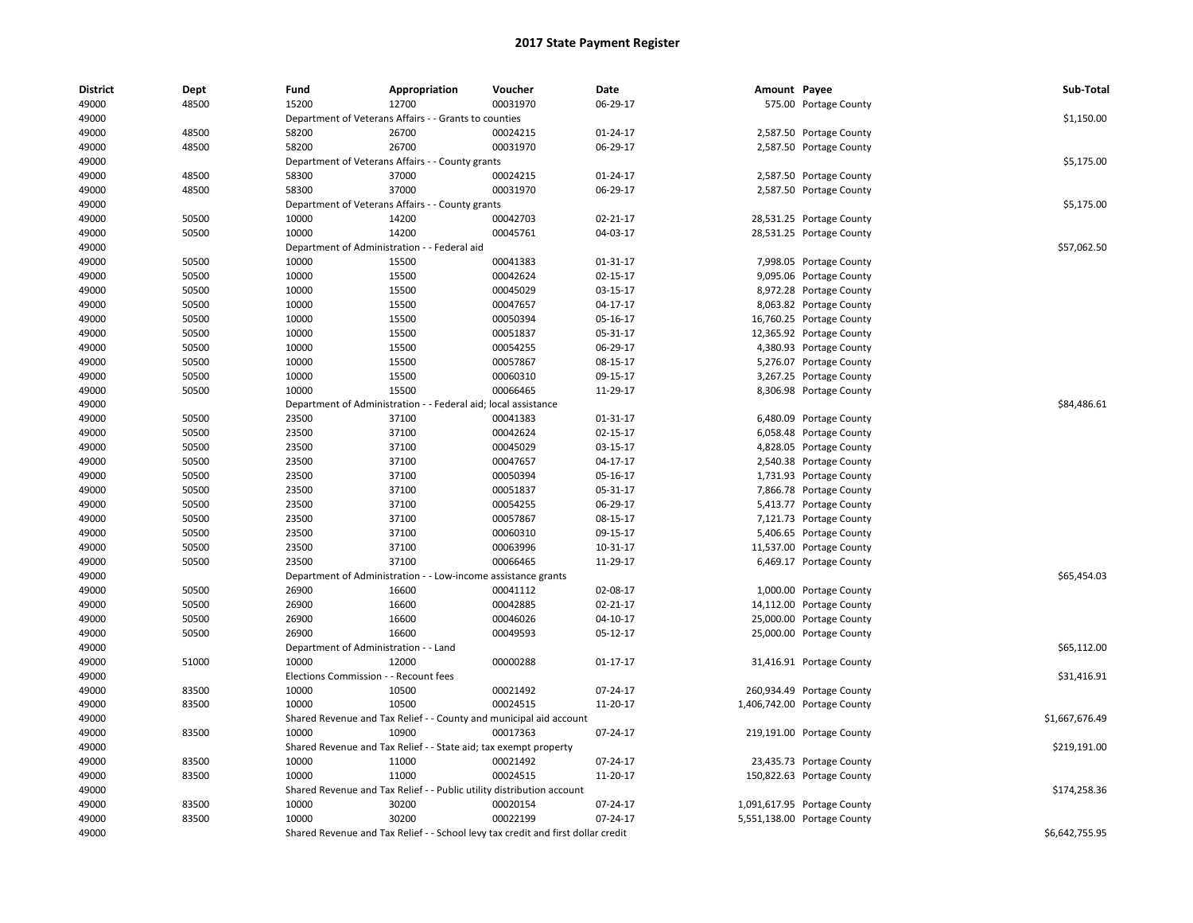# 2017 State Payment Register

| District | Dept | Fund | Appropriation | Voucher | Date | Amount | Payee | Sub-Total |
|---|---|---|---|---|---|---|---|---|
| 49000 | 48500 | 15200 | 12700 | 00031970 | 06-29-17 | 575.00 | Portage County | |
| 49000 | | Department of Veterans Affairs - - Grants to counties | | | | | | $1,150.00 |
| 49000 | 48500 | 58200 | 26700 | 00024215 | 01-24-17 | 2,587.50 | Portage County | |
| 49000 | 48500 | 58200 | 26700 | 00031970 | 06-29-17 | 2,587.50 | Portage County | |
| 49000 | | Department of Veterans Affairs - - County grants | | | | | | $5,175.00 |
| 49000 | 48500 | 58300 | 37000 | 00024215 | 01-24-17 | 2,587.50 | Portage County | |
| 49000 | 48500 | 58300 | 37000 | 00031970 | 06-29-17 | 2,587.50 | Portage County | |
| 49000 | | Department of Veterans Affairs - - County grants | | | | | | $5,175.00 |
| 49000 | 50500 | 10000 | 14200 | 00042703 | 02-21-17 | 28,531.25 | Portage County | |
| 49000 | 50500 | 10000 | 14200 | 00045761 | 04-03-17 | 28,531.25 | Portage County | |
| 49000 | | Department of Administration - - Federal aid | | | | | | $57,062.50 |
| 49000 | 50500 | 10000 | 15500 | 00041383 | 01-31-17 | 7,998.05 | Portage County | |
| 49000 | 50500 | 10000 | 15500 | 00042624 | 02-15-17 | 9,095.06 | Portage County | |
| 49000 | 50500 | 10000 | 15500 | 00045029 | 03-15-17 | 8,972.28 | Portage County | |
| 49000 | 50500 | 10000 | 15500 | 00047657 | 04-17-17 | 8,063.82 | Portage County | |
| 49000 | 50500 | 10000 | 15500 | 00050394 | 05-16-17 | 16,760.25 | Portage County | |
| 49000 | 50500 | 10000 | 15500 | 00051837 | 05-31-17 | 12,365.92 | Portage County | |
| 49000 | 50500 | 10000 | 15500 | 00054255 | 06-29-17 | 4,380.93 | Portage County | |
| 49000 | 50500 | 10000 | 15500 | 00057867 | 08-15-17 | 5,276.07 | Portage County | |
| 49000 | 50500 | 10000 | 15500 | 00060310 | 09-15-17 | 3,267.25 | Portage County | |
| 49000 | 50500 | 10000 | 15500 | 00066465 | 11-29-17 | 8,306.98 | Portage County | |
| 49000 | | Department of Administration - - Federal aid; local assistance | | | | | | $84,486.61 |
| 49000 | 50500 | 23500 | 37100 | 00041383 | 01-31-17 | 6,480.09 | Portage County | |
| 49000 | 50500 | 23500 | 37100 | 00042624 | 02-15-17 | 6,058.48 | Portage County | |
| 49000 | 50500 | 23500 | 37100 | 00045029 | 03-15-17 | 4,828.05 | Portage County | |
| 49000 | 50500 | 23500 | 37100 | 00047657 | 04-17-17 | 2,540.38 | Portage County | |
| 49000 | 50500 | 23500 | 37100 | 00050394 | 05-16-17 | 1,731.93 | Portage County | |
| 49000 | 50500 | 23500 | 37100 | 00051837 | 05-31-17 | 7,866.78 | Portage County | |
| 49000 | 50500 | 23500 | 37100 | 00054255 | 06-29-17 | 5,413.77 | Portage County | |
| 49000 | 50500 | 23500 | 37100 | 00057867 | 08-15-17 | 7,121.73 | Portage County | |
| 49000 | 50500 | 23500 | 37100 | 00060310 | 09-15-17 | 5,406.65 | Portage County | |
| 49000 | 50500 | 23500 | 37100 | 00063996 | 10-31-17 | 11,537.00 | Portage County | |
| 49000 | 50500 | 23500 | 37100 | 00066465 | 11-29-17 | 6,469.17 | Portage County | |
| 49000 | | Department of Administration - - Low-income assistance grants | | | | | | $65,454.03 |
| 49000 | 50500 | 26900 | 16600 | 00041112 | 02-08-17 | 1,000.00 | Portage County | |
| 49000 | 50500 | 26900 | 16600 | 00042885 | 02-21-17 | 14,112.00 | Portage County | |
| 49000 | 50500 | 26900 | 16600 | 00046026 | 04-10-17 | 25,000.00 | Portage County | |
| 49000 | 50500 | 26900 | 16600 | 00049593 | 05-12-17 | 25,000.00 | Portage County | |
| 49000 | | Department of Administration - - Land | | | | | | $65,112.00 |
| 49000 | 51000 | 10000 | 12000 | 00000288 | 01-17-17 | 31,416.91 | Portage County | |
| 49000 | | Elections Commission - - Recount fees | | | | | | $31,416.91 |
| 49000 | 83500 | 10000 | 10500 | 00021492 | 07-24-17 | 260,934.49 | Portage County | |
| 49000 | 83500 | 10000 | 10500 | 00024515 | 11-20-17 | 1,406,742.00 | Portage County | |
| 49000 | | Shared Revenue and Tax Relief - - County and municipal aid account | | | | | | $1,667,676.49 |
| 49000 | 83500 | 10000 | 10900 | 00017363 | 07-24-17 | 219,191.00 | Portage County | |
| 49000 | | Shared Revenue and Tax Relief - - State aid; tax exempt property | | | | | | $219,191.00 |
| 49000 | 83500 | 10000 | 11000 | 00021492 | 07-24-17 | 23,435.73 | Portage County | |
| 49000 | 83500 | 10000 | 11000 | 00024515 | 11-20-17 | 150,822.63 | Portage County | |
| 49000 | | Shared Revenue and Tax Relief - - Public utility distribution account | | | | | | $174,258.36 |
| 49000 | 83500 | 10000 | 30200 | 00020154 | 07-24-17 | 1,091,617.95 | Portage County | |
| 49000 | 83500 | 10000 | 30200 | 00022199 | 07-24-17 | 5,551,138.00 | Portage County | |
| 49000 | | Shared Revenue and Tax Relief - - School levy tax credit and first dollar credit | | | | | | $6,642,755.95 |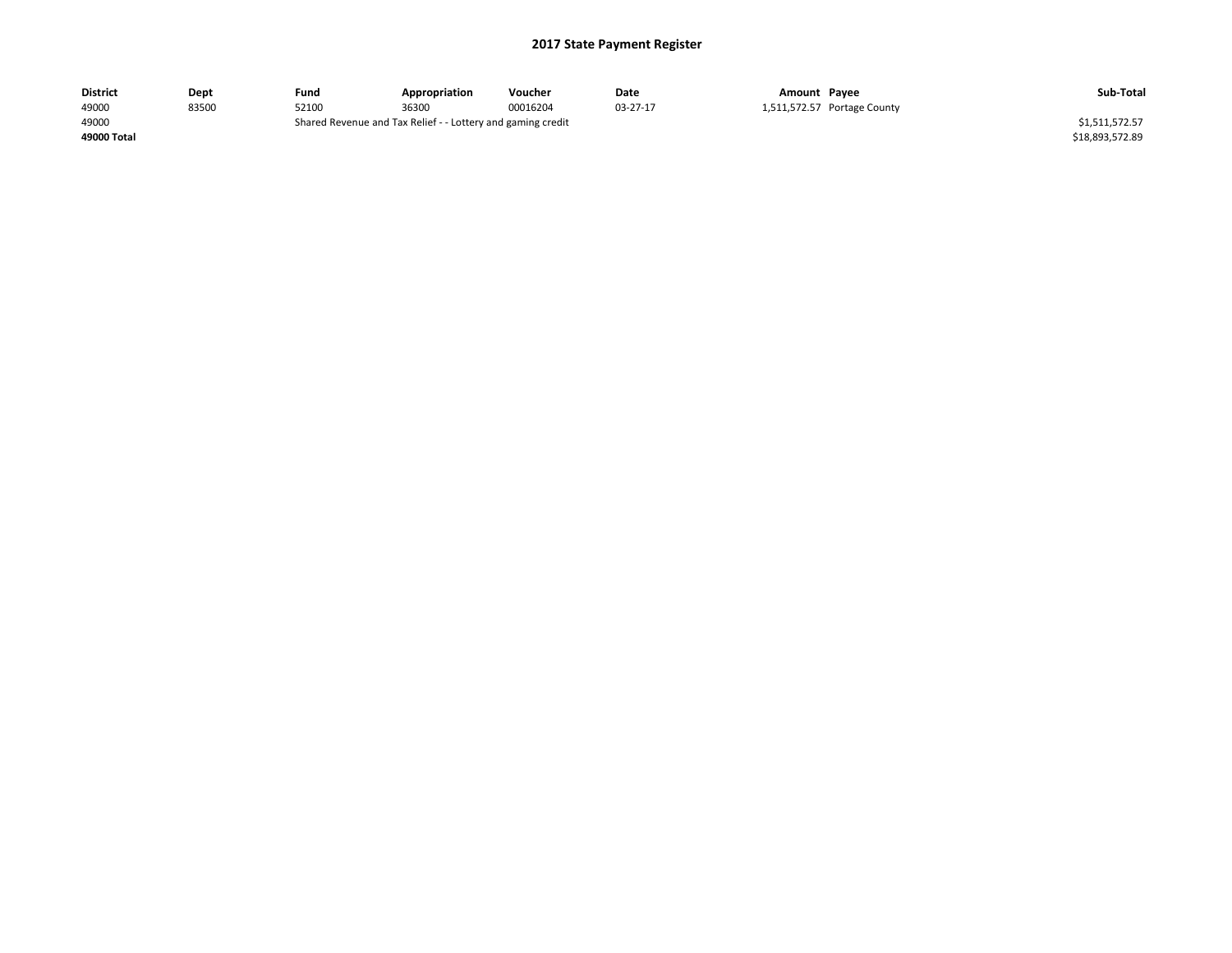# 2017 State Payment Register

| District | Dept | Fund | Appropriation | Voucher | Date | Amount | Payee | Sub-Total |
|---|---|---|---|---|---|---|---|---|
| 49000 | 83500 | 52100 | 36300 | 00016204 | 03-27-17 | 1,511,572.57 | Portage County | |
| 49000 | | Shared Revenue and Tax Relief - - Lottery and gaming credit | | | | | | $1,511,572.57 |
| **49000 Total** | | | | | | | | $18,893,572.89 |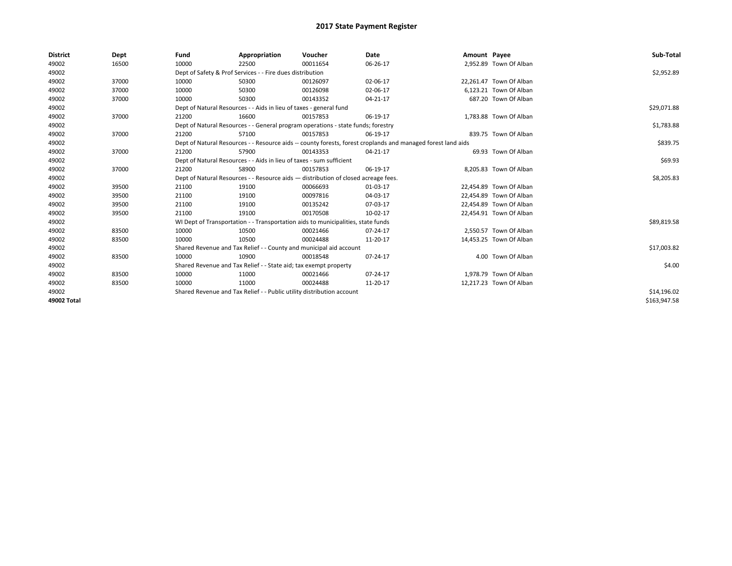# 2017 State Payment Register

| District | Dept | Fund | Appropriation | Voucher | Date | Amount | Payee | Sub-Total |
|---|---|---|---|---|---|---|---|---|
| 49002 | 16500 | 10000 | 22500 | 00011654 | 06-26-17 | 2,952.89 | Town Of Alban | |
| 49002 | | Dept of Safety & Prof Services - - Fire dues distribution | | | | | | $2,952.89 |
| 49002 | 37000 | 10000 | 50300 | 00126097 | 02-06-17 | 22,261.47 | Town Of Alban | |
| 49002 | 37000 | 10000 | 50300 | 00126098 | 02-06-17 | 6,123.21 | Town Of Alban | |
| 49002 | 37000 | 10000 | 50300 | 00143352 | 04-21-17 | 687.20 | Town Of Alban | |
| 49002 | | Dept of Natural Resources - - Aids in lieu of taxes - general fund | | | | | | $29,071.88 |
| 49002 | 37000 | 21200 | 16600 | 00157853 | 06-19-17 | 1,783.88 | Town Of Alban | |
| 49002 | | Dept of Natural Resources - - General program operations - state funds; forestry | | | | | | $1,783.88 |
| 49002 | 37000 | 21200 | 57100 | 00157853 | 06-19-17 | 839.75 | Town Of Alban | |
| 49002 | | Dept of Natural Resources - - Resource aids -- county forests, forest croplands and managed forest land aids | | | | | | $839.75 |
| 49002 | 37000 | 21200 | 57900 | 00143353 | 04-21-17 | 69.93 | Town Of Alban | |
| 49002 | | Dept of Natural Resources - - Aids in lieu of taxes - sum sufficient | | | | | | $69.93 |
| 49002 | 37000 | 21200 | 58900 | 00157853 | 06-19-17 | 8,205.83 | Town Of Alban | |
| 49002 | | Dept of Natural Resources - - Resource aids — distribution of closed acreage fees. | | | | | | $8,205.83 |
| 49002 | 39500 | 21100 | 19100 | 00066693 | 01-03-17 | 22,454.89 | Town Of Alban | |
| 49002 | 39500 | 21100 | 19100 | 00097816 | 04-03-17 | 22,454.89 | Town Of Alban | |
| 49002 | 39500 | 21100 | 19100 | 00135242 | 07-03-17 | 22,454.89 | Town Of Alban | |
| 49002 | 39500 | 21100 | 19100 | 00170508 | 10-02-17 | 22,454.91 | Town Of Alban | |
| 49002 | | WI Dept of Transportation - - Transportation aids to municipalities, state funds | | | | | | $89,819.58 |
| 49002 | 83500 | 10000 | 10500 | 00021466 | 07-24-17 | 2,550.57 | Town Of Alban | |
| 49002 | 83500 | 10000 | 10500 | 00024488 | 11-20-17 | 14,453.25 | Town Of Alban | |
| 49002 | | Shared Revenue and Tax Relief - - County and municipal aid account | | | | | | $17,003.82 |
| 49002 | 83500 | 10000 | 10900 | 00018548 | 07-24-17 | 4.00 | Town Of Alban | |
| 49002 | | Shared Revenue and Tax Relief - - State aid; tax exempt property | | | | | | $4.00 |
| 49002 | 83500 | 10000 | 11000 | 00021466 | 07-24-17 | 1,978.79 | Town Of Alban | |
| 49002 | 83500 | 10000 | 11000 | 00024488 | 11-20-17 | 12,217.23 | Town Of Alban | |
| 49002 | | Shared Revenue and Tax Relief - - Public utility distribution account | | | | | | $14,196.02 |
| 49002 Total | | | | | | | | $163,947.58 |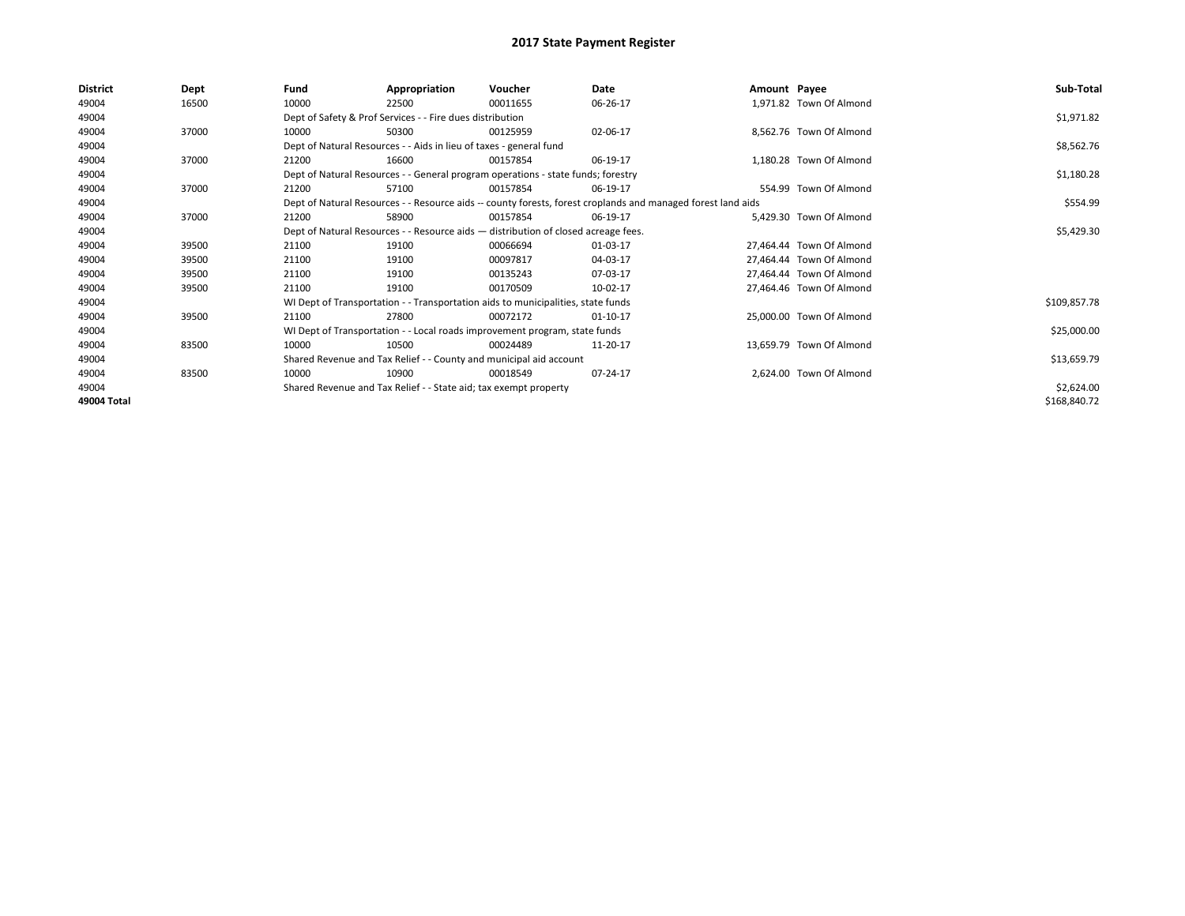# 2017 State Payment Register

| District | Dept | Fund | Appropriation | Voucher | Date | Amount | Payee | Sub-Total |
|---|---|---|---|---|---|---|---|---|
| 49004 | 16500 | 10000 | 22500 | 00011655 | 06-26-17 | 1,971.82 | Town Of Almond | |
| 49004 | | Dept of Safety & Prof Services - - Fire dues distribution | | | | | | $1,971.82 |
| 49004 | 37000 | 10000 | 50300 | 00125959 | 02-06-17 | 8,562.76 | Town Of Almond | |
| 49004 | | Dept of Natural Resources - - Aids in lieu of taxes - general fund | | | | | | $8,562.76 |
| 49004 | 37000 | 21200 | 16600 | 00157854 | 06-19-17 | 1,180.28 | Town Of Almond | |
| 49004 | | Dept of Natural Resources - - General program operations - state funds; forestry | | | | | | $1,180.28 |
| 49004 | 37000 | 21200 | 57100 | 00157854 | 06-19-17 | 554.99 | Town Of Almond | |
| 49004 | | Dept of Natural Resources - - Resource aids -- county forests, forest croplands and managed forest land aids | | | | | | $554.99 |
| 49004 | 37000 | 21200 | 58900 | 00157854 | 06-19-17 | 5,429.30 | Town Of Almond | |
| 49004 | | Dept of Natural Resources - - Resource aids — distribution of closed acreage fees. | | | | | | $5,429.30 |
| 49004 | 39500 | 21100 | 19100 | 00066694 | 01-03-17 | 27,464.44 | Town Of Almond | |
| 49004 | 39500 | 21100 | 19100 | 00097817 | 04-03-17 | 27,464.44 | Town Of Almond | |
| 49004 | 39500 | 21100 | 19100 | 00135243 | 07-03-17 | 27,464.44 | Town Of Almond | |
| 49004 | 39500 | 21100 | 19100 | 00170509 | 10-02-17 | 27,464.46 | Town Of Almond | |
| 49004 | | WI Dept of Transportation - - Transportation aids to municipalities, state funds | | | | | | $109,857.78 |
| 49004 | 39500 | 21100 | 27800 | 00072172 | 01-10-17 | 25,000.00 | Town Of Almond | |
| 49004 | | WI Dept of Transportation - - Local roads improvement program, state funds | | | | | | $25,000.00 |
| 49004 | 83500 | 10000 | 10500 | 00024489 | 11-20-17 | 13,659.79 | Town Of Almond | |
| 49004 | | Shared Revenue and Tax Relief - - County and municipal aid account | | | | | | $13,659.79 |
| 49004 | 83500 | 10000 | 10900 | 00018549 | 07-24-17 | 2,624.00 | Town Of Almond | |
| 49004 | | Shared Revenue and Tax Relief - - State aid; tax exempt property | | | | | | $2,624.00 |
| 49004 Total | | | | | | | | $168,840.72 |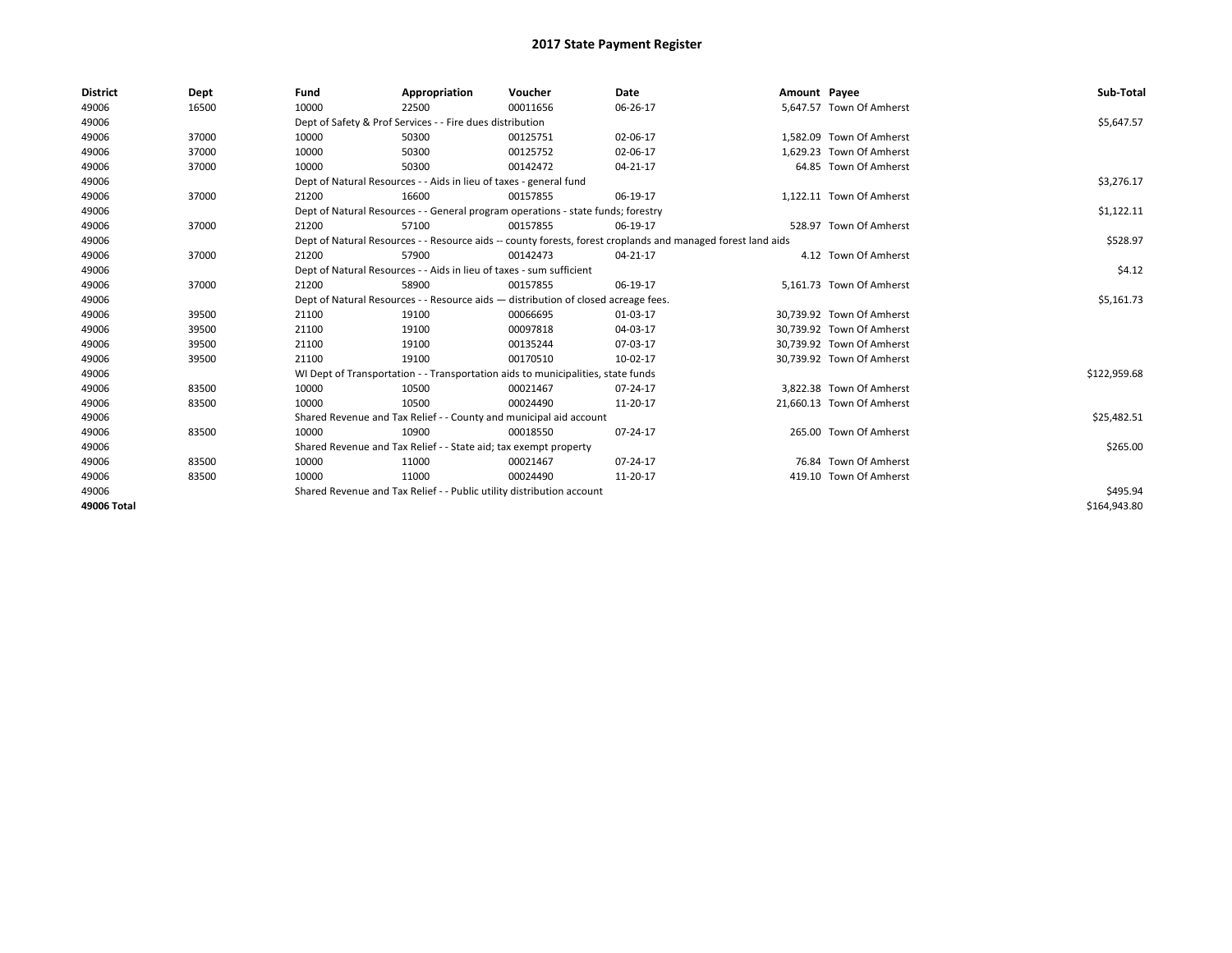# 2017 State Payment Register

| District | Dept | Fund | Appropriation | Voucher | Date | Amount | Payee | Sub-Total |
|---|---|---|---|---|---|---|---|---|
| 49006 | 16500 | 10000 | 22500 | 00011656 | 06-26-17 | 5,647.57 | Town Of Amherst | |
| 49006 | | Dept of Safety & Prof Services - - Fire dues distribution | | | | | | $5,647.57 |
| 49006 | 37000 | 10000 | 50300 | 00125751 | 02-06-17 | 1,582.09 | Town Of Amherst | |
| 49006 | 37000 | 10000 | 50300 | 00125752 | 02-06-17 | 1,629.23 | Town Of Amherst | |
| 49006 | 37000 | 10000 | 50300 | 00142472 | 04-21-17 | 64.85 | Town Of Amherst | |
| 49006 | | Dept of Natural Resources - - Aids in lieu of taxes - general fund | | | | | | $3,276.17 |
| 49006 | 37000 | 21200 | 16600 | 00157855 | 06-19-17 | 1,122.11 | Town Of Amherst | |
| 49006 | | Dept of Natural Resources - - General program operations - state funds; forestry | | | | | | $1,122.11 |
| 49006 | 37000 | 21200 | 57100 | 00157855 | 06-19-17 | 528.97 | Town Of Amherst | |
| 49006 | | Dept of Natural Resources - - Resource aids -- county forests, forest croplands and managed forest land aids | | | | | | $528.97 |
| 49006 | 37000 | 21200 | 57900 | 00142473 | 04-21-17 | 4.12 | Town Of Amherst | |
| 49006 | | Dept of Natural Resources - - Aids in lieu of taxes - sum sufficient | | | | | | $4.12 |
| 49006 | 37000 | 21200 | 58900 | 00157855 | 06-19-17 | 5,161.73 | Town Of Amherst | |
| 49006 | | Dept of Natural Resources - - Resource aids — distribution of closed acreage fees. | | | | | | $5,161.73 |
| 49006 | 39500 | 21100 | 19100 | 00066695 | 01-03-17 | 30,739.92 | Town Of Amherst | |
| 49006 | 39500 | 21100 | 19100 | 00097818 | 04-03-17 | 30,739.92 | Town Of Amherst | |
| 49006 | 39500 | 21100 | 19100 | 00135244 | 07-03-17 | 30,739.92 | Town Of Amherst | |
| 49006 | 39500 | 21100 | 19100 | 00170510 | 10-02-17 | 30,739.92 | Town Of Amherst | |
| 49006 | | WI Dept of Transportation - - Transportation aids to municipalities, state funds | | | | | | $122,959.68 |
| 49006 | 83500 | 10000 | 10500 | 00021467 | 07-24-17 | 3,822.38 | Town Of Amherst | |
| 49006 | 83500 | 10000 | 10500 | 00024490 | 11-20-17 | 21,660.13 | Town Of Amherst | |
| 49006 | | Shared Revenue and Tax Relief - - County and municipal aid account | | | | | | $25,482.51 |
| 49006 | 83500 | 10000 | 10900 | 00018550 | 07-24-17 | 265.00 | Town Of Amherst | |
| 49006 | | Shared Revenue and Tax Relief - - State aid; tax exempt property | | | | | | $265.00 |
| 49006 | 83500 | 10000 | 11000 | 00021467 | 07-24-17 | 76.84 | Town Of Amherst | |
| 49006 | 83500 | 10000 | 11000 | 00024490 | 11-20-17 | 419.10 | Town Of Amherst | |
| 49006 | | Shared Revenue and Tax Relief - - Public utility distribution account | | | | | | $495.94 |
| 49006 Total | | | | | | | | $164,943.80 |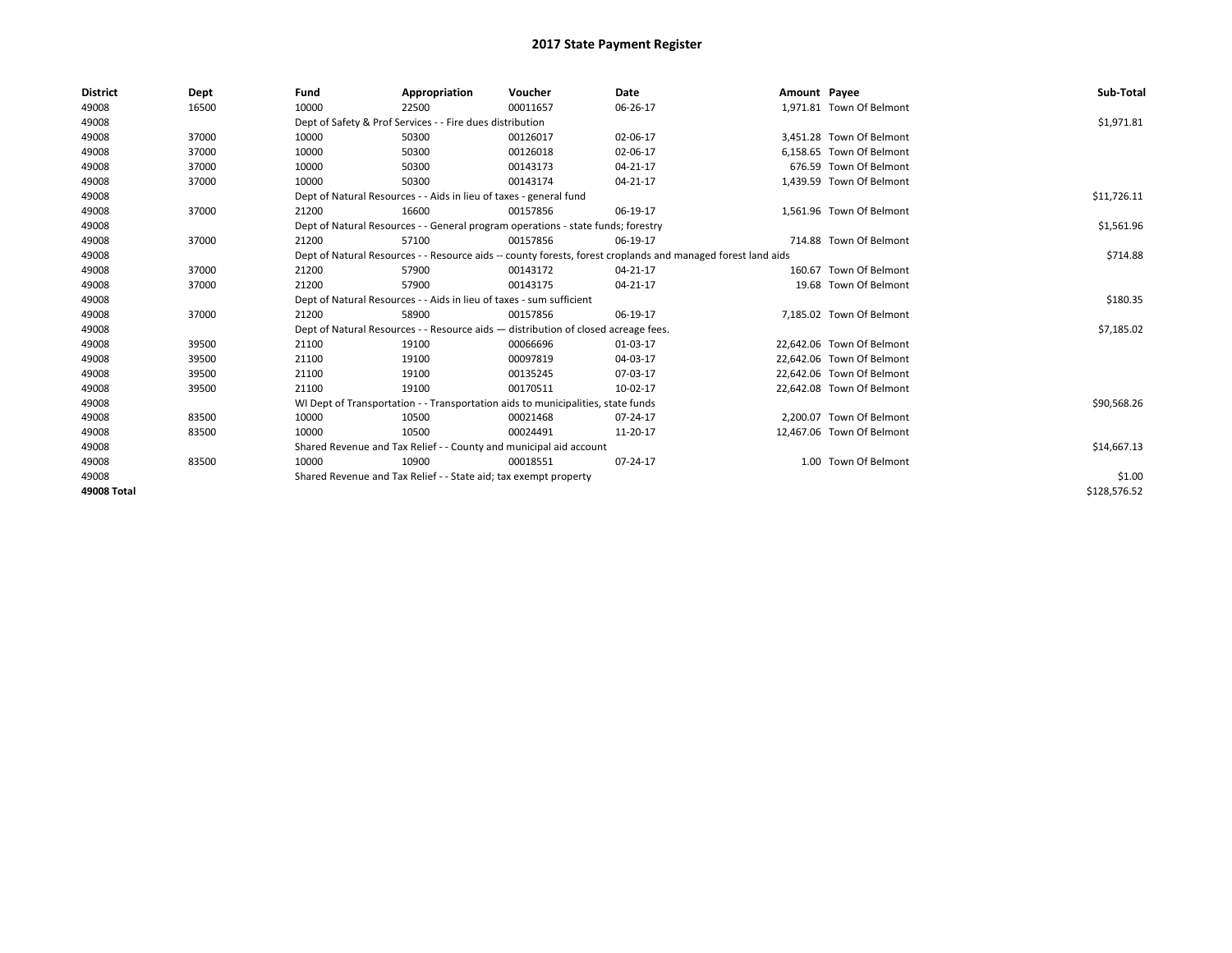# 2017 State Payment Register

| District | Dept | Fund | Appropriation | Voucher | Date | Amount | Payee | Sub-Total |
|---|---|---|---|---|---|---|---|---|
| 49008 | 16500 | 10000 | 22500 | 00011657 | 06-26-17 | 1,971.81 | Town Of Belmont | |
| 49008 | | Dept of Safety & Prof Services - - Fire dues distribution | | | | | | $1,971.81 |
| 49008 | 37000 | 10000 | 50300 | 00126017 | 02-06-17 | 3,451.28 | Town Of Belmont | |
| 49008 | 37000 | 10000 | 50300 | 00126018 | 02-06-17 | 6,158.65 | Town Of Belmont | |
| 49008 | 37000 | 10000 | 50300 | 00143173 | 04-21-17 | 676.59 | Town Of Belmont | |
| 49008 | 37000 | 10000 | 50300 | 00143174 | 04-21-17 | 1,439.59 | Town Of Belmont | |
| 49008 | | Dept of Natural Resources - - Aids in lieu of taxes - general fund | | | | | | $11,726.11 |
| 49008 | 37000 | 21200 | 16600 | 00157856 | 06-19-17 | 1,561.96 | Town Of Belmont | |
| 49008 | | Dept of Natural Resources - - General program operations - state funds; forestry | | | | | | $1,561.96 |
| 49008 | 37000 | 21200 | 57100 | 00157856 | 06-19-17 | 714.88 | Town Of Belmont | |
| 49008 | | Dept of Natural Resources - - Resource aids -- county forests, forest croplands and managed forest land aids | | | | | | $714.88 |
| 49008 | 37000 | 21200 | 57900 | 00143172 | 04-21-17 | 160.67 | Town Of Belmont | |
| 49008 | 37000 | 21200 | 57900 | 00143175 | 04-21-17 | 19.68 | Town Of Belmont | |
| 49008 | | Dept of Natural Resources - - Aids in lieu of taxes - sum sufficient | | | | | | $180.35 |
| 49008 | 37000 | 21200 | 58900 | 00157856 | 06-19-17 | 7,185.02 | Town Of Belmont | |
| 49008 | | Dept of Natural Resources - - Resource aids — distribution of closed acreage fees. | | | | | | $7,185.02 |
| 49008 | 39500 | 21100 | 19100 | 00066696 | 01-03-17 | 22,642.06 | Town Of Belmont | |
| 49008 | 39500 | 21100 | 19100 | 00097819 | 04-03-17 | 22,642.06 | Town Of Belmont | |
| 49008 | 39500 | 21100 | 19100 | 00135245 | 07-03-17 | 22,642.06 | Town Of Belmont | |
| 49008 | 39500 | 21100 | 19100 | 00170511 | 10-02-17 | 22,642.08 | Town Of Belmont | |
| 49008 | | WI Dept of Transportation - - Transportation aids to municipalities, state funds | | | | | | $90,568.26 |
| 49008 | 83500 | 10000 | 10500 | 00021468 | 07-24-17 | 2,200.07 | Town Of Belmont | |
| 49008 | 83500 | 10000 | 10500 | 00024491 | 11-20-17 | 12,467.06 | Town Of Belmont | |
| 49008 | | Shared Revenue and Tax Relief - - County and municipal aid account | | | | | | $14,667.13 |
| 49008 | 83500 | 10000 | 10900 | 00018551 | 07-24-17 | 1.00 | Town Of Belmont | |
| 49008 | | Shared Revenue and Tax Relief - - State aid; tax exempt property | | | | | | $1.00 |
| 49008 Total | | | | | | | | $128,576.52 |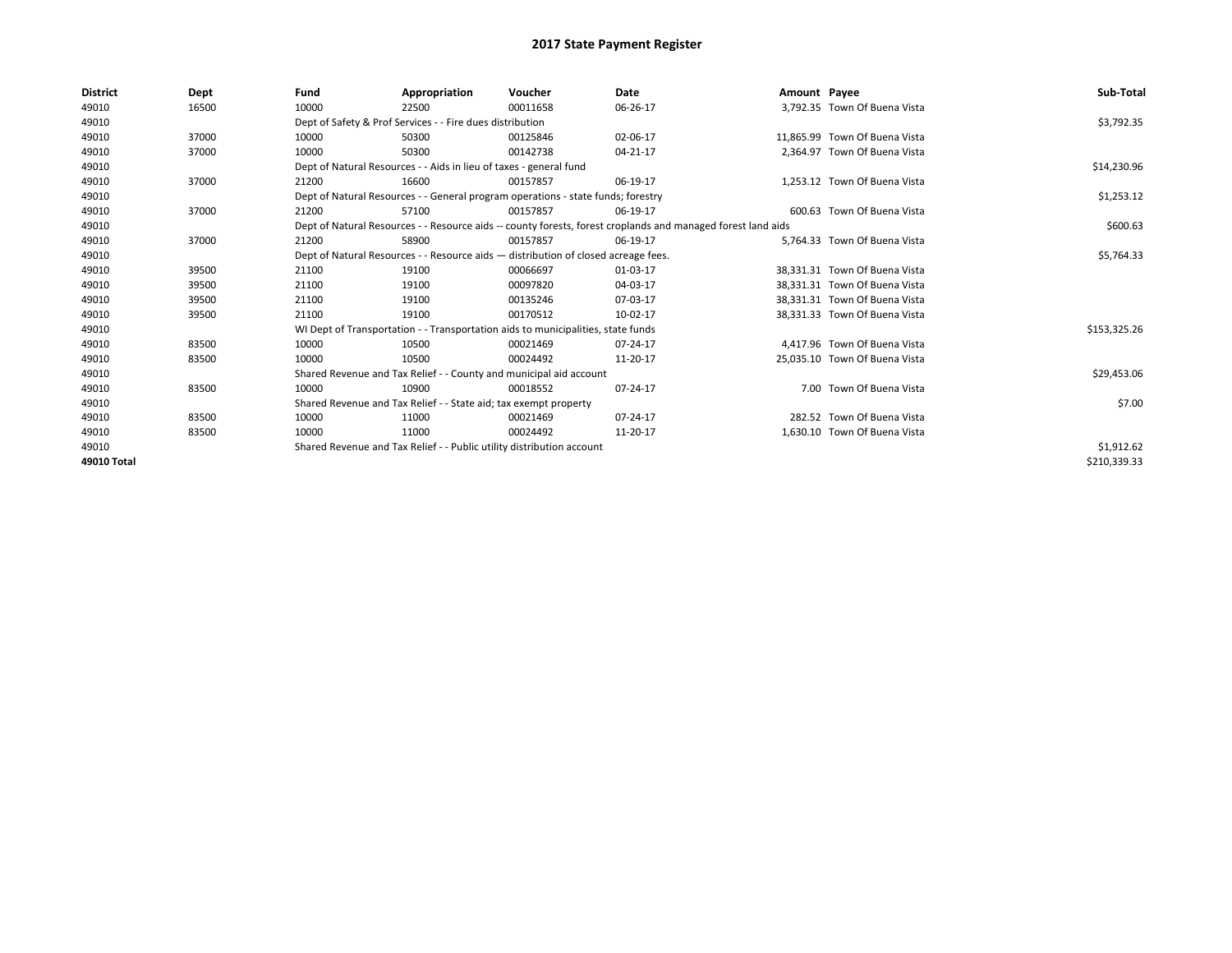# 2017 State Payment Register

| District | Dept | Fund | Appropriation | Voucher | Date | Amount | Payee | Sub-Total |
|---|---|---|---|---|---|---|---|---|
| 49010 | 16500 | 10000 | 22500 | 00011658 | 06-26-17 | 3,792.35 | Town Of Buena Vista | |
| 49010 | | Dept of Safety & Prof Services - - Fire dues distribution | | | | | | $3,792.35 |
| 49010 | 37000 | 10000 | 50300 | 00125846 | 02-06-17 | 11,865.99 | Town Of Buena Vista | |
| 49010 | 37000 | 10000 | 50300 | 00142738 | 04-21-17 | 2,364.97 | Town Of Buena Vista | |
| 49010 | | Dept of Natural Resources - - Aids in lieu of taxes - general fund | | | | | | $14,230.96 |
| 49010 | 37000 | 21200 | 16600 | 00157857 | 06-19-17 | 1,253.12 | Town Of Buena Vista | |
| 49010 | | Dept of Natural Resources - - General program operations - state funds; forestry | | | | | | $1,253.12 |
| 49010 | 37000 | 21200 | 57100 | 00157857 | 06-19-17 | 600.63 | Town Of Buena Vista | |
| 49010 | | Dept of Natural Resources - - Resource aids -- county forests, forest croplands and managed forest land aids | | | | | | $600.63 |
| 49010 | 37000 | 21200 | 58900 | 00157857 | 06-19-17 | 5,764.33 | Town Of Buena Vista | |
| 49010 | | Dept of Natural Resources - - Resource aids — distribution of closed acreage fees. | | | | | | $5,764.33 |
| 49010 | 39500 | 21100 | 19100 | 00066697 | 01-03-17 | 38,331.31 | Town Of Buena Vista | |
| 49010 | 39500 | 21100 | 19100 | 00097820 | 04-03-17 | 38,331.31 | Town Of Buena Vista | |
| 49010 | 39500 | 21100 | 19100 | 00135246 | 07-03-17 | 38,331.31 | Town Of Buena Vista | |
| 49010 | 39500 | 21100 | 19100 | 00170512 | 10-02-17 | 38,331.33 | Town Of Buena Vista | |
| 49010 | | WI Dept of Transportation - - Transportation aids to municipalities, state funds | | | | | | $153,325.26 |
| 49010 | 83500 | 10000 | 10500 | 00021469 | 07-24-17 | 4,417.96 | Town Of Buena Vista | |
| 49010 | 83500 | 10000 | 10500 | 00024492 | 11-20-17 | 25,035.10 | Town Of Buena Vista | |
| 49010 | | Shared Revenue and Tax Relief - - County and municipal aid account | | | | | | $29,453.06 |
| 49010 | 83500 | 10000 | 10900 | 00018552 | 07-24-17 | 7.00 | Town Of Buena Vista | |
| 49010 | | Shared Revenue and Tax Relief - - State aid; tax exempt property | | | | | | $7.00 |
| 49010 | 83500 | 10000 | 11000 | 00021469 | 07-24-17 | 282.52 | Town Of Buena Vista | |
| 49010 | 83500 | 10000 | 11000 | 00024492 | 11-20-17 | 1,630.10 | Town Of Buena Vista | |
| 49010 | | Shared Revenue and Tax Relief - - Public utility distribution account | | | | | | $1,912.62 |
| 49010 Total | | | | | | | | $210,339.33 |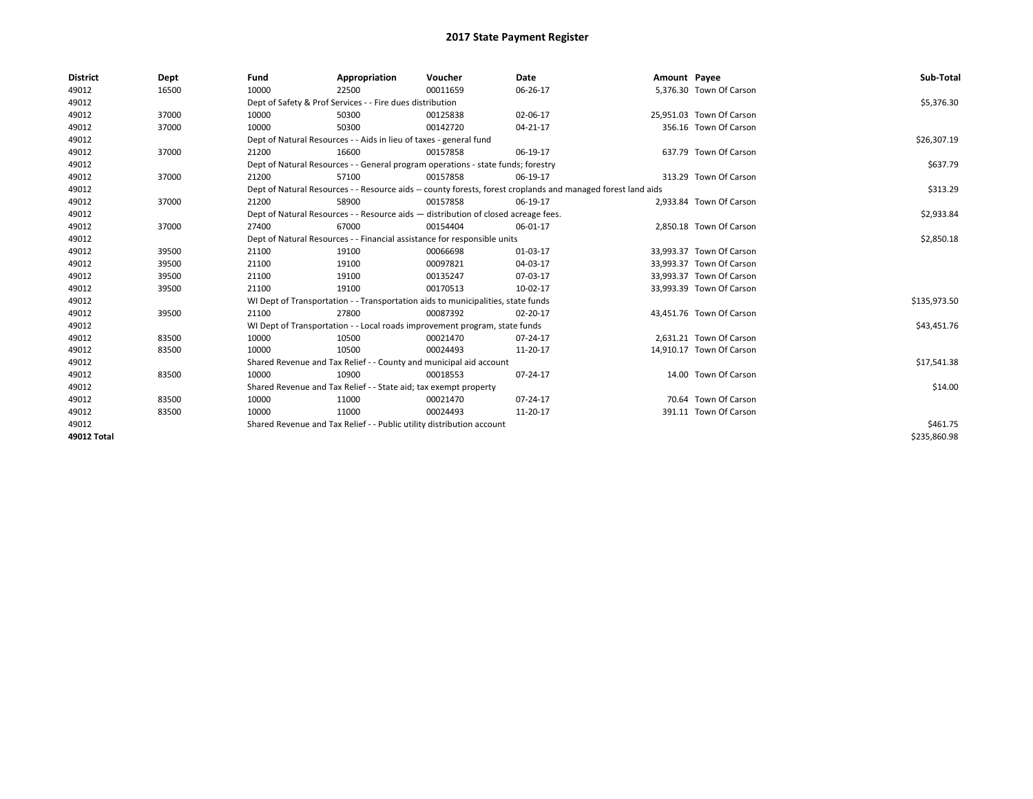# 2017 State Payment Register

| District | Dept | Fund | Appropriation | Voucher | Date | Amount | Payee | Sub-Total |
|---|---|---|---|---|---|---|---|---|
| 49012 | 16500 | 10000 | 22500 | 00011659 | 06-26-17 | 5,376.30 | Town Of Carson | |
| 49012 | | Dept of Safety & Prof Services - - Fire dues distribution | | | | | | $5,376.30 |
| 49012 | 37000 | 10000 | 50300 | 00125838 | 02-06-17 | 25,951.03 | Town Of Carson | |
| 49012 | 37000 | 10000 | 50300 | 00142720 | 04-21-17 | 356.16 | Town Of Carson | |
| 49012 | | Dept of Natural Resources - - Aids in lieu of taxes - general fund | | | | | | $26,307.19 |
| 49012 | 37000 | 21200 | 16600 | 00157858 | 06-19-17 | 637.79 | Town Of Carson | |
| 49012 | | Dept of Natural Resources - - General program operations - state funds; forestry | | | | | | $637.79 |
| 49012 | 37000 | 21200 | 57100 | 00157858 | 06-19-17 | 313.29 | Town Of Carson | |
| 49012 | | Dept of Natural Resources - - Resource aids -- county forests, forest croplands and managed forest land aids | | | | | | $313.29 |
| 49012 | 37000 | 21200 | 58900 | 00157858 | 06-19-17 | 2,933.84 | Town Of Carson | |
| 49012 | | Dept of Natural Resources - - Resource aids — distribution of closed acreage fees. | | | | | | $2,933.84 |
| 49012 | 37000 | 27400 | 67000 | 00154404 | 06-01-17 | 2,850.18 | Town Of Carson | |
| 49012 | | Dept of Natural Resources - - Financial assistance for responsible units | | | | | | $2,850.18 |
| 49012 | 39500 | 21100 | 19100 | 00066698 | 01-03-17 | 33,993.37 | Town Of Carson | |
| 49012 | 39500 | 21100 | 19100 | 00097821 | 04-03-17 | 33,993.37 | Town Of Carson | |
| 49012 | 39500 | 21100 | 19100 | 00135247 | 07-03-17 | 33,993.37 | Town Of Carson | |
| 49012 | 39500 | 21100 | 19100 | 00170513 | 10-02-17 | 33,993.39 | Town Of Carson | |
| 49012 | | WI Dept of Transportation - - Transportation aids to municipalities, state funds | | | | | | $135,973.50 |
| 49012 | 39500 | 21100 | 27800 | 00087392 | 02-20-17 | 43,451.76 | Town Of Carson | |
| 49012 | | WI Dept of Transportation - - Local roads improvement program, state funds | | | | | | $43,451.76 |
| 49012 | 83500 | 10000 | 10500 | 00021470 | 07-24-17 | 2,631.21 | Town Of Carson | |
| 49012 | 83500 | 10000 | 10500 | 00024493 | 11-20-17 | 14,910.17 | Town Of Carson | |
| 49012 | | Shared Revenue and Tax Relief - - County and municipal aid account | | | | | | $17,541.38 |
| 49012 | 83500 | 10000 | 10900 | 00018553 | 07-24-17 | 14.00 | Town Of Carson | |
| 49012 | | Shared Revenue and Tax Relief - - State aid; tax exempt property | | | | | | $14.00 |
| 49012 | 83500 | 10000 | 11000 | 00021470 | 07-24-17 | 70.64 | Town Of Carson | |
| 49012 | 83500 | 10000 | 11000 | 00024493 | 11-20-17 | 391.11 | Town Of Carson | |
| 49012 | | Shared Revenue and Tax Relief - - Public utility distribution account | | | | | | $461.75 |
| **49012 Total** | | | | | | | | $235,860.98 |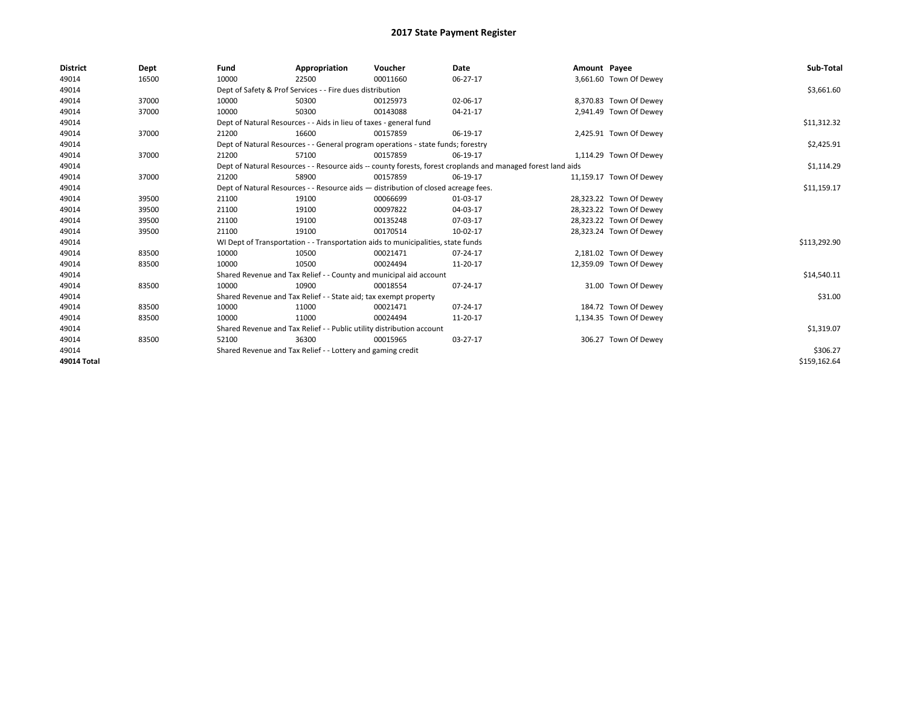# 2017 State Payment Register

| District | Dept | Fund | Appropriation | Voucher | Date | Amount | Payee | Sub-Total |
|---|---|---|---|---|---|---|---|---|
| 49014 | 16500 | 10000 | 22500 | 00011660 | 06-27-17 | 3,661.60 | Town Of Dewey | |
| 49014 | | Dept of Safety & Prof Services - - Fire dues distribution | | | | | | $3,661.60 |
| 49014 | 37000 | 10000 | 50300 | 00125973 | 02-06-17 | 8,370.83 | Town Of Dewey | |
| 49014 | 37000 | 10000 | 50300 | 00143088 | 04-21-17 | 2,941.49 | Town Of Dewey | |
| 49014 | | Dept of Natural Resources - - Aids in lieu of taxes - general fund | | | | | | $11,312.32 |
| 49014 | 37000 | 21200 | 16600 | 00157859 | 06-19-17 | 2,425.91 | Town Of Dewey | |
| 49014 | | Dept of Natural Resources - - General program operations - state funds; forestry | | | | | | $2,425.91 |
| 49014 | 37000 | 21200 | 57100 | 00157859 | 06-19-17 | 1,114.29 | Town Of Dewey | |
| 49014 | | Dept of Natural Resources - - Resource aids -- county forests, forest croplands and managed forest land aids | | | | | | $1,114.29 |
| 49014 | 37000 | 21200 | 58900 | 00157859 | 06-19-17 | 11,159.17 | Town Of Dewey | |
| 49014 | | Dept of Natural Resources - - Resource aids — distribution of closed acreage fees. | | | | | | $11,159.17 |
| 49014 | 39500 | 21100 | 19100 | 00066699 | 01-03-17 | 28,323.22 | Town Of Dewey | |
| 49014 | 39500 | 21100 | 19100 | 00097822 | 04-03-17 | 28,323.22 | Town Of Dewey | |
| 49014 | 39500 | 21100 | 19100 | 00135248 | 07-03-17 | 28,323.22 | Town Of Dewey | |
| 49014 | 39500 | 21100 | 19100 | 00170514 | 10-02-17 | 28,323.24 | Town Of Dewey | |
| 49014 | | WI Dept of Transportation - - Transportation aids to municipalities, state funds | | | | | | $113,292.90 |
| 49014 | 83500 | 10000 | 10500 | 00021471 | 07-24-17 | 2,181.02 | Town Of Dewey | |
| 49014 | 83500 | 10000 | 10500 | 00024494 | 11-20-17 | 12,359.09 | Town Of Dewey | |
| 49014 | | Shared Revenue and Tax Relief - - County and municipal aid account | | | | | | $14,540.11 |
| 49014 | 83500 | 10000 | 10900 | 00018554 | 07-24-17 | 31.00 | Town Of Dewey | |
| 49014 | | Shared Revenue and Tax Relief - - State aid; tax exempt property | | | | | | $31.00 |
| 49014 | 83500 | 10000 | 11000 | 00021471 | 07-24-17 | 184.72 | Town Of Dewey | |
| 49014 | 83500 | 10000 | 11000 | 00024494 | 11-20-17 | 1,134.35 | Town Of Dewey | |
| 49014 | | Shared Revenue and Tax Relief - - Public utility distribution account | | | | | | $1,319.07 |
| 49014 | 83500 | 52100 | 36300 | 00015965 | 03-27-17 | 306.27 | Town Of Dewey | |
| 49014 | | Shared Revenue and Tax Relief - - Lottery and gaming credit | | | | | | $306.27 |
| 49014 Total | | | | | | | | $159,162.64 |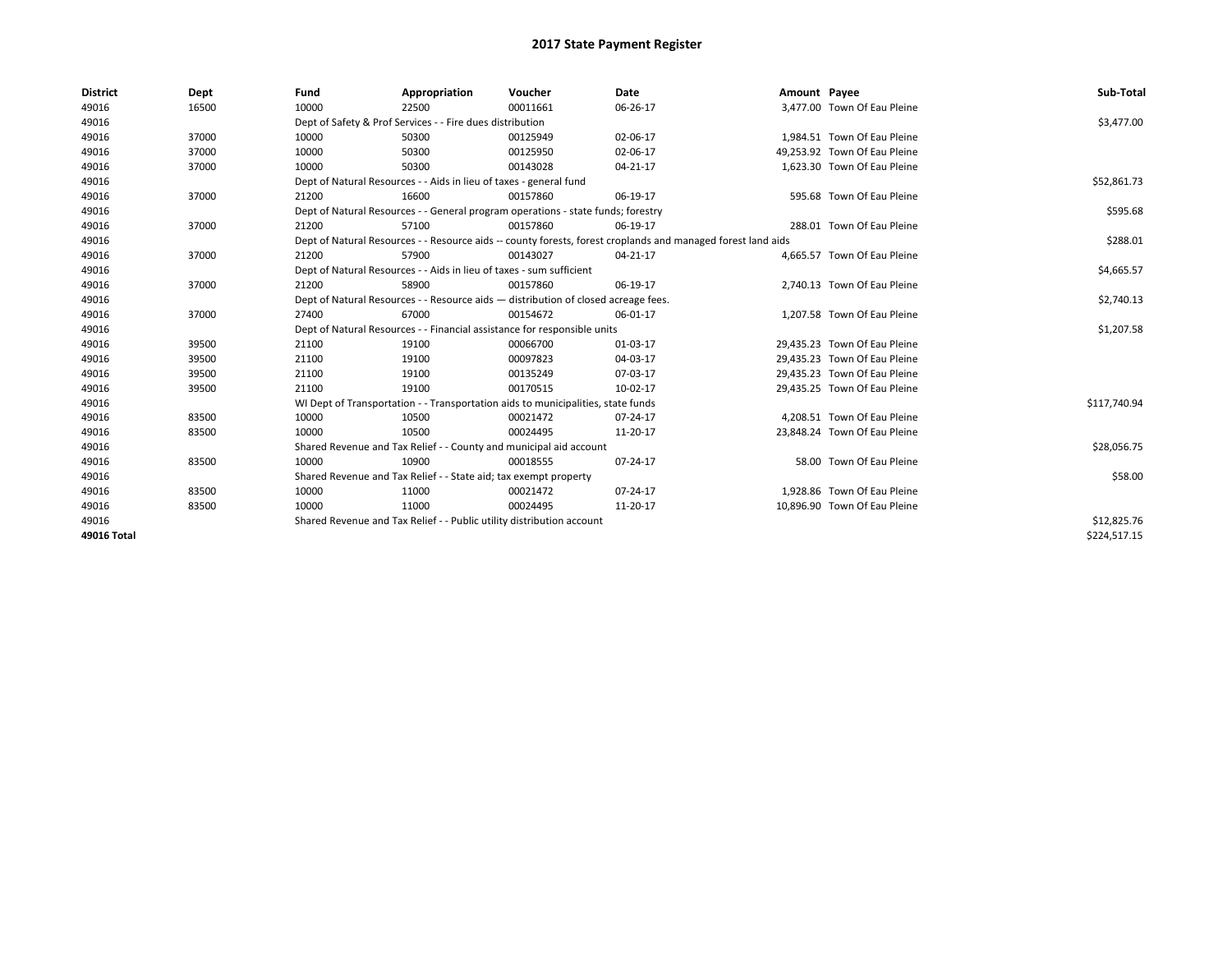# 2017 State Payment Register

| District | Dept | Fund | Appropriation | Voucher | Date | Amount | Payee | Sub-Total |
|---|---|---|---|---|---|---|---|---|
| 49016 | 16500 | 10000 | 22500 | 00011661 | 06-26-17 | 3,477.00 | Town Of Eau Pleine | |
| 49016 | | Dept of Safety & Prof Services - - Fire dues distribution | | | | | | $3,477.00 |
| 49016 | 37000 | 10000 | 50300 | 00125949 | 02-06-17 | 1,984.51 | Town Of Eau Pleine | |
| 49016 | 37000 | 10000 | 50300 | 00125950 | 02-06-17 | 49,253.92 | Town Of Eau Pleine | |
| 49016 | 37000 | 10000 | 50300 | 00143028 | 04-21-17 | 1,623.30 | Town Of Eau Pleine | |
| 49016 | | Dept of Natural Resources - - Aids in lieu of taxes - general fund | | | | | | $52,861.73 |
| 49016 | 37000 | 21200 | 16600 | 00157860 | 06-19-17 | 595.68 | Town Of Eau Pleine | |
| 49016 | | Dept of Natural Resources - - General program operations - state funds; forestry | | | | | | $595.68 |
| 49016 | 37000 | 21200 | 57100 | 00157860 | 06-19-17 | 288.01 | Town Of Eau Pleine | |
| 49016 | | Dept of Natural Resources - - Resource aids -- county forests, forest croplands and managed forest land aids | | | | | | $288.01 |
| 49016 | 37000 | 21200 | 57900 | 00143027 | 04-21-17 | 4,665.57 | Town Of Eau Pleine | |
| 49016 | | Dept of Natural Resources - - Aids in lieu of taxes - sum sufficient | | | | | | $4,665.57 |
| 49016 | 37000 | 21200 | 58900 | 00157860 | 06-19-17 | 2,740.13 | Town Of Eau Pleine | |
| 49016 | | Dept of Natural Resources - - Resource aids — distribution of closed acreage fees. | | | | | | $2,740.13 |
| 49016 | 37000 | 27400 | 67000 | 00154672 | 06-01-17 | 1,207.58 | Town Of Eau Pleine | |
| 49016 | | Dept of Natural Resources - - Financial assistance for responsible units | | | | | | $1,207.58 |
| 49016 | 39500 | 21100 | 19100 | 00066700 | 01-03-17 | 29,435.23 | Town Of Eau Pleine | |
| 49016 | 39500 | 21100 | 19100 | 00097823 | 04-03-17 | 29,435.23 | Town Of Eau Pleine | |
| 49016 | 39500 | 21100 | 19100 | 00135249 | 07-03-17 | 29,435.23 | Town Of Eau Pleine | |
| 49016 | 39500 | 21100 | 19100 | 00170515 | 10-02-17 | 29,435.25 | Town Of Eau Pleine | |
| 49016 | | WI Dept of Transportation - - Transportation aids to municipalities, state funds | | | | | | $117,740.94 |
| 49016 | 83500 | 10000 | 10500 | 00021472 | 07-24-17 | 4,208.51 | Town Of Eau Pleine | |
| 49016 | 83500 | 10000 | 10500 | 00024495 | 11-20-17 | 23,848.24 | Town Of Eau Pleine | |
| 49016 | | Shared Revenue and Tax Relief - - County and municipal aid account | | | | | | $28,056.75 |
| 49016 | 83500 | 10000 | 10900 | 00018555 | 07-24-17 | 58.00 | Town Of Eau Pleine | |
| 49016 | | Shared Revenue and Tax Relief - - State aid; tax exempt property | | | | | | $58.00 |
| 49016 | 83500 | 10000 | 11000 | 00021472 | 07-24-17 | 1,928.86 | Town Of Eau Pleine | |
| 49016 | 83500 | 10000 | 11000 | 00024495 | 11-20-17 | 10,896.90 | Town Of Eau Pleine | |
| 49016 | | Shared Revenue and Tax Relief - - Public utility distribution account | | | | | | $12,825.76 |
| **49016 Total** | | | | | | | | $224,517.15 |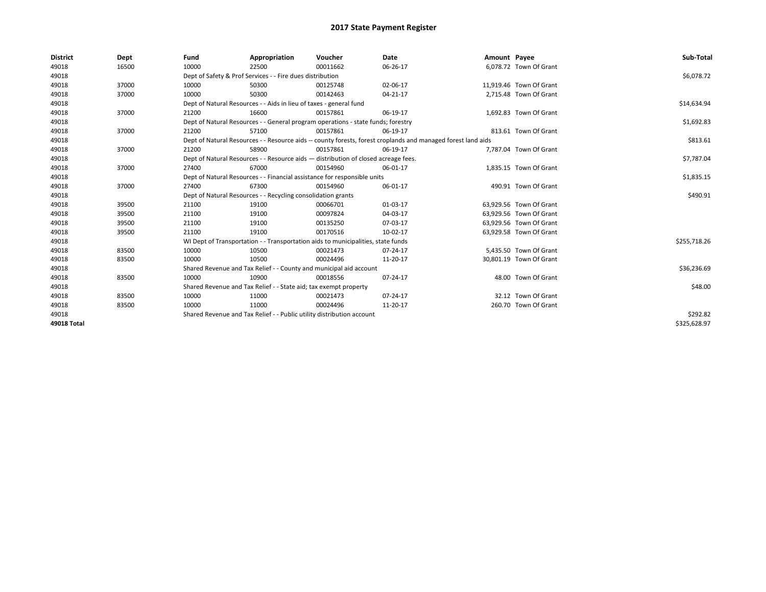# 2017 State Payment Register

| District | Dept | Fund | Appropriation | Voucher | Date | Amount | Payee | Sub-Total |
|---|---|---|---|---|---|---|---|---|
| 49018 | 16500 | 10000 | 22500 | 00011662 | 06-26-17 | 6,078.72 | Town Of Grant | |
| 49018 | | Dept of Safety & Prof Services - - Fire dues distribution | | | | | | $6,078.72 |
| 49018 | 37000 | 10000 | 50300 | 00125748 | 02-06-17 | 11,919.46 | Town Of Grant | |
| 49018 | 37000 | 10000 | 50300 | 00142463 | 04-21-17 | 2,715.48 | Town Of Grant | |
| 49018 | | Dept of Natural Resources - - Aids in lieu of taxes - general fund | | | | | | $14,634.94 |
| 49018 | 37000 | 21200 | 16600 | 00157861 | 06-19-17 | 1,692.83 | Town Of Grant | |
| 49018 | | Dept of Natural Resources - - General program operations - state funds; forestry | | | | | | $1,692.83 |
| 49018 | 37000 | 21200 | 57100 | 00157861 | 06-19-17 | 813.61 | Town Of Grant | |
| 49018 | | Dept of Natural Resources - - Resource aids -- county forests, forest croplands and managed forest land aids | | | | | | $813.61 |
| 49018 | 37000 | 21200 | 58900 | 00157861 | 06-19-17 | 7,787.04 | Town Of Grant | |
| 49018 | | Dept of Natural Resources - - Resource aids — distribution of closed acreage fees. | | | | | | $7,787.04 |
| 49018 | 37000 | 27400 | 67000 | 00154960 | 06-01-17 | 1,835.15 | Town Of Grant | |
| 49018 | | Dept of Natural Resources - - Financial assistance for responsible units | | | | | | $1,835.15 |
| 49018 | 37000 | 27400 | 67300 | 00154960 | 06-01-17 | 490.91 | Town Of Grant | |
| 49018 | | Dept of Natural Resources - - Recycling consolidation grants | | | | | | $490.91 |
| 49018 | 39500 | 21100 | 19100 | 00066701 | 01-03-17 | 63,929.56 | Town Of Grant | |
| 49018 | 39500 | 21100 | 19100 | 00097824 | 04-03-17 | 63,929.56 | Town Of Grant | |
| 49018 | 39500 | 21100 | 19100 | 00135250 | 07-03-17 | 63,929.56 | Town Of Grant | |
| 49018 | 39500 | 21100 | 19100 | 00170516 | 10-02-17 | 63,929.58 | Town Of Grant | |
| 49018 | | WI Dept of Transportation - - Transportation aids to municipalities, state funds | | | | | | $255,718.26 |
| 49018 | 83500 | 10000 | 10500 | 00021473 | 07-24-17 | 5,435.50 | Town Of Grant | |
| 49018 | 83500 | 10000 | 10500 | 00024496 | 11-20-17 | 30,801.19 | Town Of Grant | |
| 49018 | | Shared Revenue and Tax Relief - - County and municipal aid account | | | | | | $36,236.69 |
| 49018 | 83500 | 10000 | 10900 | 00018556 | 07-24-17 | 48.00 | Town Of Grant | |
| 49018 | | Shared Revenue and Tax Relief - - State aid; tax exempt property | | | | | | $48.00 |
| 49018 | 83500 | 10000 | 11000 | 00021473 | 07-24-17 | 32.12 | Town Of Grant | |
| 49018 | 83500 | 10000 | 11000 | 00024496 | 11-20-17 | 260.70 | Town Of Grant | |
| 49018 | | Shared Revenue and Tax Relief - - Public utility distribution account | | | | | | $292.82 |
| **49018 Total** | | | | | | | | $325,628.97 |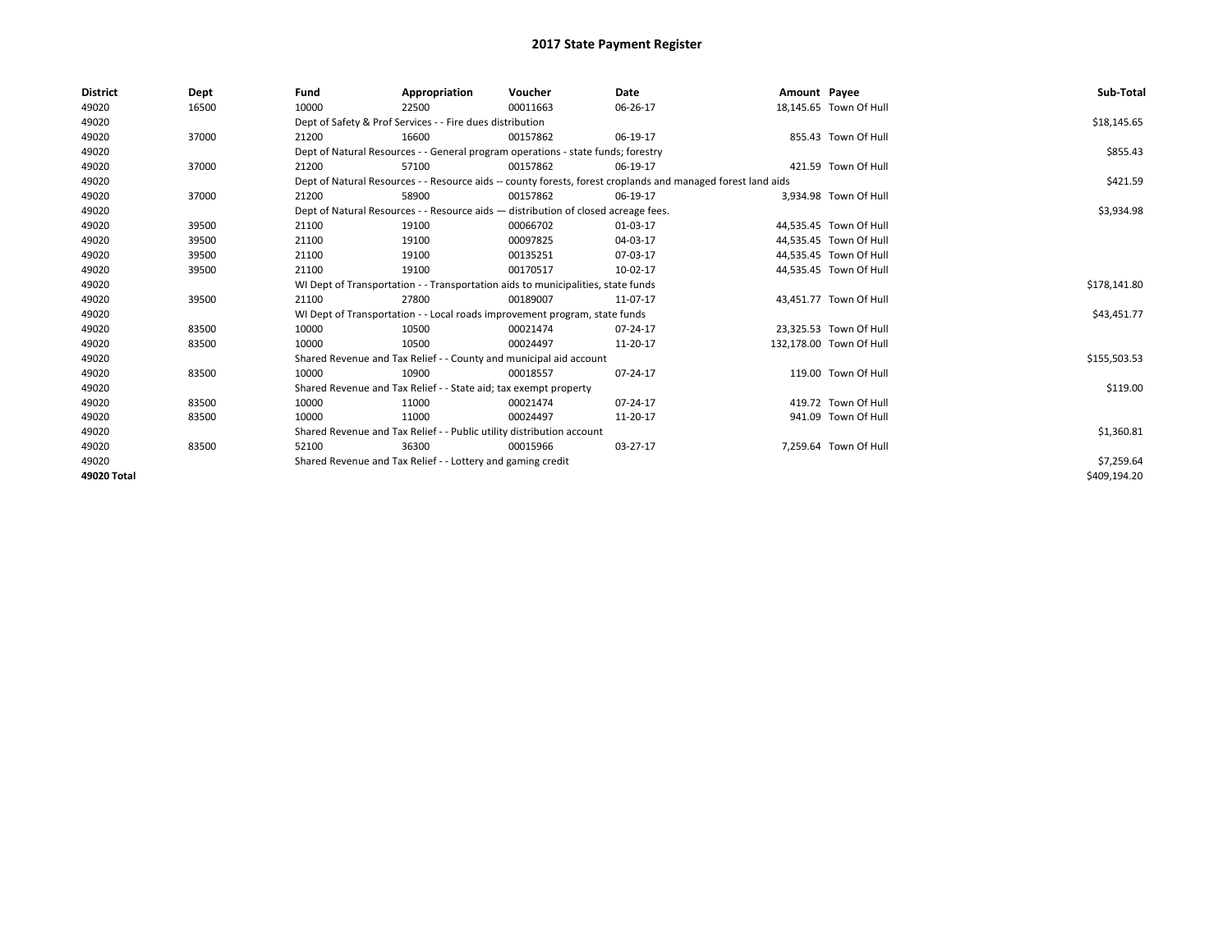# 2017 State Payment Register

| District | Dept | Fund | Appropriation | Voucher | Date | Amount | Payee | Sub-Total |
|---|---|---|---|---|---|---|---|---|
| 49020 | 16500 | 10000 | 22500 | 00011663 | 06-26-17 | 18,145.65 | Town Of Hull | |
| 49020 | | Dept of Safety & Prof Services - - Fire dues distribution | | | | | | $18,145.65 |
| 49020 | 37000 | 21200 | 16600 | 00157862 | 06-19-17 | 855.43 | Town Of Hull | |
| 49020 | | Dept of Natural Resources - - General program operations - state funds; forestry | | | | | | $855.43 |
| 49020 | 37000 | 21200 | 57100 | 00157862 | 06-19-17 | 421.59 | Town Of Hull | |
| 49020 | | Dept of Natural Resources - - Resource aids -- county forests, forest croplands and managed forest land aids | | | | | | $421.59 |
| 49020 | 37000 | 21200 | 58900 | 00157862 | 06-19-17 | 3,934.98 | Town Of Hull | |
| 49020 | | Dept of Natural Resources - - Resource aids — distribution of closed acreage fees. | | | | | | $3,934.98 |
| 49020 | 39500 | 21100 | 19100 | 00066702 | 01-03-17 | 44,535.45 | Town Of Hull | |
| 49020 | 39500 | 21100 | 19100 | 00097825 | 04-03-17 | 44,535.45 | Town Of Hull | |
| 49020 | 39500 | 21100 | 19100 | 00135251 | 07-03-17 | 44,535.45 | Town Of Hull | |
| 49020 | 39500 | 21100 | 19100 | 00170517 | 10-02-17 | 44,535.45 | Town Of Hull | |
| 49020 | | WI Dept of Transportation - - Transportation aids to municipalities, state funds | | | | | | $178,141.80 |
| 49020 | 39500 | 21100 | 27800 | 00189007 | 11-07-17 | 43,451.77 | Town Of Hull | |
| 49020 | | WI Dept of Transportation - - Local roads improvement program, state funds | | | | | | $43,451.77 |
| 49020 | 83500 | 10000 | 10500 | 00021474 | 07-24-17 | 23,325.53 | Town Of Hull | |
| 49020 | 83500 | 10000 | 10500 | 00024497 | 11-20-17 | 132,178.00 | Town Of Hull | |
| 49020 | | Shared Revenue and Tax Relief - - County and municipal aid account | | | | | | $155,503.53 |
| 49020 | 83500 | 10000 | 10900 | 00018557 | 07-24-17 | 119.00 | Town Of Hull | |
| 49020 | | Shared Revenue and Tax Relief - - State aid; tax exempt property | | | | | | $119.00 |
| 49020 | 83500 | 10000 | 11000 | 00021474 | 07-24-17 | 419.72 | Town Of Hull | |
| 49020 | 83500 | 10000 | 11000 | 00024497 | 11-20-17 | 941.09 | Town Of Hull | |
| 49020 | | Shared Revenue and Tax Relief - - Public utility distribution account | | | | | | $1,360.81 |
| 49020 | 83500 | 52100 | 36300 | 00015966 | 03-27-17 | 7,259.64 | Town Of Hull | |
| 49020 | | Shared Revenue and Tax Relief - - Lottery and gaming credit | | | | | | $7,259.64 |
| 49020 Total | | | | | | | | $409,194.20 |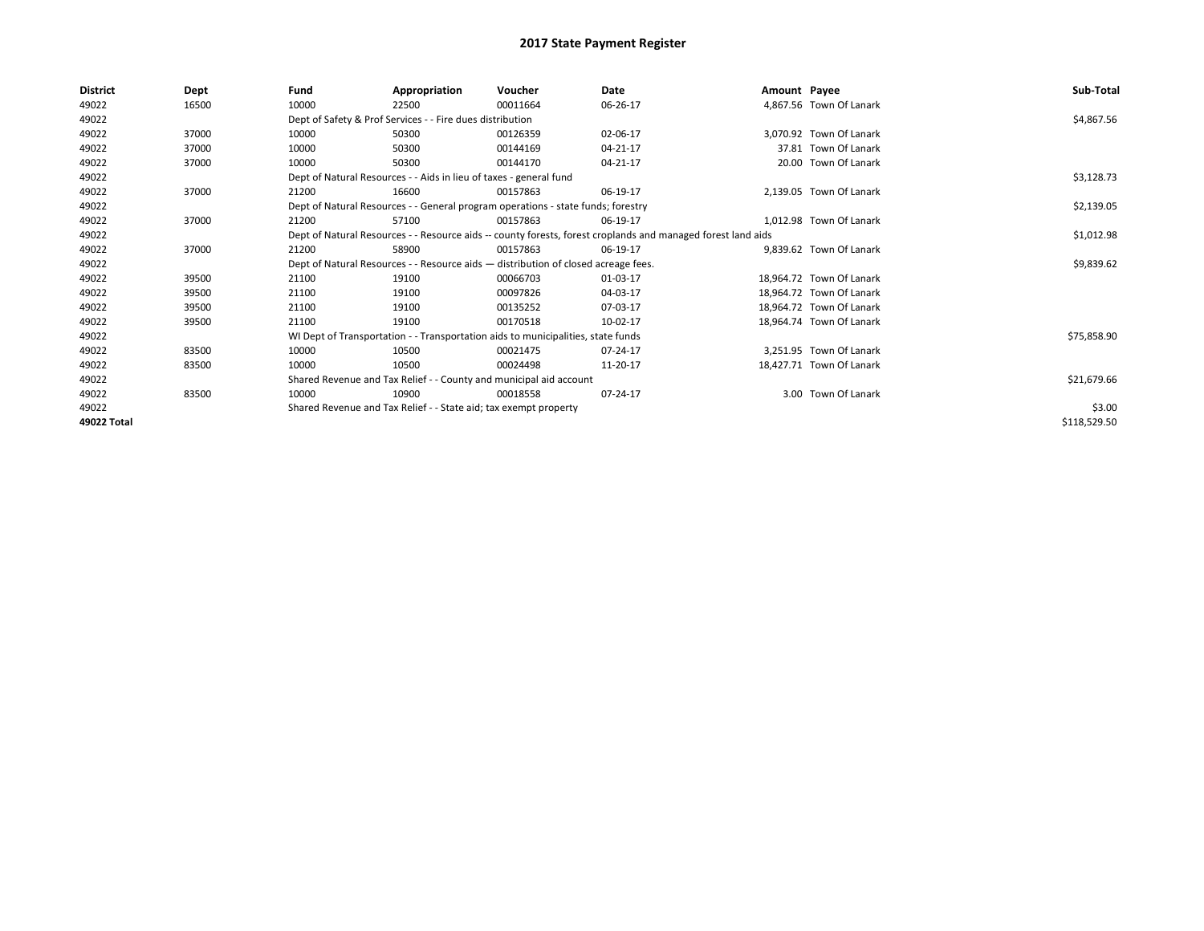# 2017 State Payment Register

| District | Dept | Fund | Appropriation | Voucher | Date | Amount | Payee | Sub-Total |
|---|---|---|---|---|---|---|---|---|
| 49022 | 16500 | 10000 | 22500 | 00011664 | 06-26-17 | 4,867.56 | Town Of Lanark | |
| 49022 | | Dept of Safety & Prof Services - - Fire dues distribution | | | | | | $4,867.56 |
| 49022 | 37000 | 10000 | 50300 | 00126359 | 02-06-17 | 3,070.92 | Town Of Lanark | |
| 49022 | 37000 | 10000 | 50300 | 00144169 | 04-21-17 | 37.81 | Town Of Lanark | |
| 49022 | 37000 | 10000 | 50300 | 00144170 | 04-21-17 | 20.00 | Town Of Lanark | |
| 49022 | | Dept of Natural Resources - - Aids in lieu of taxes - general fund | | | | | | $3,128.73 |
| 49022 | 37000 | 21200 | 16600 | 00157863 | 06-19-17 | 2,139.05 | Town Of Lanark | |
| 49022 | | Dept of Natural Resources - - General program operations - state funds; forestry | | | | | | $2,139.05 |
| 49022 | 37000 | 21200 | 57100 | 00157863 | 06-19-17 | 1,012.98 | Town Of Lanark | |
| 49022 | | Dept of Natural Resources - - Resource aids -- county forests, forest croplands and managed forest land aids | | | | | | $1,012.98 |
| 49022 | 37000 | 21200 | 58900 | 00157863 | 06-19-17 | 9,839.62 | Town Of Lanark | |
| 49022 | | Dept of Natural Resources - - Resource aids — distribution of closed acreage fees. | | | | | | $9,839.62 |
| 49022 | 39500 | 21100 | 19100 | 00066703 | 01-03-17 | 18,964.72 | Town Of Lanark | |
| 49022 | 39500 | 21100 | 19100 | 00097826 | 04-03-17 | 18,964.72 | Town Of Lanark | |
| 49022 | 39500 | 21100 | 19100 | 00135252 | 07-03-17 | 18,964.72 | Town Of Lanark | |
| 49022 | 39500 | 21100 | 19100 | 00170518 | 10-02-17 | 18,964.74 | Town Of Lanark | |
| 49022 | | WI Dept of Transportation - - Transportation aids to municipalities, state funds | | | | | | $75,858.90 |
| 49022 | 83500 | 10000 | 10500 | 00021475 | 07-24-17 | 3,251.95 | Town Of Lanark | |
| 49022 | 83500 | 10000 | 10500 | 00024498 | 11-20-17 | 18,427.71 | Town Of Lanark | |
| 49022 | | Shared Revenue and Tax Relief - - County and municipal aid account | | | | | | $21,679.66 |
| 49022 | 83500 | 10000 | 10900 | 00018558 | 07-24-17 | 3.00 | Town Of Lanark | |
| 49022 | | Shared Revenue and Tax Relief - - State aid; tax exempt property | | | | | | $3.00 |
| 49022 Total | | | | | | | | $118,529.50 |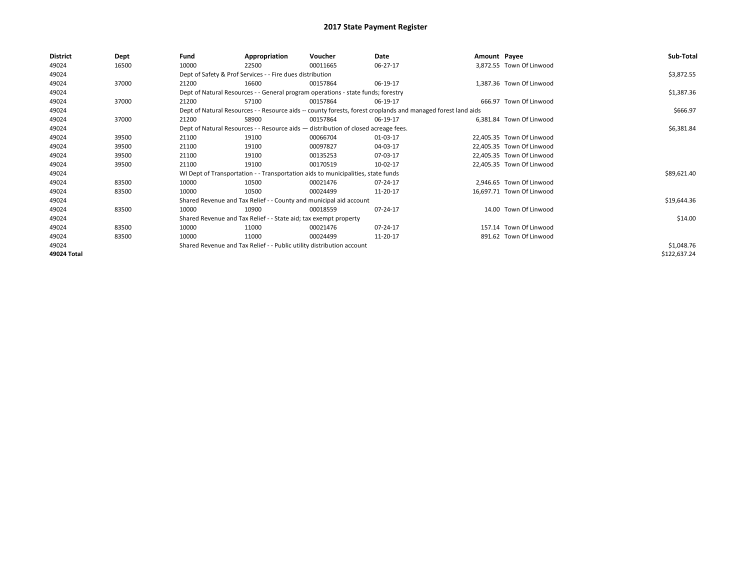# 2017 State Payment Register

| District | Dept | Fund | Appropriation | Voucher | Date | Amount | Payee | Sub-Total |
|---|---|---|---|---|---|---|---|---|
| 49024 | 16500 | 10000 | 22500 | 00011665 | 06-27-17 | 3,872.55 | Town Of Linwood | |
| 49024 | | Dept of Safety & Prof Services - - Fire dues distribution | | | | | | $3,872.55 |
| 49024 | 37000 | 21200 | 16600 | 00157864 | 06-19-17 | 1,387.36 | Town Of Linwood | |
| 49024 | | Dept of Natural Resources - - General program operations - state funds; forestry | | | | | | $1,387.36 |
| 49024 | 37000 | 21200 | 57100 | 00157864 | 06-19-17 | 666.97 | Town Of Linwood | |
| 49024 | | Dept of Natural Resources - - Resource aids -- county forests, forest croplands and managed forest land aids | | | | | | $666.97 |
| 49024 | 37000 | 21200 | 58900 | 00157864 | 06-19-17 | 6,381.84 | Town Of Linwood | |
| 49024 | | Dept of Natural Resources - - Resource aids — distribution of closed acreage fees. | | | | | | $6,381.84 |
| 49024 | 39500 | 21100 | 19100 | 00066704 | 01-03-17 | 22,405.35 | Town Of Linwood | |
| 49024 | 39500 | 21100 | 19100 | 00097827 | 04-03-17 | 22,405.35 | Town Of Linwood | |
| 49024 | 39500 | 21100 | 19100 | 00135253 | 07-03-17 | 22,405.35 | Town Of Linwood | |
| 49024 | 39500 | 21100 | 19100 | 00170519 | 10-02-17 | 22,405.35 | Town Of Linwood | |
| 49024 | | WI Dept of Transportation - - Transportation aids to municipalities, state funds | | | | | | $89,621.40 |
| 49024 | 83500 | 10000 | 10500 | 00021476 | 07-24-17 | 2,946.65 | Town Of Linwood | |
| 49024 | 83500 | 10000 | 10500 | 00024499 | 11-20-17 | 16,697.71 | Town Of Linwood | |
| 49024 | | Shared Revenue and Tax Relief - - County and municipal aid account | | | | | | $19,644.36 |
| 49024 | 83500 | 10000 | 10900 | 00018559 | 07-24-17 | 14.00 | Town Of Linwood | |
| 49024 | | Shared Revenue and Tax Relief - - State aid; tax exempt property | | | | | | $14.00 |
| 49024 | 83500 | 10000 | 11000 | 00021476 | 07-24-17 | 157.14 | Town Of Linwood | |
| 49024 | 83500 | 10000 | 11000 | 00024499 | 11-20-17 | 891.62 | Town Of Linwood | |
| 49024 | | Shared Revenue and Tax Relief - - Public utility distribution account | | | | | | $1,048.76 |
| 49024 Total | | | | | | | | $122,637.24 |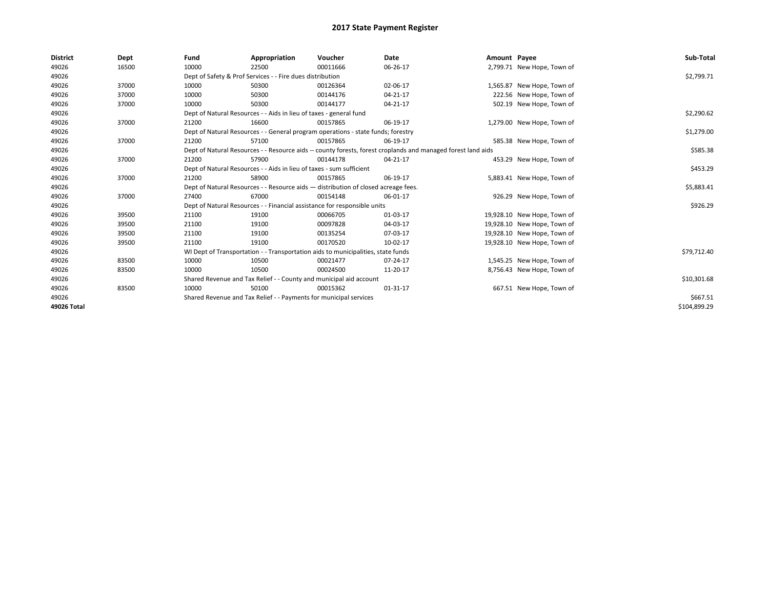## 2017 State Payment Register

| District | Dept | Fund | Appropriation | Voucher | Date | Amount | Payee | Sub-Total |
|---|---|---|---|---|---|---|---|---|
| 49026 | 16500 | 10000 | 22500 | 00011666 | 06-26-17 | 2,799.71 | New Hope, Town of | |
| 49026 | | Dept of Safety & Prof Services - - Fire dues distribution | | | | | | $2,799.71 |
| 49026 | 37000 | 10000 | 50300 | 00126364 | 02-06-17 | 1,565.87 | New Hope, Town of | |
| 49026 | 37000 | 10000 | 50300 | 00144176 | 04-21-17 | 222.56 | New Hope, Town of | |
| 49026 | 37000 | 10000 | 50300 | 00144177 | 04-21-17 | 502.19 | New Hope, Town of | |
| 49026 | | Dept of Natural Resources - - Aids in lieu of taxes - general fund | | | | | | $2,290.62 |
| 49026 | 37000 | 21200 | 16600 | 00157865 | 06-19-17 | 1,279.00 | New Hope, Town of | |
| 49026 | | Dept of Natural Resources - - General program operations - state funds; forestry | | | | | | $1,279.00 |
| 49026 | 37000 | 21200 | 57100 | 00157865 | 06-19-17 | 585.38 | New Hope, Town of | |
| 49026 | | Dept of Natural Resources - - Resource aids -- county forests, forest croplands and managed forest land aids | | | | | | $585.38 |
| 49026 | 37000 | 21200 | 57900 | 00144178 | 04-21-17 | 453.29 | New Hope, Town of | |
| 49026 | | Dept of Natural Resources - - Aids in lieu of taxes - sum sufficient | | | | | | $453.29 |
| 49026 | 37000 | 21200 | 58900 | 00157865 | 06-19-17 | 5,883.41 | New Hope, Town of | |
| 49026 | | Dept of Natural Resources - - Resource aids — distribution of closed acreage fees. | | | | | | $5,883.41 |
| 49026 | 37000 | 27400 | 67000 | 00154148 | 06-01-17 | 926.29 | New Hope, Town of | |
| 49026 | | Dept of Natural Resources - - Financial assistance for responsible units | | | | | | $926.29 |
| 49026 | 39500 | 21100 | 19100 | 00066705 | 01-03-17 | 19,928.10 | New Hope, Town of | |
| 49026 | 39500 | 21100 | 19100 | 00097828 | 04-03-17 | 19,928.10 | New Hope, Town of | |
| 49026 | 39500 | 21100 | 19100 | 00135254 | 07-03-17 | 19,928.10 | New Hope, Town of | |
| 49026 | 39500 | 21100 | 19100 | 00170520 | 10-02-17 | 19,928.10 | New Hope, Town of | |
| 49026 | | WI Dept of Transportation - - Transportation aids to municipalities, state funds | | | | | | $79,712.40 |
| 49026 | 83500 | 10000 | 10500 | 00021477 | 07-24-17 | 1,545.25 | New Hope, Town of | |
| 49026 | 83500 | 10000 | 10500 | 00024500 | 11-20-17 | 8,756.43 | New Hope, Town of | |
| 49026 | | Shared Revenue and Tax Relief - - County and municipal aid account | | | | | | $10,301.68 |
| 49026 | 83500 | 10000 | 50100 | 00015362 | 01-31-17 | 667.51 | New Hope, Town of | |
| 49026 | | Shared Revenue and Tax Relief - - Payments for municipal services | | | | | | $667.51 |
| 49026 Total | | | | | | | | $104,899.29 |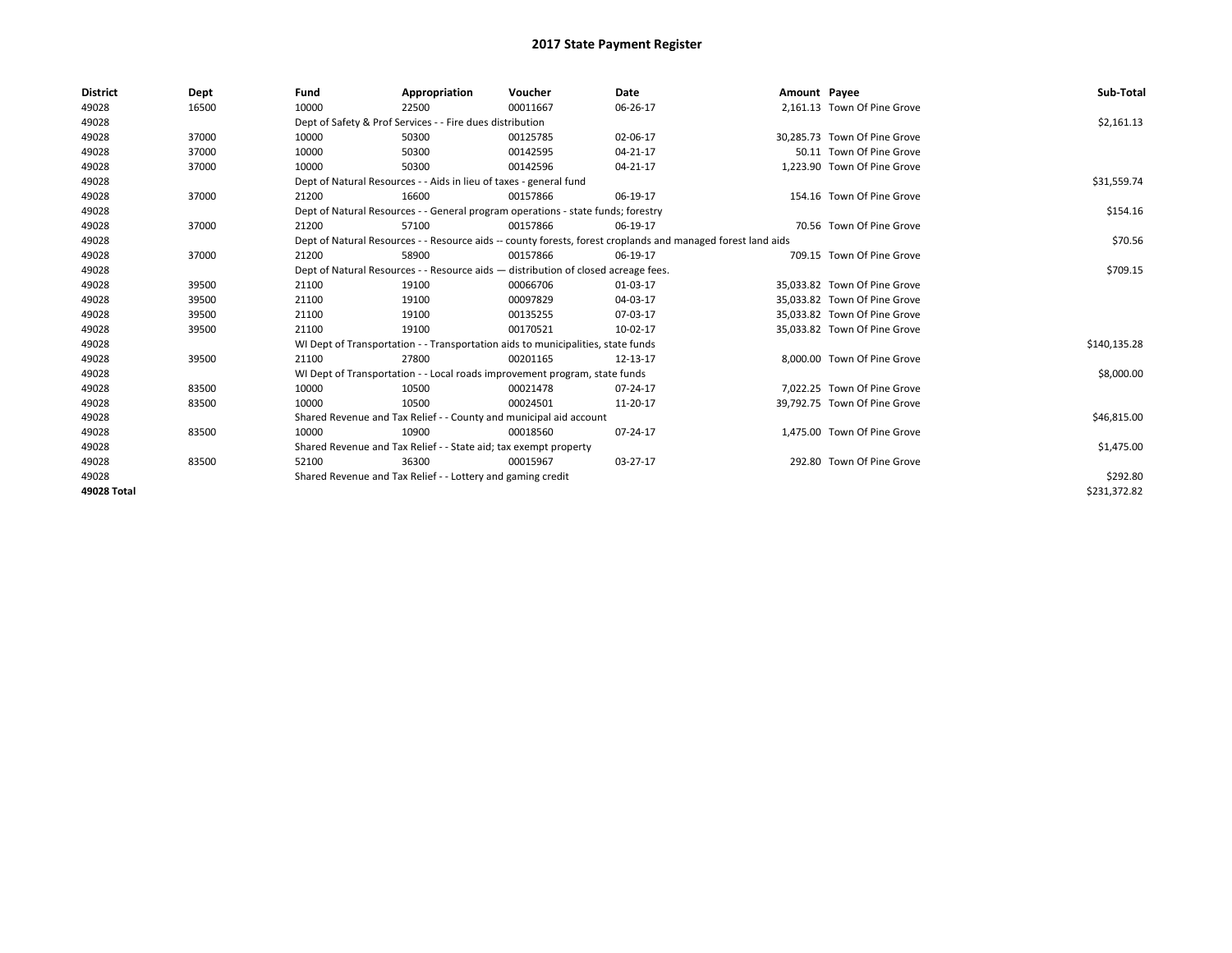# 2017 State Payment Register

| District | Dept | Fund | Appropriation | Voucher | Date | Amount | Payee | Sub-Total |
|---|---|---|---|---|---|---|---|---|
| 49028 | 16500 | 10000 | 22500 | 00011667 | 06-26-17 | 2,161.13 | Town Of Pine Grove | |
| 49028 | | Dept of Safety & Prof Services - - Fire dues distribution | | | | | | $2,161.13 |
| 49028 | 37000 | 10000 | 50300 | 00125785 | 02-06-17 | 30,285.73 | Town Of Pine Grove | |
| 49028 | 37000 | 10000 | 50300 | 00142595 | 04-21-17 | 50.11 | Town Of Pine Grove | |
| 49028 | 37000 | 10000 | 50300 | 00142596 | 04-21-17 | 1,223.90 | Town Of Pine Grove | |
| 49028 | | Dept of Natural Resources - - Aids in lieu of taxes - general fund | | | | | | $31,559.74 |
| 49028 | 37000 | 21200 | 16600 | 00157866 | 06-19-17 | 154.16 | Town Of Pine Grove | |
| 49028 | | Dept of Natural Resources - - General program operations - state funds; forestry | | | | | | $154.16 |
| 49028 | 37000 | 21200 | 57100 | 00157866 | 06-19-17 | 70.56 | Town Of Pine Grove | |
| 49028 | | Dept of Natural Resources - - Resource aids -- county forests, forest croplands and managed forest land aids | | | | | | $70.56 |
| 49028 | 37000 | 21200 | 58900 | 00157866 | 06-19-17 | 709.15 | Town Of Pine Grove | |
| 49028 | | Dept of Natural Resources - - Resource aids — distribution of closed acreage fees. | | | | | | $709.15 |
| 49028 | 39500 | 21100 | 19100 | 00066706 | 01-03-17 | 35,033.82 | Town Of Pine Grove | |
| 49028 | 39500 | 21100 | 19100 | 00097829 | 04-03-17 | 35,033.82 | Town Of Pine Grove | |
| 49028 | 39500 | 21100 | 19100 | 00135255 | 07-03-17 | 35,033.82 | Town Of Pine Grove | |
| 49028 | 39500 | 21100 | 19100 | 00170521 | 10-02-17 | 35,033.82 | Town Of Pine Grove | |
| 49028 | | WI Dept of Transportation - - Transportation aids to municipalities, state funds | | | | | | $140,135.28 |
| 49028 | 39500 | 21100 | 27800 | 00201165 | 12-13-17 | 8,000.00 | Town Of Pine Grove | |
| 49028 | | WI Dept of Transportation - - Local roads improvement program, state funds | | | | | | $8,000.00 |
| 49028 | 83500 | 10000 | 10500 | 00021478 | 07-24-17 | 7,022.25 | Town Of Pine Grove | |
| 49028 | 83500 | 10000 | 10500 | 00024501 | 11-20-17 | 39,792.75 | Town Of Pine Grove | |
| 49028 | | Shared Revenue and Tax Relief - - County and municipal aid account | | | | | | $46,815.00 |
| 49028 | 83500 | 10000 | 10900 | 00018560 | 07-24-17 | 1,475.00 | Town Of Pine Grove | |
| 49028 | | Shared Revenue and Tax Relief - - State aid; tax exempt property | | | | | | $1,475.00 |
| 49028 | 83500 | 52100 | 36300 | 00015967 | 03-27-17 | 292.80 | Town Of Pine Grove | |
| 49028 | | Shared Revenue and Tax Relief - - Lottery and gaming credit | | | | | | $292.80 |
| 49028 Total | | | | | | | | $231,372.82 |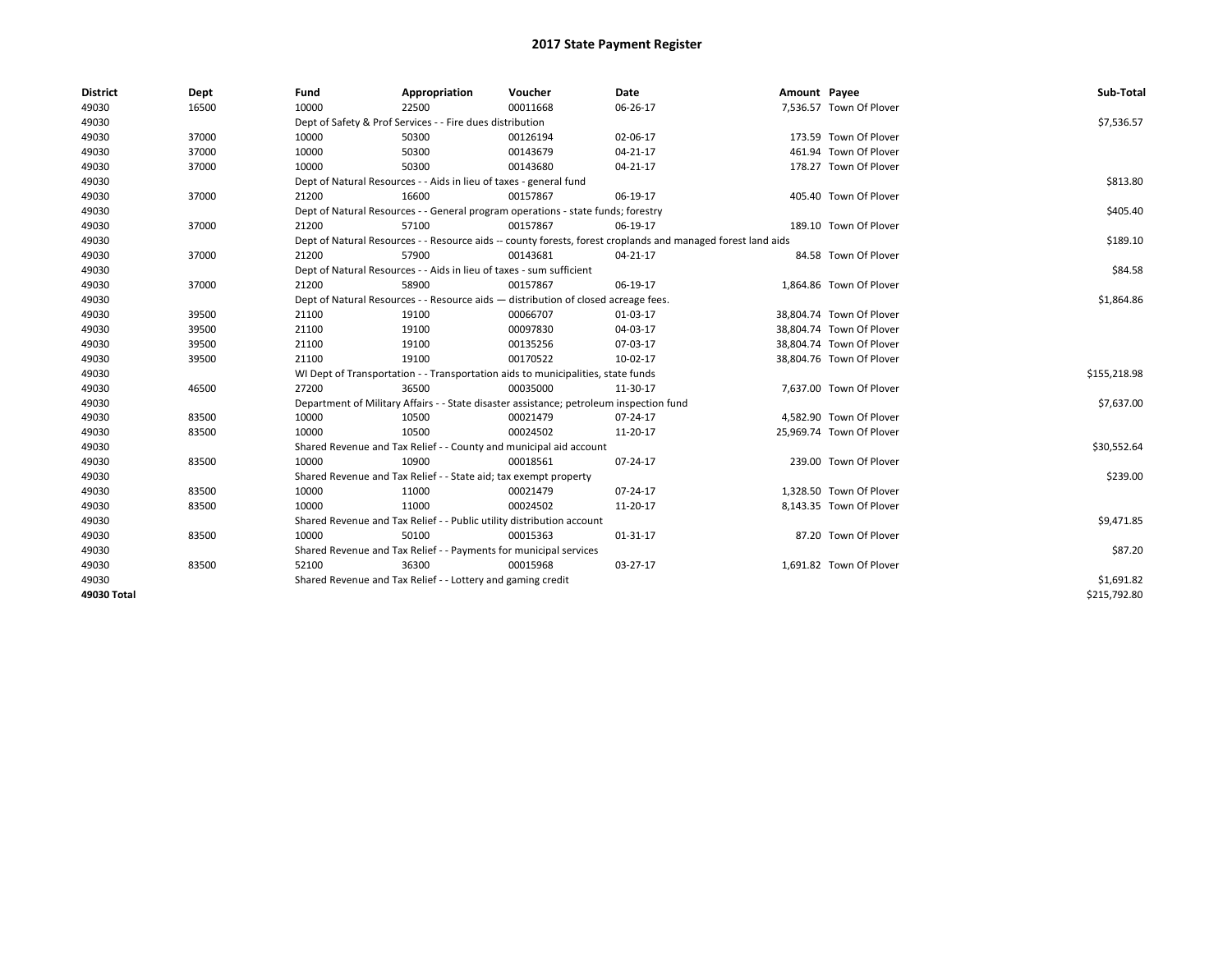# 2017 State Payment Register

| District | Dept | Fund | Appropriation | Voucher | Date | Amount | Payee | Sub-Total |
|---|---|---|---|---|---|---|---|---|
| 49030 | 16500 | 10000 | 22500 | 00011668 | 06-26-17 | 7,536.57 | Town Of Plover | |
| 49030 | | Dept of Safety & Prof Services - - Fire dues distribution | | | | | | $7,536.57 |
| 49030 | 37000 | 10000 | 50300 | 00126194 | 02-06-17 | 173.59 | Town Of Plover | |
| 49030 | 37000 | 10000 | 50300 | 00143679 | 04-21-17 | 461.94 | Town Of Plover | |
| 49030 | 37000 | 10000 | 50300 | 00143680 | 04-21-17 | 178.27 | Town Of Plover | |
| 49030 | | Dept of Natural Resources - - Aids in lieu of taxes - general fund | | | | | | $813.80 |
| 49030 | 37000 | 21200 | 16600 | 00157867 | 06-19-17 | 405.40 | Town Of Plover | |
| 49030 | | Dept of Natural Resources - - General program operations - state funds; forestry | | | | | | $405.40 |
| 49030 | 37000 | 21200 | 57100 | 00157867 | 06-19-17 | 189.10 | Town Of Plover | |
| 49030 | | Dept of Natural Resources - - Resource aids -- county forests, forest croplands and managed forest land aids | | | | | | $189.10 |
| 49030 | 37000 | 21200 | 57900 | 00143681 | 04-21-17 | 84.58 | Town Of Plover | |
| 49030 | | Dept of Natural Resources - - Aids in lieu of taxes - sum sufficient | | | | | | $84.58 |
| 49030 | 37000 | 21200 | 58900 | 00157867 | 06-19-17 | 1,864.86 | Town Of Plover | |
| 49030 | | Dept of Natural Resources - - Resource aids — distribution of closed acreage fees. | | | | | | $1,864.86 |
| 49030 | 39500 | 21100 | 19100 | 00066707 | 01-03-17 | 38,804.74 | Town Of Plover | |
| 49030 | 39500 | 21100 | 19100 | 00097830 | 04-03-17 | 38,804.74 | Town Of Plover | |
| 49030 | 39500 | 21100 | 19100 | 00135256 | 07-03-17 | 38,804.74 | Town Of Plover | |
| 49030 | 39500 | 21100 | 19100 | 00170522 | 10-02-17 | 38,804.76 | Town Of Plover | |
| 49030 | | WI Dept of Transportation - - Transportation aids to municipalities, state funds | | | | | | $155,218.98 |
| 49030 | 46500 | 27200 | 36500 | 00035000 | 11-30-17 | 7,637.00 | Town Of Plover | |
| 49030 | | Department of Military Affairs - - State disaster assistance; petroleum inspection fund | | | | | | $7,637.00 |
| 49030 | 83500 | 10000 | 10500 | 00021479 | 07-24-17 | 4,582.90 | Town Of Plover | |
| 49030 | 83500 | 10000 | 10500 | 00024502 | 11-20-17 | 25,969.74 | Town Of Plover | |
| 49030 | | Shared Revenue and Tax Relief - - County and municipal aid account | | | | | | $30,552.64 |
| 49030 | 83500 | 10000 | 10900 | 00018561 | 07-24-17 | 239.00 | Town Of Plover | |
| 49030 | | Shared Revenue and Tax Relief - - State aid; tax exempt property | | | | | | $239.00 |
| 49030 | 83500 | 10000 | 11000 | 00021479 | 07-24-17 | 1,328.50 | Town Of Plover | |
| 49030 | 83500 | 10000 | 11000 | 00024502 | 11-20-17 | 8,143.35 | Town Of Plover | |
| 49030 | | Shared Revenue and Tax Relief - - Public utility distribution account | | | | | | $9,471.85 |
| 49030 | 83500 | 10000 | 50100 | 00015363 | 01-31-17 | 87.20 | Town Of Plover | |
| 49030 | | Shared Revenue and Tax Relief - - Payments for municipal services | | | | | | $87.20 |
| 49030 | 83500 | 52100 | 36300 | 00015968 | 03-27-17 | 1,691.82 | Town Of Plover | |
| 49030 | | Shared Revenue and Tax Relief - - Lottery and gaming credit | | | | | | $1,691.82 |
| **49030 Total** | | | | | | | | $215,792.80 |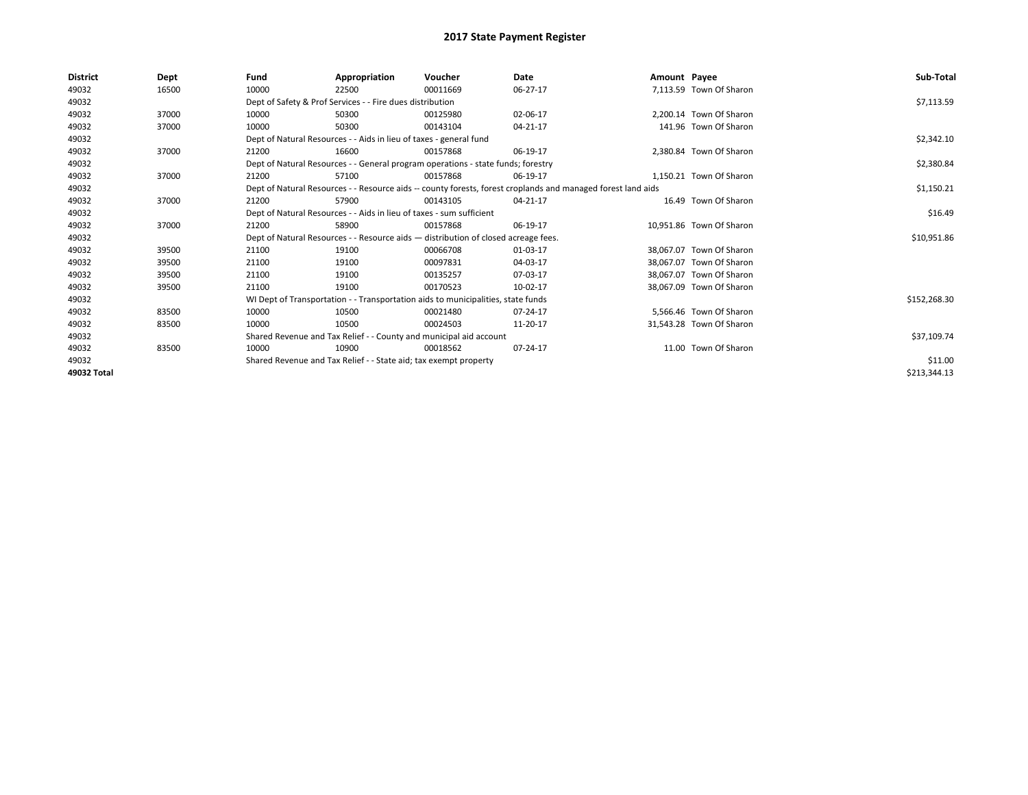# 2017 State Payment Register

| District | Dept | Fund | Appropriation | Voucher | Date | Amount | Payee | Sub-Total |
|---|---|---|---|---|---|---|---|---|
| 49032 | 16500 | 10000 | 22500 | 00011669 | 06-27-17 | 7,113.59 | Town Of Sharon | |
| 49032 | | Dept of Safety & Prof Services - - Fire dues distribution | | | | | | $7,113.59 |
| 49032 | 37000 | 10000 | 50300 | 00125980 | 02-06-17 | 2,200.14 | Town Of Sharon | |
| 49032 | 37000 | 10000 | 50300 | 00143104 | 04-21-17 | 141.96 | Town Of Sharon | |
| 49032 | | Dept of Natural Resources - - Aids in lieu of taxes - general fund | | | | | | $2,342.10 |
| 49032 | 37000 | 21200 | 16600 | 00157868 | 06-19-17 | 2,380.84 | Town Of Sharon | |
| 49032 | | Dept of Natural Resources - - General program operations - state funds; forestry | | | | | | $2,380.84 |
| 49032 | 37000 | 21200 | 57100 | 00157868 | 06-19-17 | 1,150.21 | Town Of Sharon | |
| 49032 | | Dept of Natural Resources - - Resource aids -- county forests, forest croplands and managed forest land aids | | | | | | $1,150.21 |
| 49032 | 37000 | 21200 | 57900 | 00143105 | 04-21-17 | 16.49 | Town Of Sharon | |
| 49032 | | Dept of Natural Resources - - Aids in lieu of taxes - sum sufficient | | | | | | $16.49 |
| 49032 | 37000 | 21200 | 58900 | 00157868 | 06-19-17 | 10,951.86 | Town Of Sharon | |
| 49032 | | Dept of Natural Resources - - Resource aids — distribution of closed acreage fees. | | | | | | $10,951.86 |
| 49032 | 39500 | 21100 | 19100 | 00066708 | 01-03-17 | 38,067.07 | Town Of Sharon | |
| 49032 | 39500 | 21100 | 19100 | 00097831 | 04-03-17 | 38,067.07 | Town Of Sharon | |
| 49032 | 39500 | 21100 | 19100 | 00135257 | 07-03-17 | 38,067.07 | Town Of Sharon | |
| 49032 | 39500 | 21100 | 19100 | 00170523 | 10-02-17 | 38,067.09 | Town Of Sharon | |
| 49032 | | WI Dept of Transportation - - Transportation aids to municipalities, state funds | | | | | | $152,268.30 |
| 49032 | 83500 | 10000 | 10500 | 00021480 | 07-24-17 | 5,566.46 | Town Of Sharon | |
| 49032 | 83500 | 10000 | 10500 | 00024503 | 11-20-17 | 31,543.28 | Town Of Sharon | |
| 49032 | | Shared Revenue and Tax Relief - - County and municipal aid account | | | | | | $37,109.74 |
| 49032 | 83500 | 10000 | 10900 | 00018562 | 07-24-17 | 11.00 | Town Of Sharon | |
| 49032 | | Shared Revenue and Tax Relief - - State aid; tax exempt property | | | | | | $11.00 |
| 49032 Total | | | | | | | | $213,344.13 |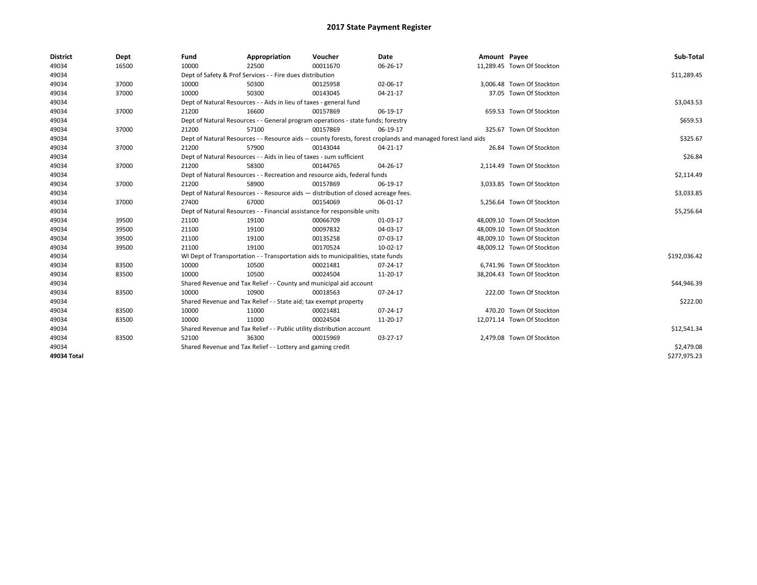# 2017 State Payment Register

| District | Dept | Fund | Appropriation | Voucher | Date | Amount | Payee | Sub-Total |
|---|---|---|---|---|---|---|---|---|
| 49034 | 16500 | 10000 | 22500 | 00011670 | 06-26-17 | 11,289.45 | Town Of Stockton | |
| 49034 | | Dept of Safety & Prof Services - - Fire dues distribution | | | | | | $11,289.45 |
| 49034 | 37000 | 10000 | 50300 | 00125958 | 02-06-17 | 3,006.48 | Town Of Stockton | |
| 49034 | 37000 | 10000 | 50300 | 00143045 | 04-21-17 | 37.05 | Town Of Stockton | |
| 49034 | | Dept of Natural Resources - - Aids in lieu of taxes - general fund | | | | | | $3,043.53 |
| 49034 | 37000 | 21200 | 16600 | 00157869 | 06-19-17 | 659.53 | Town Of Stockton | |
| 49034 | | Dept of Natural Resources - - General program operations - state funds; forestry | | | | | | $659.53 |
| 49034 | 37000 | 21200 | 57100 | 00157869 | 06-19-17 | 325.67 | Town Of Stockton | |
| 49034 | | Dept of Natural Resources - - Resource aids -- county forests, forest croplands and managed forest land aids | | | | | | $325.67 |
| 49034 | 37000 | 21200 | 57900 | 00143044 | 04-21-17 | 26.84 | Town Of Stockton | |
| 49034 | | Dept of Natural Resources - - Aids in lieu of taxes - sum sufficient | | | | | | $26.84 |
| 49034 | 37000 | 21200 | 58300 | 00144765 | 04-26-17 | 2,114.49 | Town Of Stockton | |
| 49034 | | Dept of Natural Resources - - Recreation and resource aids, federal funds | | | | | | $2,114.49 |
| 49034 | 37000 | 21200 | 58900 | 00157869 | 06-19-17 | 3,033.85 | Town Of Stockton | |
| 49034 | | Dept of Natural Resources - - Resource aids — distribution of closed acreage fees. | | | | | | $3,033.85 |
| 49034 | 37000 | 27400 | 67000 | 00154069 | 06-01-17 | 5,256.64 | Town Of Stockton | |
| 49034 | | Dept of Natural Resources - - Financial assistance for responsible units | | | | | | $5,256.64 |
| 49034 | 39500 | 21100 | 19100 | 00066709 | 01-03-17 | 48,009.10 | Town Of Stockton | |
| 49034 | 39500 | 21100 | 19100 | 00097832 | 04-03-17 | 48,009.10 | Town Of Stockton | |
| 49034 | 39500 | 21100 | 19100 | 00135258 | 07-03-17 | 48,009.10 | Town Of Stockton | |
| 49034 | 39500 | 21100 | 19100 | 00170524 | 10-02-17 | 48,009.12 | Town Of Stockton | |
| 49034 | | WI Dept of Transportation - - Transportation aids to municipalities, state funds | | | | | | $192,036.42 |
| 49034 | 83500 | 10000 | 10500 | 00021481 | 07-24-17 | 6,741.96 | Town Of Stockton | |
| 49034 | 83500 | 10000 | 10500 | 00024504 | 11-20-17 | 38,204.43 | Town Of Stockton | |
| 49034 | | Shared Revenue and Tax Relief - - County and municipal aid account | | | | | | $44,946.39 |
| 49034 | 83500 | 10000 | 10900 | 00018563 | 07-24-17 | 222.00 | Town Of Stockton | |
| 49034 | | Shared Revenue and Tax Relief - - State aid; tax exempt property | | | | | | $222.00 |
| 49034 | 83500 | 10000 | 11000 | 00021481 | 07-24-17 | 470.20 | Town Of Stockton | |
| 49034 | 83500 | 10000 | 11000 | 00024504 | 11-20-17 | 12,071.14 | Town Of Stockton | |
| 49034 | | Shared Revenue and Tax Relief - - Public utility distribution account | | | | | | $12,541.34 |
| 49034 | 83500 | 52100 | 36300 | 00015969 | 03-27-17 | 2,479.08 | Town Of Stockton | |
| 49034 | | Shared Revenue and Tax Relief - - Lottery and gaming credit | | | | | | $2,479.08 |
| 49034 Total | | | | | | | | $277,975.23 |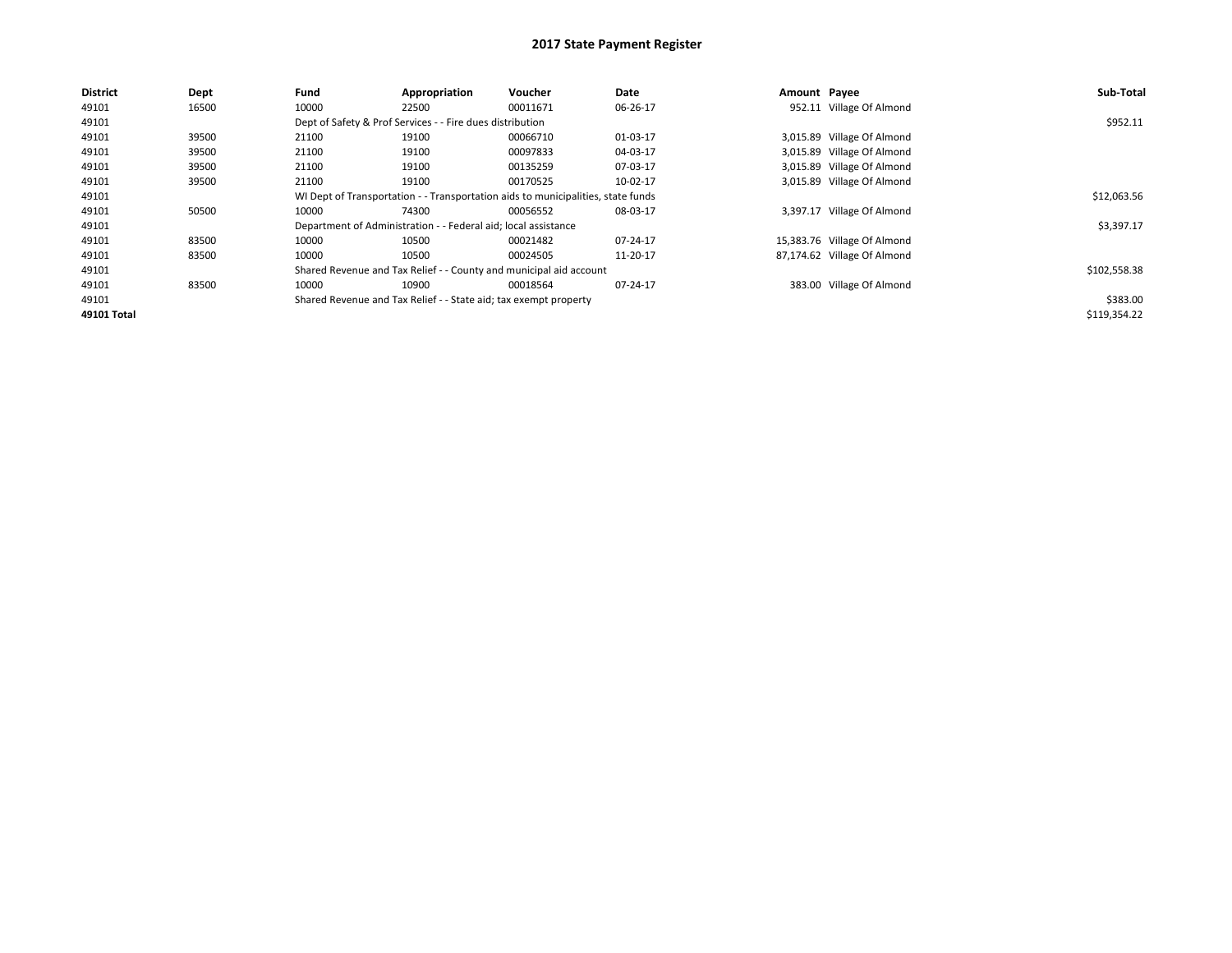# 2017 State Payment Register

| District | Dept | Fund | Appropriation | Voucher | Date | Amount | Payee | Sub-Total |
|---|---|---|---|---|---|---|---|---|
| 49101 | 16500 | 10000 | 22500 | 00011671 | 06-26-17 | 952.11 | Village Of Almond | |
| 49101 | | Dept of Safety & Prof Services - - Fire dues distribution | | | | | | $952.11 |
| 49101 | 39500 | 21100 | 19100 | 00066710 | 01-03-17 | 3,015.89 | Village Of Almond | |
| 49101 | 39500 | 21100 | 19100 | 00097833 | 04-03-17 | 3,015.89 | Village Of Almond | |
| 49101 | 39500 | 21100 | 19100 | 00135259 | 07-03-17 | 3,015.89 | Village Of Almond | |
| 49101 | 39500 | 21100 | 19100 | 00170525 | 10-02-17 | 3,015.89 | Village Of Almond | |
| 49101 | | WI Dept of Transportation - - Transportation aids to municipalities, state funds | | | | | | $12,063.56 |
| 49101 | 50500 | 10000 | 74300 | 00056552 | 08-03-17 | 3,397.17 | Village Of Almond | |
| 49101 | | Department of Administration - - Federal aid; local assistance | | | | | | $3,397.17 |
| 49101 | 83500 | 10000 | 10500 | 00021482 | 07-24-17 | 15,383.76 | Village Of Almond | |
| 49101 | 83500 | 10000 | 10500 | 00024505 | 11-20-17 | 87,174.62 | Village Of Almond | |
| 49101 | | Shared Revenue and Tax Relief - - County and municipal aid account | | | | | | $102,558.38 |
| 49101 | 83500 | 10000 | 10900 | 00018564 | 07-24-17 | 383.00 | Village Of Almond | |
| 49101 | | Shared Revenue and Tax Relief - - State aid; tax exempt property | | | | | | $383.00 |
| 49101 Total | | | | | | | | $119,354.22 |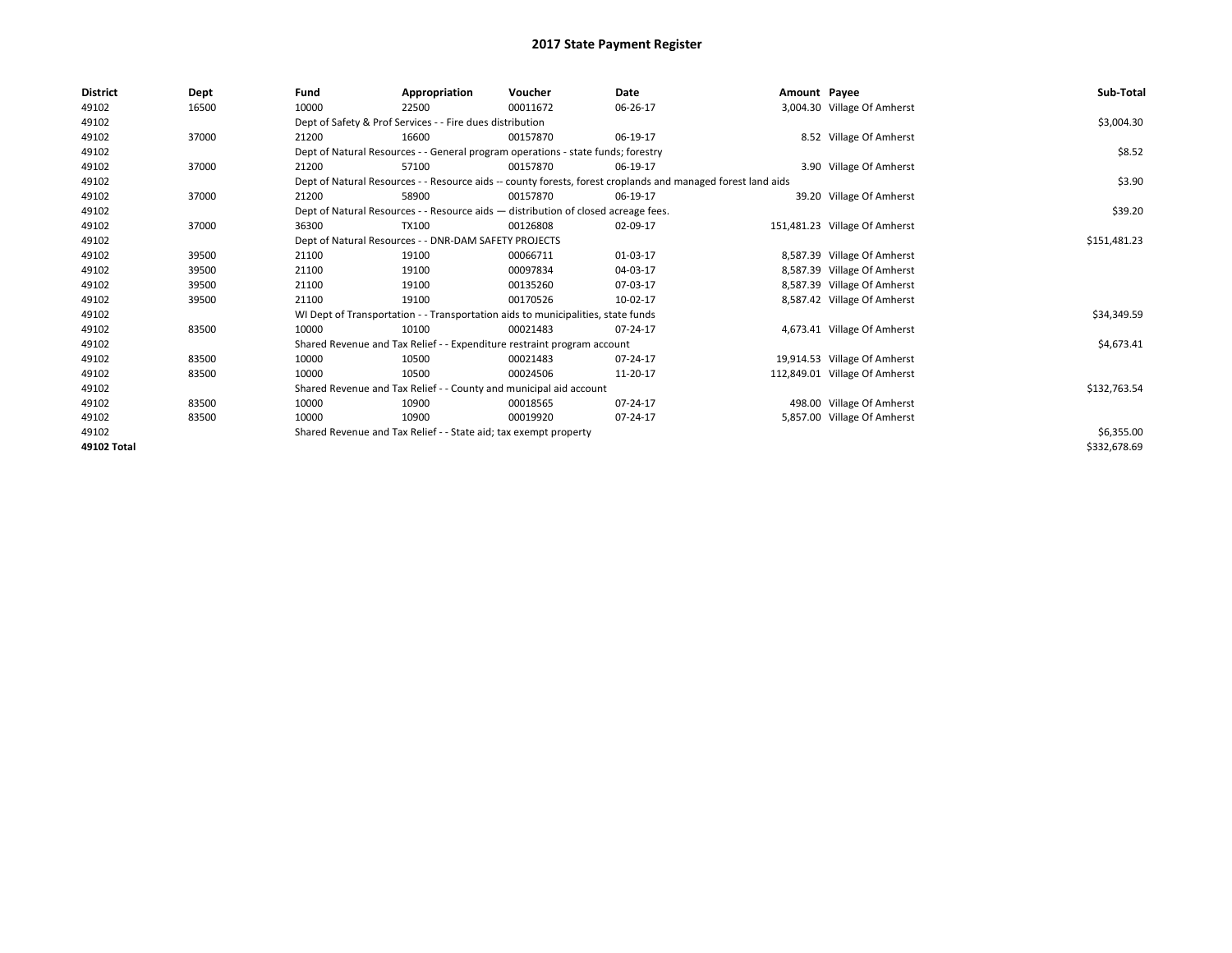# 2017 State Payment Register

| District | Dept | Fund | Appropriation | Voucher | Date | Amount | Payee | Sub-Total |
|---|---|---|---|---|---|---|---|---|
| 49102 | 16500 | 10000 | 22500 | 00011672 | 06-26-17 | 3,004.30 | Village Of Amherst | |
| 49102 | | Dept of Safety & Prof Services - - Fire dues distribution | | | | | | $3,004.30 |
| 49102 | 37000 | 21200 | 16600 | 00157870 | 06-19-17 | 8.52 | Village Of Amherst | |
| 49102 | | Dept of Natural Resources - - General program operations - state funds; forestry | | | | | | $8.52 |
| 49102 | 37000 | 21200 | 57100 | 00157870 | 06-19-17 | 3.90 | Village Of Amherst | |
| 49102 | | Dept of Natural Resources - - Resource aids -- county forests, forest croplands and managed forest land aids | | | | | | $3.90 |
| 49102 | 37000 | 21200 | 58900 | 00157870 | 06-19-17 | 39.20 | Village Of Amherst | |
| 49102 | | Dept of Natural Resources - - Resource aids — distribution of closed acreage fees. | | | | | | $39.20 |
| 49102 | 37000 | 36300 | TX100 | 00126808 | 02-09-17 | 151,481.23 | Village Of Amherst | |
| 49102 | | Dept of Natural Resources - - DNR-DAM SAFETY PROJECTS | | | | | | $151,481.23 |
| 49102 | 39500 | 21100 | 19100 | 00066711 | 01-03-17 | 8,587.39 | Village Of Amherst | |
| 49102 | 39500 | 21100 | 19100 | 00097834 | 04-03-17 | 8,587.39 | Village Of Amherst | |
| 49102 | 39500 | 21100 | 19100 | 00135260 | 07-03-17 | 8,587.39 | Village Of Amherst | |
| 49102 | 39500 | 21100 | 19100 | 00170526 | 10-02-17 | 8,587.42 | Village Of Amherst | |
| 49102 | | WI Dept of Transportation - - Transportation aids to municipalities, state funds | | | | | | $34,349.59 |
| 49102 | 83500 | 10000 | 10100 | 00021483 | 07-24-17 | 4,673.41 | Village Of Amherst | |
| 49102 | | Shared Revenue and Tax Relief - - Expenditure restraint program account | | | | | | $4,673.41 |
| 49102 | 83500 | 10000 | 10500 | 00021483 | 07-24-17 | 19,914.53 | Village Of Amherst | |
| 49102 | 83500 | 10000 | 10500 | 00024506 | 11-20-17 | 112,849.01 | Village Of Amherst | |
| 49102 | | Shared Revenue and Tax Relief - - County and municipal aid account | | | | | | $132,763.54 |
| 49102 | 83500 | 10000 | 10900 | 00018565 | 07-24-17 | 498.00 | Village Of Amherst | |
| 49102 | 83500 | 10000 | 10900 | 00019920 | 07-24-17 | 5,857.00 | Village Of Amherst | |
| 49102 | | Shared Revenue and Tax Relief - - State aid; tax exempt property | | | | | | $6,355.00 |
| **49102 Total** | | | | | | | | $332,678.69 |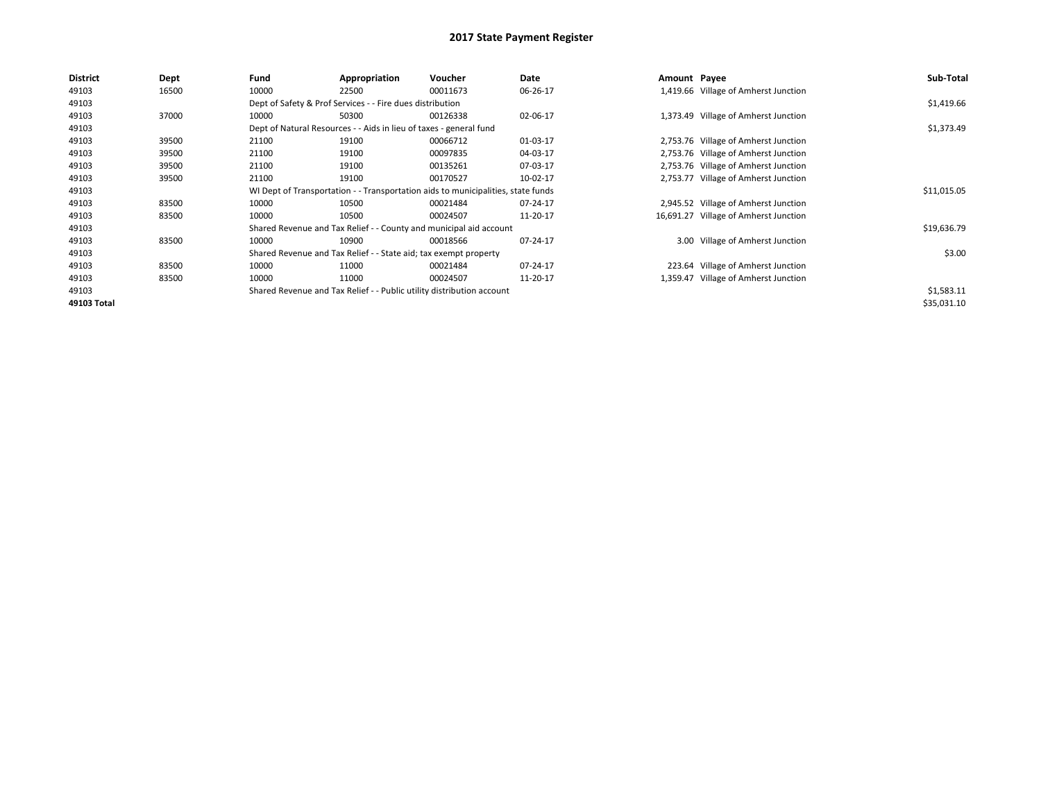# 2017 State Payment Register

| District | Dept | Fund | Appropriation | Voucher | Date | Amount | Payee | Sub-Total |
|---|---|---|---|---|---|---|---|---|
| 49103 | 16500 | 10000 | 22500 | 00011673 | 06-26-17 | 1,419.66 | Village of Amherst Junction | |
| 49103 | | Dept of Safety & Prof Services - - Fire dues distribution | | | | | | $1,419.66 |
| 49103 | 37000 | 10000 | 50300 | 00126338 | 02-06-17 | 1,373.49 | Village of Amherst Junction | |
| 49103 | | Dept of Natural Resources - - Aids in lieu of taxes - general fund | | | | | | $1,373.49 |
| 49103 | 39500 | 21100 | 19100 | 00066712 | 01-03-17 | 2,753.76 | Village of Amherst Junction | |
| 49103 | 39500 | 21100 | 19100 | 00097835 | 04-03-17 | 2,753.76 | Village of Amherst Junction | |
| 49103 | 39500 | 21100 | 19100 | 00135261 | 07-03-17 | 2,753.76 | Village of Amherst Junction | |
| 49103 | 39500 | 21100 | 19100 | 00170527 | 10-02-17 | 2,753.77 | Village of Amherst Junction | |
| 49103 | | WI Dept of Transportation - - Transportation aids to municipalities, state funds | | | | | | $11,015.05 |
| 49103 | 83500 | 10000 | 10500 | 00021484 | 07-24-17 | 2,945.52 | Village of Amherst Junction | |
| 49103 | 83500 | 10000 | 10500 | 00024507 | 11-20-17 | 16,691.27 | Village of Amherst Junction | |
| 49103 | | Shared Revenue and Tax Relief - - County and municipal aid account | | | | | | $19,636.79 |
| 49103 | 83500 | 10000 | 10900 | 00018566 | 07-24-17 | 3.00 | Village of Amherst Junction | |
| 49103 | | Shared Revenue and Tax Relief - - State aid; tax exempt property | | | | | | $3.00 |
| 49103 | 83500 | 10000 | 11000 | 00021484 | 07-24-17 | 223.64 | Village of Amherst Junction | |
| 49103 | 83500 | 10000 | 11000 | 00024507 | 11-20-17 | 1,359.47 | Village of Amherst Junction | |
| 49103 | | Shared Revenue and Tax Relief - - Public utility distribution account | | | | | | $1,583.11 |
| 49103 Total | | | | | | | | $35,031.10 |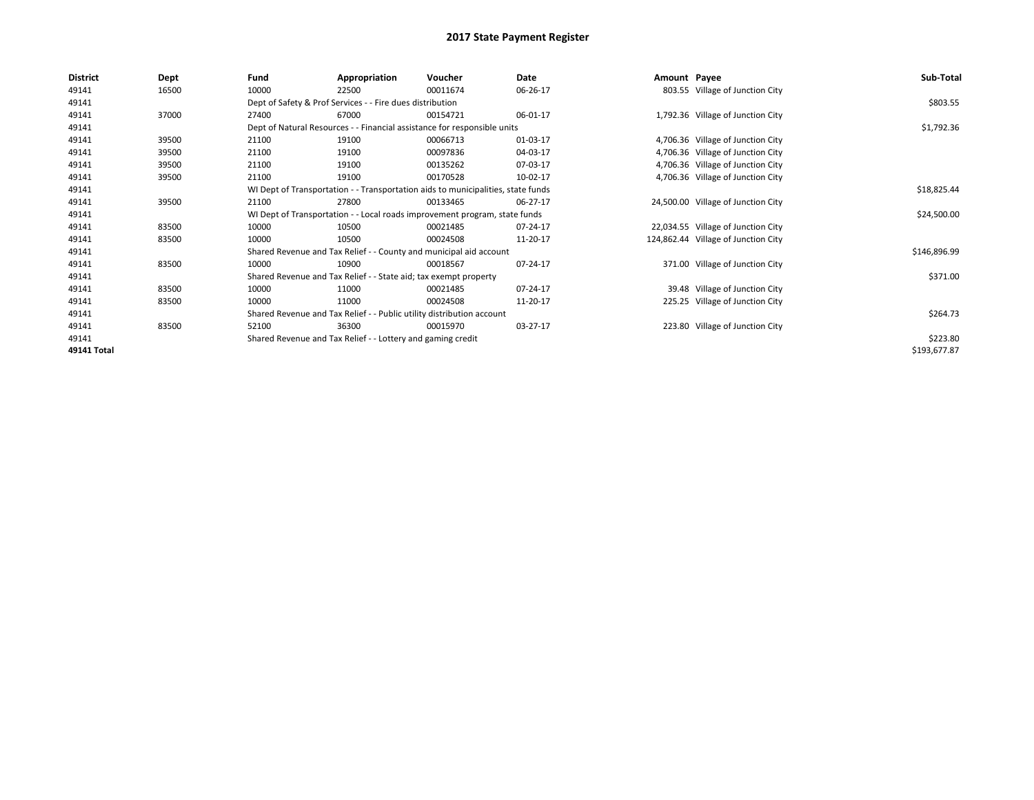# 2017 State Payment Register

| District | Dept | Fund | Appropriation | Voucher | Date | Amount | Payee | Sub-Total |
|---|---|---|---|---|---|---|---|---|
| 49141 | 16500 | 10000 | 22500 | 00011674 | 06-26-17 | 803.55 | Village of Junction City | |
| 49141 | | Dept of Safety & Prof Services - - Fire dues distribution | | | | | | $803.55 |
| 49141 | 37000 | 27400 | 67000 | 00154721 | 06-01-17 | 1,792.36 | Village of Junction City | |
| 49141 | | Dept of Natural Resources - - Financial assistance for responsible units | | | | | | $1,792.36 |
| 49141 | 39500 | 21100 | 19100 | 00066713 | 01-03-17 | 4,706.36 | Village of Junction City | |
| 49141 | 39500 | 21100 | 19100 | 00097836 | 04-03-17 | 4,706.36 | Village of Junction City | |
| 49141 | 39500 | 21100 | 19100 | 00135262 | 07-03-17 | 4,706.36 | Village of Junction City | |
| 49141 | 39500 | 21100 | 19100 | 00170528 | 10-02-17 | 4,706.36 | Village of Junction City | |
| 49141 | | WI Dept of Transportation - - Transportation aids to municipalities, state funds | | | | | | $18,825.44 |
| 49141 | 39500 | 21100 | 27800 | 00133465 | 06-27-17 | 24,500.00 | Village of Junction City | |
| 49141 | | WI Dept of Transportation - - Local roads improvement program, state funds | | | | | | $24,500.00 |
| 49141 | 83500 | 10000 | 10500 | 00021485 | 07-24-17 | 22,034.55 | Village of Junction City | |
| 49141 | 83500 | 10000 | 10500 | 00024508 | 11-20-17 | 124,862.44 | Village of Junction City | |
| 49141 | | Shared Revenue and Tax Relief - - County and municipal aid account | | | | | | $146,896.99 |
| 49141 | 83500 | 10000 | 10900 | 00018567 | 07-24-17 | 371.00 | Village of Junction City | |
| 49141 | | Shared Revenue and Tax Relief - - State aid; tax exempt property | | | | | | $371.00 |
| 49141 | 83500 | 10000 | 11000 | 00021485 | 07-24-17 | 39.48 | Village of Junction City | |
| 49141 | 83500 | 10000 | 11000 | 00024508 | 11-20-17 | 225.25 | Village of Junction City | |
| 49141 | | Shared Revenue and Tax Relief - - Public utility distribution account | | | | | | $264.73 |
| 49141 | 83500 | 52100 | 36300 | 00015970 | 03-27-17 | 223.80 | Village of Junction City | |
| 49141 | | Shared Revenue and Tax Relief - - Lottery and gaming credit | | | | | | $223.80 |
| 49141 Total | | | | | | | | $193,677.87 |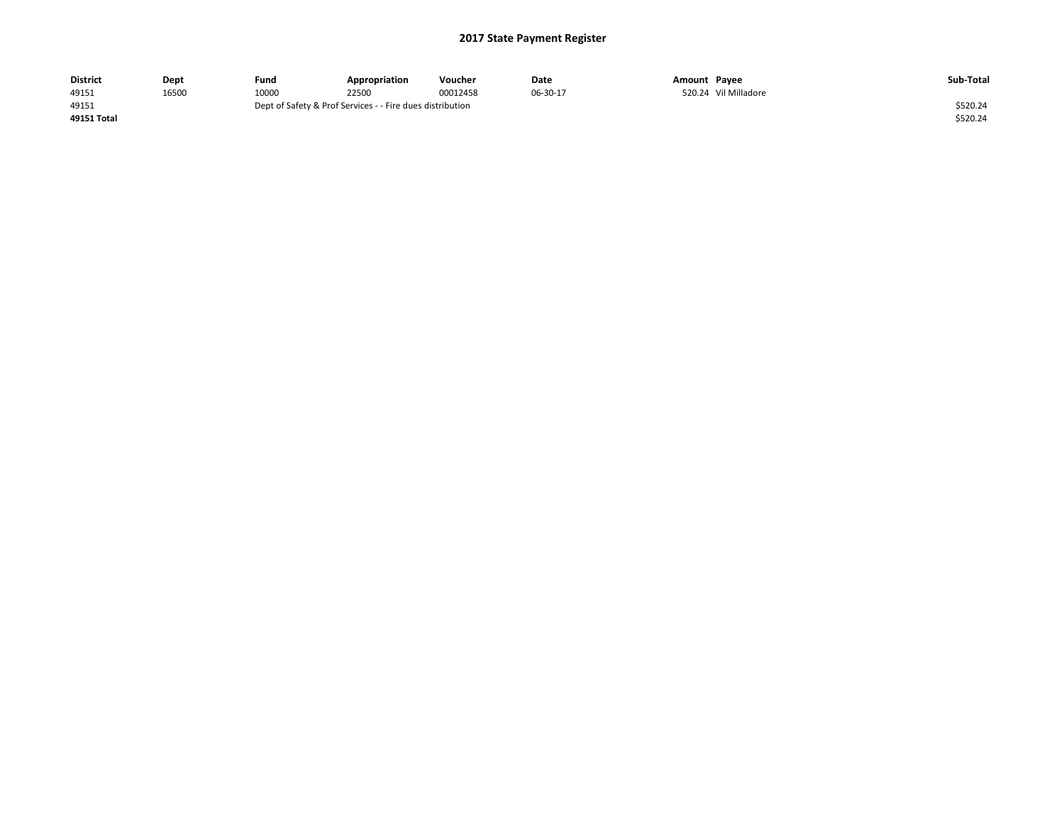# 2017 State Payment Register

| District | Dept | Fund | Appropriation | Voucher | Date | Amount | Payee | Sub-Total |
|---|---|---|---|---|---|---|---|---|
| 49151 | 16500 | 10000 | 22500 | 00012458 | 06-30-17 | 520.24 | Vil Milladore | |
| 49151 | | Dept of Safety & Prof Services - - Fire dues distribution | | | | | | $520.24 |
| **49151 Total** | | | | | | | | $520.24 |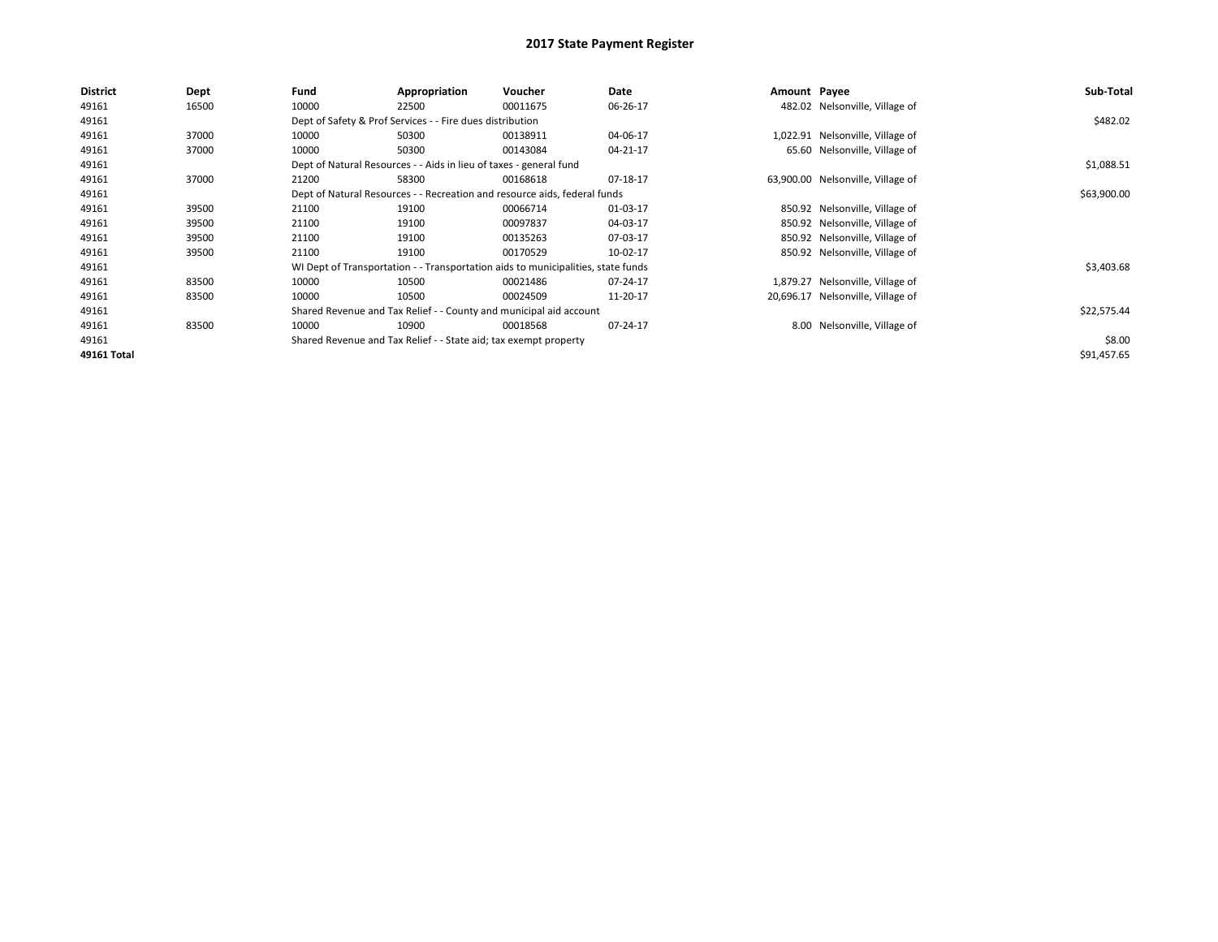# 2017 State Payment Register

| District | Dept | Fund | Appropriation | Voucher | Date | Amount | Payee | Sub-Total |
|---|---|---|---|---|---|---|---|---|
| 49161 | 16500 | 10000 | 22500 | 00011675 | 06-26-17 | 482.02 | Nelsonville, Village of | |
| 49161 | | Dept of Safety & Prof Services - - Fire dues distribution | | | | | | $482.02 |
| 49161 | 37000 | 10000 | 50300 | 00138911 | 04-06-17 | 1,022.91 | Nelsonville, Village of | |
| 49161 | 37000 | 10000 | 50300 | 00143084 | 04-21-17 | 65.60 | Nelsonville, Village of | |
| 49161 | | Dept of Natural Resources - - Aids in lieu of taxes - general fund | | | | | | $1,088.51 |
| 49161 | 37000 | 21200 | 58300 | 00168618 | 07-18-17 | 63,900.00 | Nelsonville, Village of | |
| 49161 | | Dept of Natural Resources - - Recreation and resource aids, federal funds | | | | | | $63,900.00 |
| 49161 | 39500 | 21100 | 19100 | 00066714 | 01-03-17 | 850.92 | Nelsonville, Village of | |
| 49161 | 39500 | 21100 | 19100 | 00097837 | 04-03-17 | 850.92 | Nelsonville, Village of | |
| 49161 | 39500 | 21100 | 19100 | 00135263 | 07-03-17 | 850.92 | Nelsonville, Village of | |
| 49161 | 39500 | 21100 | 19100 | 00170529 | 10-02-17 | 850.92 | Nelsonville, Village of | |
| 49161 | | WI Dept of Transportation - - Transportation aids to municipalities, state funds | | | | | | $3,403.68 |
| 49161 | 83500 | 10000 | 10500 | 00021486 | 07-24-17 | 1,879.27 | Nelsonville, Village of | |
| 49161 | 83500 | 10000 | 10500 | 00024509 | 11-20-17 | 20,696.17 | Nelsonville, Village of | |
| 49161 | | Shared Revenue and Tax Relief - - County and municipal aid account | | | | | | $22,575.44 |
| 49161 | 83500 | 10000 | 10900 | 00018568 | 07-24-17 | 8.00 | Nelsonville, Village of | |
| 49161 | | Shared Revenue and Tax Relief - - State aid; tax exempt property | | | | | | $8.00 |
| **49161 Total** | | | | | | | | $91,457.65 |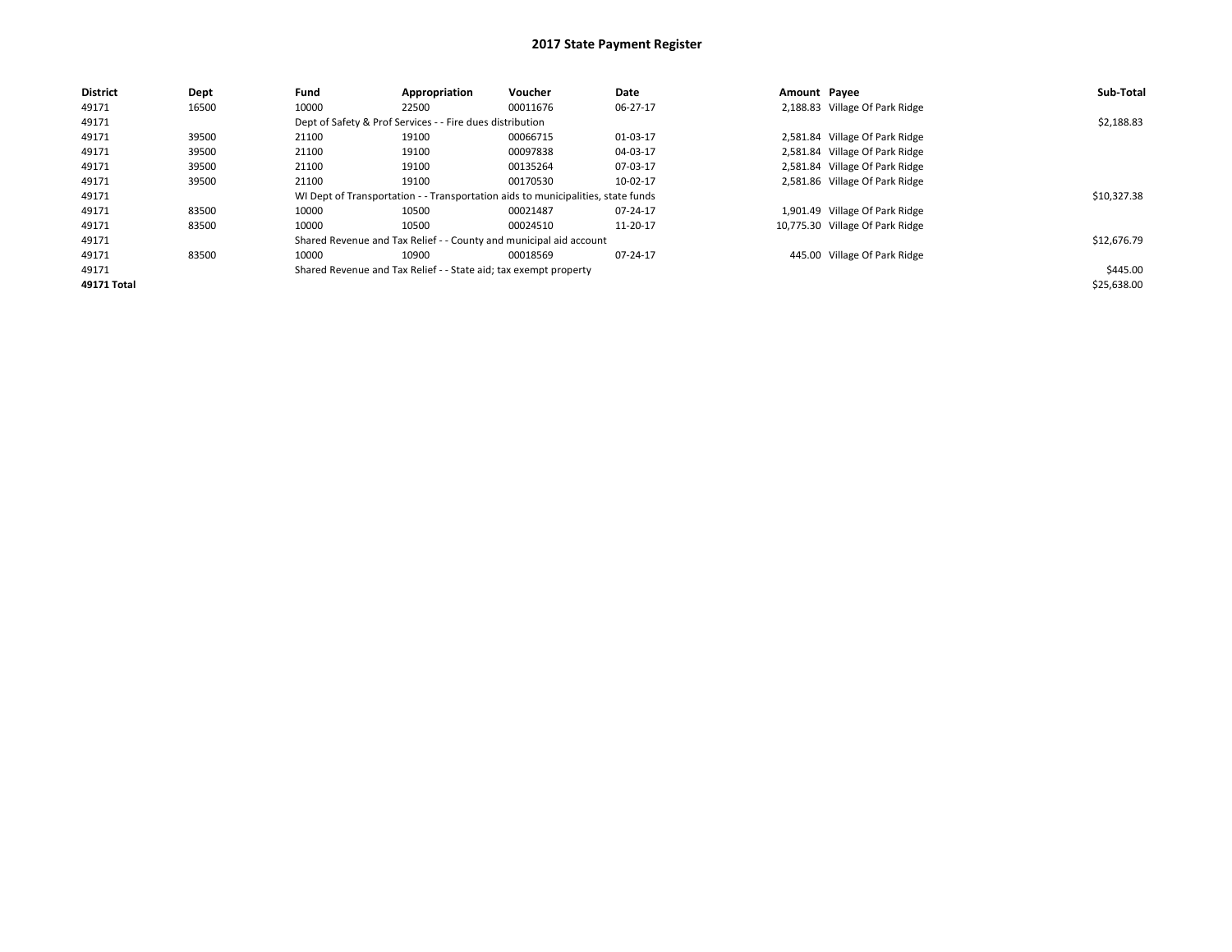# 2017 State Payment Register

| District | Dept | Fund | Appropriation | Voucher | Date | Amount | Payee | Sub-Total |
|---|---|---|---|---|---|---|---|---|
| 49171 | 16500 | 10000 | 22500 | 00011676 | 06-27-17 | 2,188.83 | Village Of Park Ridge | |
| 49171 | | Dept of Safety & Prof Services - - Fire dues distribution | | | | | | $2,188.83 |
| 49171 | 39500 | 21100 | 19100 | 00066715 | 01-03-17 | 2,581.84 | Village Of Park Ridge | |
| 49171 | 39500 | 21100 | 19100 | 00097838 | 04-03-17 | 2,581.84 | Village Of Park Ridge | |
| 49171 | 39500 | 21100 | 19100 | 00135264 | 07-03-17 | 2,581.84 | Village Of Park Ridge | |
| 49171 | 39500 | 21100 | 19100 | 00170530 | 10-02-17 | 2,581.86 | Village Of Park Ridge | |
| 49171 | | WI Dept of Transportation - - Transportation aids to municipalities, state funds | | | | | | $10,327.38 |
| 49171 | 83500 | 10000 | 10500 | 00021487 | 07-24-17 | 1,901.49 | Village Of Park Ridge | |
| 49171 | 83500 | 10000 | 10500 | 00024510 | 11-20-17 | 10,775.30 | Village Of Park Ridge | |
| 49171 | | Shared Revenue and Tax Relief - - County and municipal aid account | | | | | | $12,676.79 |
| 49171 | 83500 | 10000 | 10900 | 00018569 | 07-24-17 | 445.00 | Village Of Park Ridge | |
| 49171 | | Shared Revenue and Tax Relief - - State aid; tax exempt property | | | | | | $445.00 |
| **49171 Total** | | | | | | | | $25,638.00 |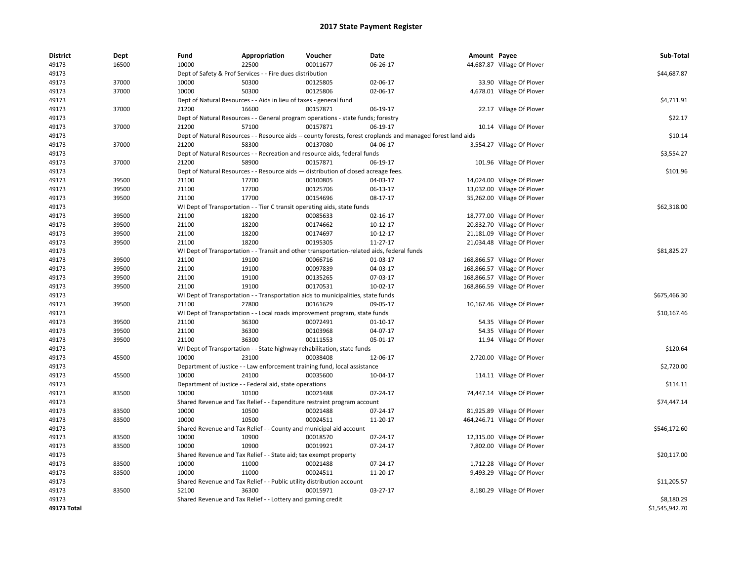# 2017 State Payment Register

| District | Dept | Fund | Appropriation | Voucher | Date | Amount | Payee | Sub-Total |
|---|---|---|---|---|---|---|---|---|
| 49173 | 16500 | 10000 | 22500 | 00011677 | 06-26-17 | 44,687.87 | Village Of Plover | |
| 49173 | | Dept of Safety & Prof Services - - Fire dues distribution | | | | | | $44,687.87 |
| 49173 | 37000 | 10000 | 50300 | 00125805 | 02-06-17 | 33.90 | Village Of Plover | |
| 49173 | 37000 | 10000 | 50300 | 00125806 | 02-06-17 | 4,678.01 | Village Of Plover | |
| 49173 | | Dept of Natural Resources - - Aids in lieu of taxes - general fund | | | | | | $4,711.91 |
| 49173 | 37000 | 21200 | 16600 | 00157871 | 06-19-17 | 22.17 | Village Of Plover | |
| 49173 | | Dept of Natural Resources - - General program operations - state funds; forestry | | | | | | $22.17 |
| 49173 | 37000 | 21200 | 57100 | 00157871 | 06-19-17 | 10.14 | Village Of Plover | |
| 49173 | | Dept of Natural Resources - - Resource aids -- county forests, forest croplands and managed forest land aids | | | | | | $10.14 |
| 49173 | 37000 | 21200 | 58300 | 00137080 | 04-06-17 | 3,554.27 | Village Of Plover | |
| 49173 | | Dept of Natural Resources - - Recreation and resource aids, federal funds | | | | | | $3,554.27 |
| 49173 | 37000 | 21200 | 58900 | 00157871 | 06-19-17 | 101.96 | Village Of Plover | |
| 49173 | | Dept of Natural Resources - - Resource aids — distribution of closed acreage fees. | | | | | | $101.96 |
| 49173 | 39500 | 21100 | 17700 | 00100805 | 04-03-17 | 14,024.00 | Village Of Plover | |
| 49173 | 39500 | 21100 | 17700 | 00125706 | 06-13-17 | 13,032.00 | Village Of Plover | |
| 49173 | 39500 | 21100 | 17700 | 00154696 | 08-17-17 | 35,262.00 | Village Of Plover | |
| 49173 | | WI Dept of Transportation - - Tier C transit operating aids, state funds | | | | | | $62,318.00 |
| 49173 | 39500 | 21100 | 18200 | 00085633 | 02-16-17 | 18,777.00 | Village Of Plover | |
| 49173 | 39500 | 21100 | 18200 | 00174662 | 10-12-17 | 20,832.70 | Village Of Plover | |
| 49173 | 39500 | 21100 | 18200 | 00174697 | 10-12-17 | 21,181.09 | Village Of Plover | |
| 49173 | 39500 | 21100 | 18200 | 00195305 | 11-27-17 | 21,034.48 | Village Of Plover | |
| 49173 | | WI Dept of Transportation - - Transit and other transportation-related aids, federal funds | | | | | | $81,825.27 |
| 49173 | 39500 | 21100 | 19100 | 00066716 | 01-03-17 | 168,866.57 | Village Of Plover | |
| 49173 | 39500 | 21100 | 19100 | 00097839 | 04-03-17 | 168,866.57 | Village Of Plover | |
| 49173 | 39500 | 21100 | 19100 | 00135265 | 07-03-17 | 168,866.57 | Village Of Plover | |
| 49173 | 39500 | 21100 | 19100 | 00170531 | 10-02-17 | 168,866.59 | Village Of Plover | |
| 49173 | | WI Dept of Transportation - - Transportation aids to municipalities, state funds | | | | | | $675,466.30 |
| 49173 | 39500 | 21100 | 27800 | 00161629 | 09-05-17 | 10,167.46 | Village Of Plover | |
| 49173 | | WI Dept of Transportation - - Local roads improvement program, state funds | | | | | | $10,167.46 |
| 49173 | 39500 | 21100 | 36300 | 00072491 | 01-10-17 | 54.35 | Village Of Plover | |
| 49173 | 39500 | 21100 | 36300 | 00103968 | 04-07-17 | 54.35 | Village Of Plover | |
| 49173 | 39500 | 21100 | 36300 | 00111553 | 05-01-17 | 11.94 | Village Of Plover | |
| 49173 | | WI Dept of Transportation - - State highway rehabilitation, state funds | | | | | | $120.64 |
| 49173 | 45500 | 10000 | 23100 | 00038408 | 12-06-17 | 2,720.00 | Village Of Plover | |
| 49173 | | Department of Justice - - Law enforcement training fund, local assistance | | | | | | $2,720.00 |
| 49173 | 45500 | 10000 | 24100 | 00035600 | 10-04-17 | 114.11 | Village Of Plover | |
| 49173 | | Department of Justice - - Federal aid, state operations | | | | | | $114.11 |
| 49173 | 83500 | 10000 | 10100 | 00021488 | 07-24-17 | 74,447.14 | Village Of Plover | |
| 49173 | | Shared Revenue and Tax Relief - - Expenditure restraint program account | | | | | | $74,447.14 |
| 49173 | 83500 | 10000 | 10500 | 00021488 | 07-24-17 | 81,925.89 | Village Of Plover | |
| 49173 | 83500 | 10000 | 10500 | 00024511 | 11-20-17 | 464,246.71 | Village Of Plover | |
| 49173 | | Shared Revenue and Tax Relief - - County and municipal aid account | | | | | | $546,172.60 |
| 49173 | 83500 | 10000 | 10900 | 00018570 | 07-24-17 | 12,315.00 | Village Of Plover | |
| 49173 | 83500 | 10000 | 10900 | 00019921 | 07-24-17 | 7,802.00 | Village Of Plover | |
| 49173 | | Shared Revenue and Tax Relief - - State aid; tax exempt property | | | | | | $20,117.00 |
| 49173 | 83500 | 10000 | 11000 | 00021488 | 07-24-17 | 1,712.28 | Village Of Plover | |
| 49173 | 83500 | 10000 | 11000 | 00024511 | 11-20-17 | 9,493.29 | Village Of Plover | |
| 49173 | | Shared Revenue and Tax Relief - - Public utility distribution account | | | | | | $11,205.57 |
| 49173 | 83500 | 52100 | 36300 | 00015971 | 03-27-17 | 8,180.29 | Village Of Plover | |
| 49173 | | Shared Revenue and Tax Relief - - Lottery and gaming credit | | | | | | $8,180.29 |
| **49173 Total** | | | | | | | | $1,545,942.70 |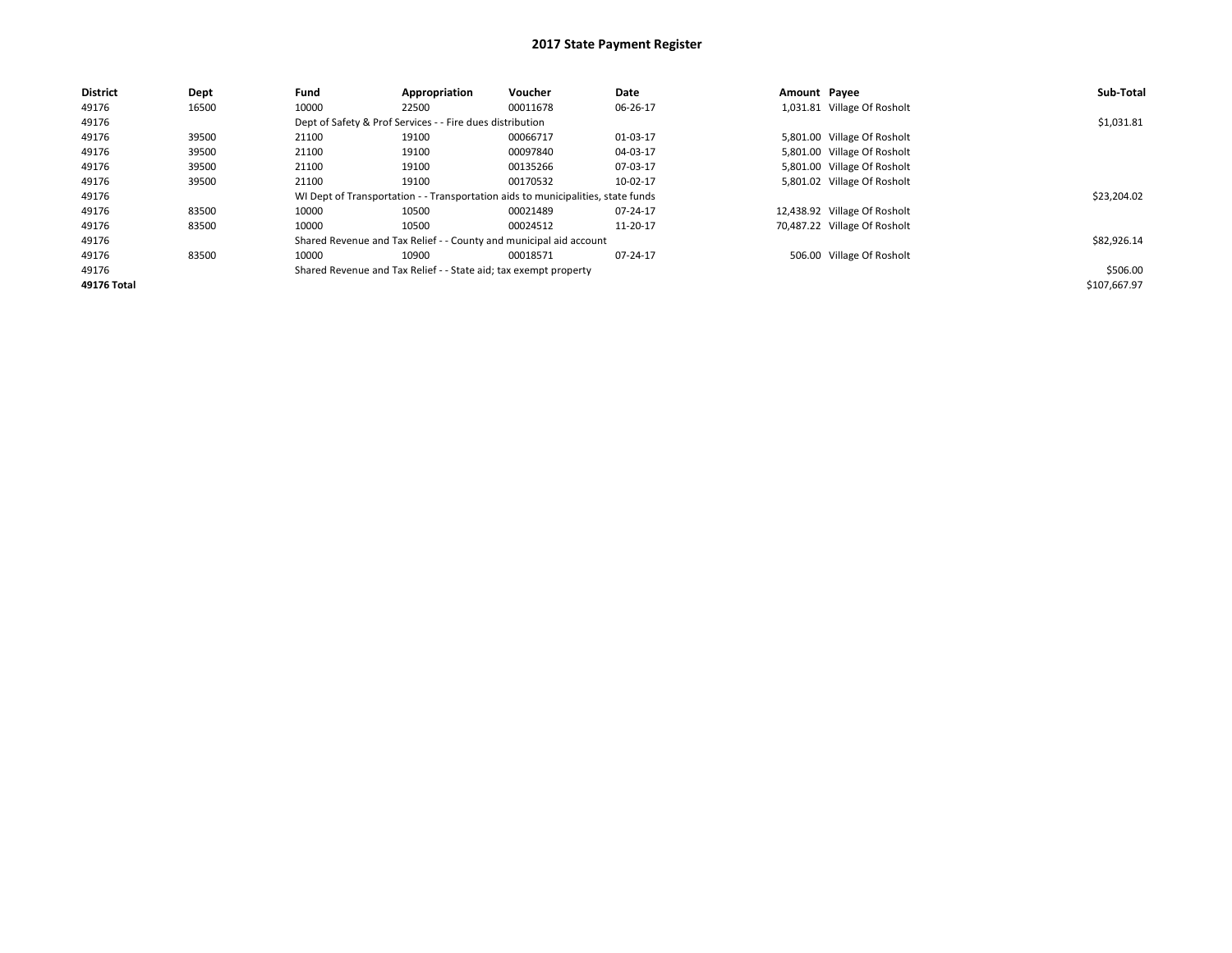# 2017 State Payment Register

| District | Dept | Fund | Appropriation | Voucher | Date | Amount | Payee | Sub-Total |
|---|---|---|---|---|---|---|---|---|
| 49176 | 16500 | 10000 | 22500 | 00011678 | 06-26-17 | 1,031.81 | Village Of Rosholt | |
| 49176 | | Dept of Safety & Prof Services - - Fire dues distribution | | | | | | $1,031.81 |
| 49176 | 39500 | 21100 | 19100 | 00066717 | 01-03-17 | 5,801.00 | Village Of Rosholt | |
| 49176 | 39500 | 21100 | 19100 | 00097840 | 04-03-17 | 5,801.00 | Village Of Rosholt | |
| 49176 | 39500 | 21100 | 19100 | 00135266 | 07-03-17 | 5,801.00 | Village Of Rosholt | |
| 49176 | 39500 | 21100 | 19100 | 00170532 | 10-02-17 | 5,801.02 | Village Of Rosholt | |
| 49176 | | WI Dept of Transportation - - Transportation aids to municipalities, state funds | | | | | | $23,204.02 |
| 49176 | 83500 | 10000 | 10500 | 00021489 | 07-24-17 | 12,438.92 | Village Of Rosholt | |
| 49176 | 83500 | 10000 | 10500 | 00024512 | 11-20-17 | 70,487.22 | Village Of Rosholt | |
| 49176 | | Shared Revenue and Tax Relief - - County and municipal aid account | | | | | | $82,926.14 |
| 49176 | 83500 | 10000 | 10900 | 00018571 | 07-24-17 | 506.00 | Village Of Rosholt | |
| 49176 | | Shared Revenue and Tax Relief - - State aid; tax exempt property | | | | | | $506.00 |
| **49176 Total** | | | | | | | | $107,667.97 |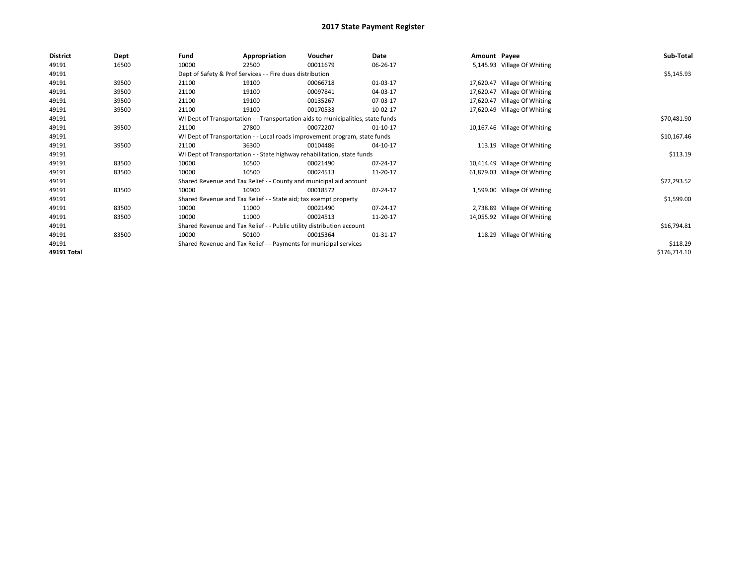# 2017 State Payment Register

| District | Dept | Fund | Appropriation | Voucher | Date | Amount | Payee | Sub-Total |
|---|---|---|---|---|---|---|---|---|
| 49191 | 16500 | 10000 | 22500 | 00011679 | 06-26-17 | 5,145.93 | Village Of Whiting | |
| 49191 | | Dept of Safety & Prof Services - - Fire dues distribution | | | | | | $5,145.93 |
| 49191 | 39500 | 21100 | 19100 | 00066718 | 01-03-17 | 17,620.47 | Village Of Whiting | |
| 49191 | 39500 | 21100 | 19100 | 00097841 | 04-03-17 | 17,620.47 | Village Of Whiting | |
| 49191 | 39500 | 21100 | 19100 | 00135267 | 07-03-17 | 17,620.47 | Village Of Whiting | |
| 49191 | 39500 | 21100 | 19100 | 00170533 | 10-02-17 | 17,620.49 | Village Of Whiting | |
| 49191 | | WI Dept of Transportation - - Transportation aids to municipalities, state funds | | | | | | $70,481.90 |
| 49191 | 39500 | 21100 | 27800 | 00072207 | 01-10-17 | 10,167.46 | Village Of Whiting | |
| 49191 | | WI Dept of Transportation - - Local roads improvement program, state funds | | | | | | $10,167.46 |
| 49191 | 39500 | 21100 | 36300 | 00104486 | 04-10-17 | 113.19 | Village Of Whiting | |
| 49191 | | WI Dept of Transportation - - State highway rehabilitation, state funds | | | | | | $113.19 |
| 49191 | 83500 | 10000 | 10500 | 00021490 | 07-24-17 | 10,414.49 | Village Of Whiting | |
| 49191 | 83500 | 10000 | 10500 | 00024513 | 11-20-17 | 61,879.03 | Village Of Whiting | |
| 49191 | | Shared Revenue and Tax Relief - - County and municipal aid account | | | | | | $72,293.52 |
| 49191 | 83500 | 10000 | 10900 | 00018572 | 07-24-17 | 1,599.00 | Village Of Whiting | |
| 49191 | | Shared Revenue and Tax Relief - - State aid; tax exempt property | | | | | | $1,599.00 |
| 49191 | 83500 | 10000 | 11000 | 00021490 | 07-24-17 | 2,738.89 | Village Of Whiting | |
| 49191 | 83500 | 10000 | 11000 | 00024513 | 11-20-17 | 14,055.92 | Village Of Whiting | |
| 49191 | | Shared Revenue and Tax Relief - - Public utility distribution account | | | | | | $16,794.81 |
| 49191 | 83500 | 10000 | 50100 | 00015364 | 01-31-17 | 118.29 | Village Of Whiting | |
| 49191 | | Shared Revenue and Tax Relief - - Payments for municipal services | | | | | | $118.29 |
| 49191 Total | | | | | | | | $176,714.10 |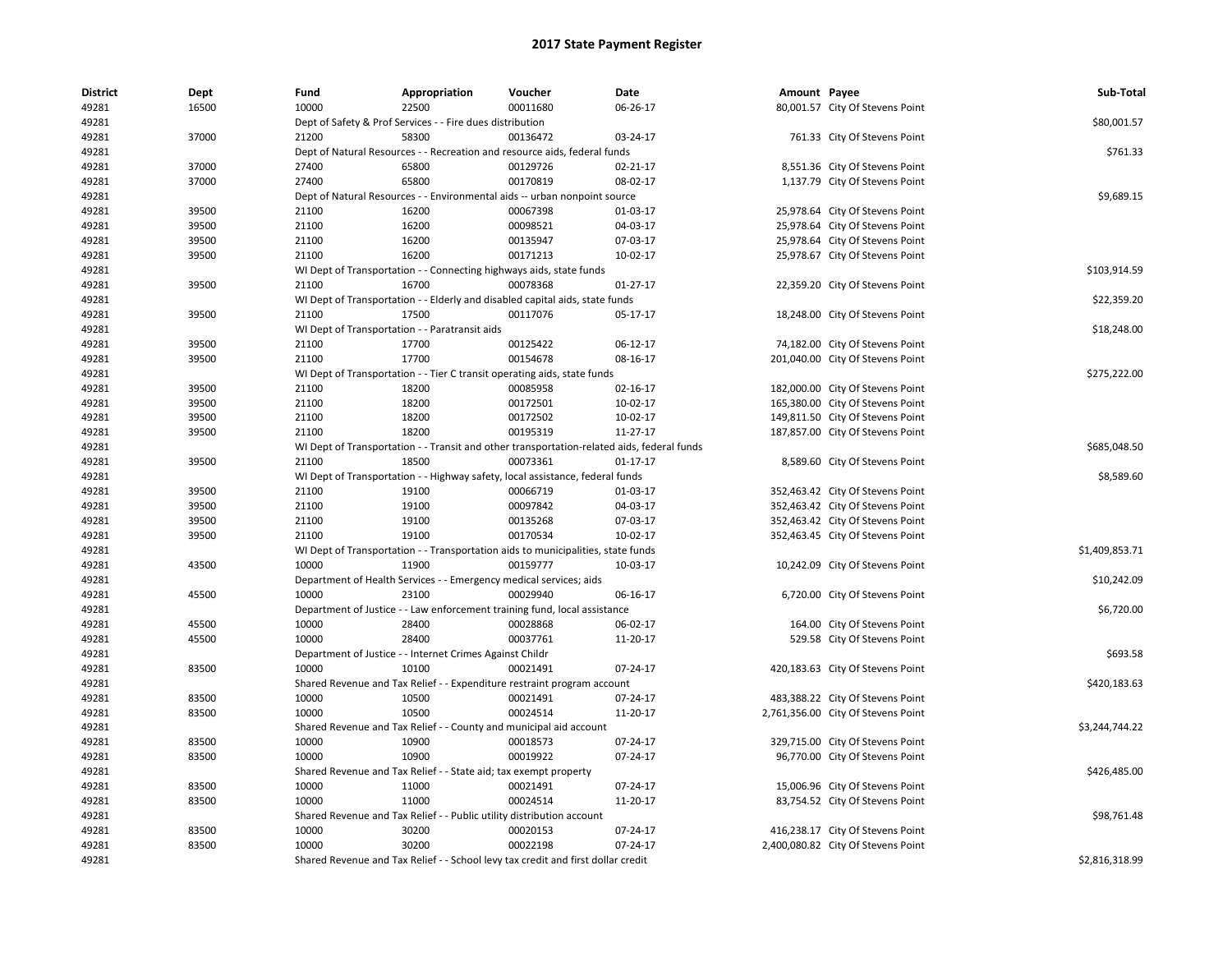# 2017 State Payment Register

| District | Dept | Fund | Appropriation | Voucher | Date | Amount | Payee | Sub-Total |
|---|---|---|---|---|---|---|---|---|
| 49281 | 16500 | 10000 | 22500 | 00011680 | 06-26-17 | 80,001.57 | City Of Stevens Point | |
| 49281 | | Dept of Safety & Prof Services - - Fire dues distribution | | | | | | $80,001.57 |
| 49281 | 37000 | 21200 | 58300 | 00136472 | 03-24-17 | 761.33 | City Of Stevens Point | |
| 49281 | | Dept of Natural Resources - - Recreation and resource aids, federal funds | | | | | | $761.33 |
| 49281 | 37000 | 27400 | 65800 | 00129726 | 02-21-17 | 8,551.36 | City Of Stevens Point | |
| 49281 | 37000 | 27400 | 65800 | 00170819 | 08-02-17 | 1,137.79 | City Of Stevens Point | |
| 49281 | | Dept of Natural Resources - - Environmental aids -- urban nonpoint source | | | | | | $9,689.15 |
| 49281 | 39500 | 21100 | 16200 | 00067398 | 01-03-17 | 25,978.64 | City Of Stevens Point | |
| 49281 | 39500 | 21100 | 16200 | 00098521 | 04-03-17 | 25,978.64 | City Of Stevens Point | |
| 49281 | 39500 | 21100 | 16200 | 00135947 | 07-03-17 | 25,978.64 | City Of Stevens Point | |
| 49281 | 39500 | 21100 | 16200 | 00171213 | 10-02-17 | 25,978.67 | City Of Stevens Point | |
| 49281 | | WI Dept of Transportation - - Connecting highways aids, state funds | | | | | | $103,914.59 |
| 49281 | 39500 | 21100 | 16700 | 00078368 | 01-27-17 | 22,359.20 | City Of Stevens Point | |
| 49281 | | WI Dept of Transportation - - Elderly and disabled capital aids, state funds | | | | | | $22,359.20 |
| 49281 | 39500 | 21100 | 17500 | 00117076 | 05-17-17 | 18,248.00 | City Of Stevens Point | |
| 49281 | | WI Dept of Transportation - - Paratransit aids | | | | | | $18,248.00 |
| 49281 | 39500 | 21100 | 17700 | 00125422 | 06-12-17 | 74,182.00 | City Of Stevens Point | |
| 49281 | 39500 | 21100 | 17700 | 00154678 | 08-16-17 | 201,040.00 | City Of Stevens Point | |
| 49281 | | WI Dept of Transportation - - Tier C transit operating aids, state funds | | | | | | $275,222.00 |
| 49281 | 39500 | 21100 | 18200 | 00085958 | 02-16-17 | 182,000.00 | City Of Stevens Point | |
| 49281 | 39500 | 21100 | 18200 | 00172501 | 10-02-17 | 165,380.00 | City Of Stevens Point | |
| 49281 | 39500 | 21100 | 18200 | 00172502 | 10-02-17 | 149,811.50 | City Of Stevens Point | |
| 49281 | 39500 | 21100 | 18200 | 00195319 | 11-27-17 | 187,857.00 | City Of Stevens Point | |
| 49281 | | WI Dept of Transportation - - Transit and other transportation-related aids, federal funds | | | | | | $685,048.50 |
| 49281 | 39500 | 21100 | 18500 | 00073361 | 01-17-17 | 8,589.60 | City Of Stevens Point | |
| 49281 | | WI Dept of Transportation - - Highway safety, local assistance, federal funds | | | | | | $8,589.60 |
| 49281 | 39500 | 21100 | 19100 | 00066719 | 01-03-17 | 352,463.42 | City Of Stevens Point | |
| 49281 | 39500 | 21100 | 19100 | 00097842 | 04-03-17 | 352,463.42 | City Of Stevens Point | |
| 49281 | 39500 | 21100 | 19100 | 00135268 | 07-03-17 | 352,463.42 | City Of Stevens Point | |
| 49281 | 39500 | 21100 | 19100 | 00170534 | 10-02-17 | 352,463.45 | City Of Stevens Point | |
| 49281 | | WI Dept of Transportation - - Transportation aids to municipalities, state funds | | | | | | $1,409,853.71 |
| 49281 | 43500 | 10000 | 11900 | 00159777 | 10-03-17 | 10,242.09 | City Of Stevens Point | |
| 49281 | | Department of Health Services - - Emergency medical services; aids | | | | | | $10,242.09 |
| 49281 | 45500 | 10000 | 23100 | 00029940 | 06-16-17 | 6,720.00 | City Of Stevens Point | |
| 49281 | | Department of Justice - - Law enforcement training fund, local assistance | | | | | | $6,720.00 |
| 49281 | 45500 | 10000 | 28400 | 00028868 | 06-02-17 | 164.00 | City Of Stevens Point | |
| 49281 | 45500 | 10000 | 28400 | 00037761 | 11-20-17 | 529.58 | City Of Stevens Point | |
| 49281 | | Department of Justice - - Internet Crimes Against Childr | | | | | | $693.58 |
| 49281 | 83500 | 10000 | 10100 | 00021491 | 07-24-17 | 420,183.63 | City Of Stevens Point | |
| 49281 | | Shared Revenue and Tax Relief - - Expenditure restraint program account | | | | | | $420,183.63 |
| 49281 | 83500 | 10000 | 10500 | 00021491 | 07-24-17 | 483,388.22 | City Of Stevens Point | |
| 49281 | 83500 | 10000 | 10500 | 00024514 | 11-20-17 | 2,761,356.00 | City Of Stevens Point | |
| 49281 | | Shared Revenue and Tax Relief - - County and municipal aid account | | | | | | $3,244,744.22 |
| 49281 | 83500 | 10000 | 10900 | 00018573 | 07-24-17 | 329,715.00 | City Of Stevens Point | |
| 49281 | 83500 | 10000 | 10900 | 00019922 | 07-24-17 | 96,770.00 | City Of Stevens Point | |
| 49281 | | Shared Revenue and Tax Relief - - State aid; tax exempt property | | | | | | $426,485.00 |
| 49281 | 83500 | 10000 | 11000 | 00021491 | 07-24-17 | 15,006.96 | City Of Stevens Point | |
| 49281 | 83500 | 10000 | 11000 | 00024514 | 11-20-17 | 83,754.52 | City Of Stevens Point | |
| 49281 | | Shared Revenue and Tax Relief - - Public utility distribution account | | | | | | $98,761.48 |
| 49281 | 83500 | 10000 | 30200 | 00020153 | 07-24-17 | 416,238.17 | City Of Stevens Point | |
| 49281 | 83500 | 10000 | 30200 | 00022198 | 07-24-17 | 2,400,080.82 | City Of Stevens Point | |
| 49281 | | Shared Revenue and Tax Relief - - School levy tax credit and first dollar credit | | | | | | $2,816,318.99 |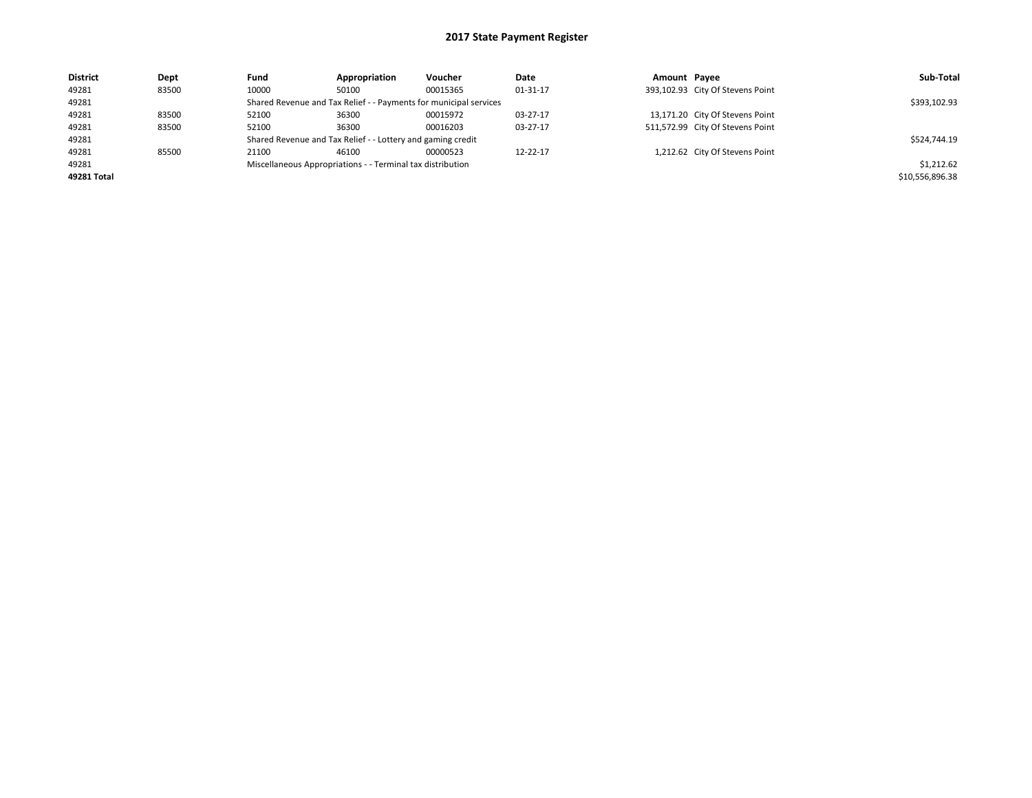# 2017 State Payment Register

| District | Dept | Fund | Appropriation | Voucher | Date | Amount | Payee | Sub-Total |
|---|---|---|---|---|---|---|---|---|
| 49281 | 83500 | 10000 | 50100 | 00015365 | 01-31-17 | 393,102.93 | City Of Stevens Point | |
| 49281 | | Shared Revenue and Tax Relief - - Payments for municipal services | | | | | | $393,102.93 |
| 49281 | 83500 | 52100 | 36300 | 00015972 | 03-27-17 | 13,171.20 | City Of Stevens Point | |
| 49281 | 83500 | 52100 | 36300 | 00016203 | 03-27-17 | 511,572.99 | City Of Stevens Point | |
| 49281 | | Shared Revenue and Tax Relief - - Lottery and gaming credit | | | | | | $524,744.19 |
| 49281 | 85500 | 21100 | 46100 | 00000523 | 12-22-17 | 1,212.62 | City Of Stevens Point | |
| 49281 | | Miscellaneous Appropriations - - Terminal tax distribution | | | | | | $1,212.62 |
| **49281 Total** | | | | | | | | $10,556,896.38 |